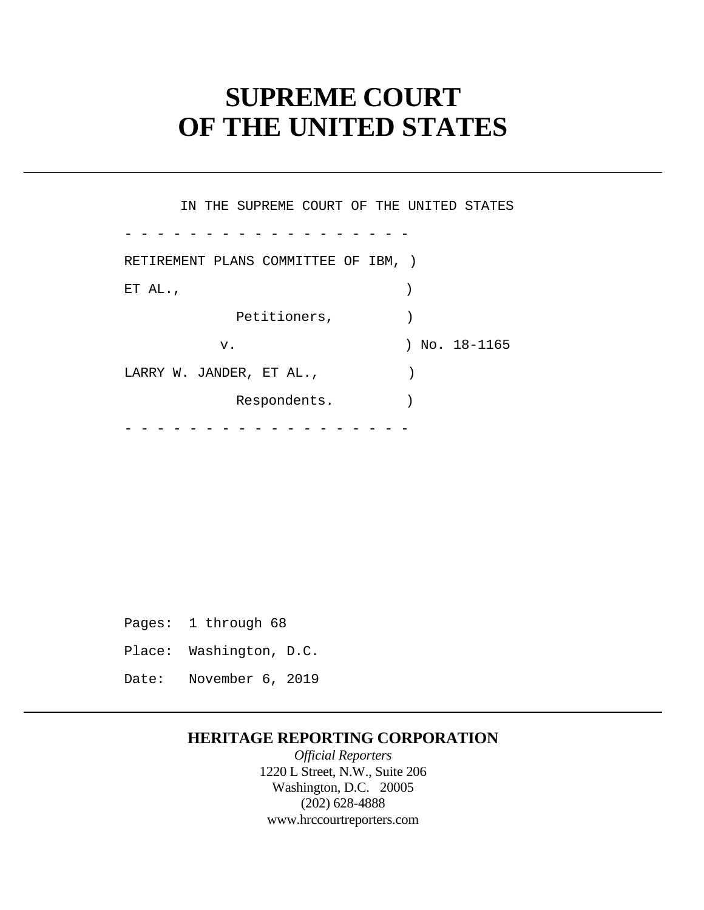# SUPREME COURT
# OF THE UNITED STATES

---

IN THE SUPREME COURT OF THE UNITED STATES

\- - - - - - - - - - - - - - - - - -

RETIREMENT PLANS COMMITTEE OF IBM, )
ET AL., )
Petitioners, )
v. ) No. 18-1165
LARRY W. JANDER, ET AL., )
Respondents. )

\- - - - - - - - - - - - - - - - - -

Pages: 1 through 68

Place: Washington, D.C.

Date: November 6, 2019

---

**HERITAGE REPORTING CORPORATION**

*Official Reporters*

1220 L Street, N.W., Suite 206

Washington, D.C. 20005

(202) 628-4888

www.hrccourtreporters.com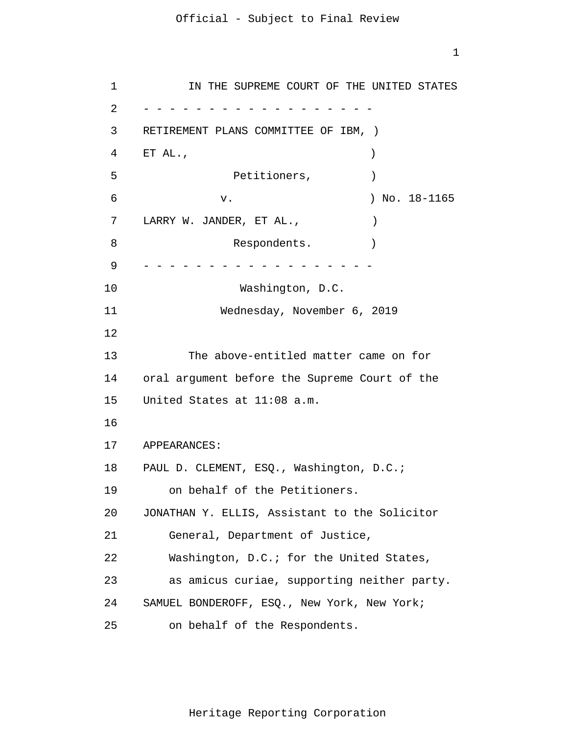IN THE SUPREME COURT OF THE UNITED STATES

\- - - - - - - - - - - - - - - - - - -

RETIREMENT PLANS COMMITTEE OF IBM, )
ET AL., )
Petitioners, )
v. ) No. 18-1165
LARRY W. JANDER, ET AL., )
Respondents. )

\- - - - - - - - - - - - - - - - - - -

Washington, D.C.

Wednesday, November 6, 2019

The above-entitled matter came on for oral argument before the Supreme Court of the United States at 11:08 a.m.

APPEARANCES:

PAUL D. CLEMENT, ESQ., Washington, D.C.; on behalf of the Petitioners.

JONATHAN Y. ELLIS, Assistant to the Solicitor General, Department of Justice, Washington, D.C.; for the United States, as amicus curiae, supporting neither party.

SAMUEL BONDEROFF, ESQ., New York, New York; on behalf of the Respondents.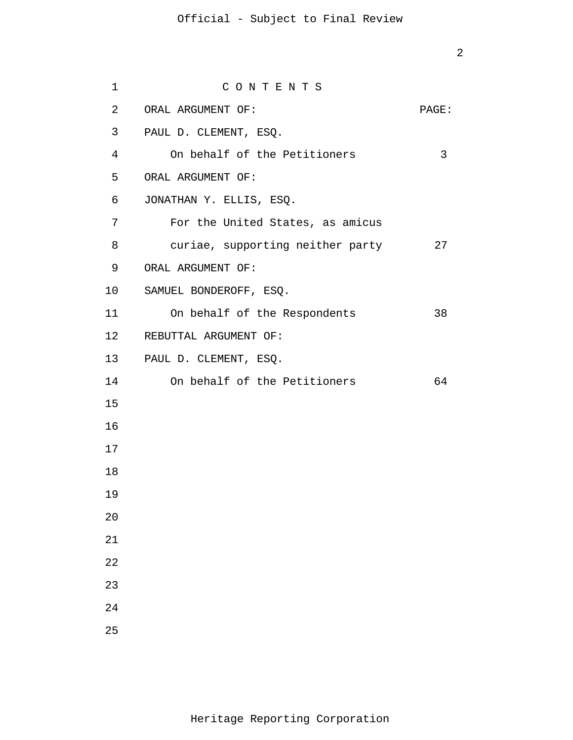# C O N T E N T S

| ORAL ARGUMENT OF: | PAGE: |
|---|---|
| PAUL D. CLEMENT, ESQ. | |
| On behalf of the Petitioners | 3 |
| ORAL ARGUMENT OF: | |
| JONATHAN Y. ELLIS, ESQ. | |
| For the United States, as amicus curiae, supporting neither party | 27 |
| ORAL ARGUMENT OF: | |
| SAMUEL BONDEROFF, ESQ. | |
| On behalf of the Respondents | 38 |
| REBUTTAL ARGUMENT OF: | |
| PAUL D. CLEMENT, ESQ. | |
| On behalf of the Petitioners | 64 |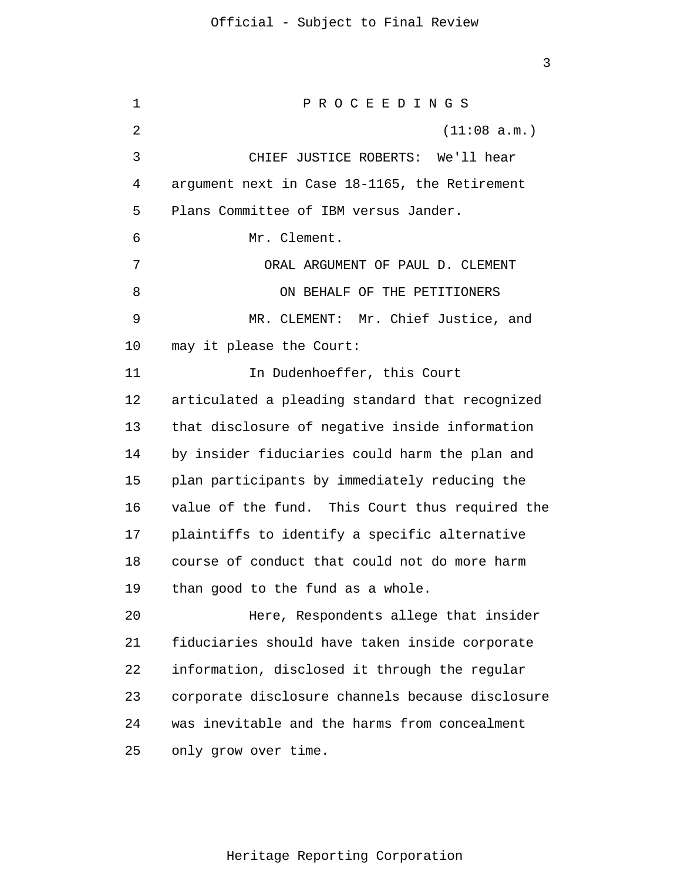P R O C E E D I N G S

(11:08 a.m.)

CHIEF JUSTICE ROBERTS: We'll hear argument next in Case 18-1165, the Retirement Plans Committee of IBM versus Jander.

Mr. Clement.

ORAL ARGUMENT OF PAUL D. CLEMENT

ON BEHALF OF THE PETITIONERS

MR. CLEMENT: Mr. Chief Justice, and may it please the Court:

In Dudenhoeffer, this Court articulated a pleading standard that recognized that disclosure of negative inside information by insider fiduciaries could harm the plan and plan participants by immediately reducing the value of the fund. This Court thus required the plaintiffs to identify a specific alternative course of conduct that could not do more harm than good to the fund as a whole.

Here, Respondents allege that insider fiduciaries should have taken inside corporate information, disclosed it through the regular corporate disclosure channels because disclosure was inevitable and the harms from concealment only grow over time.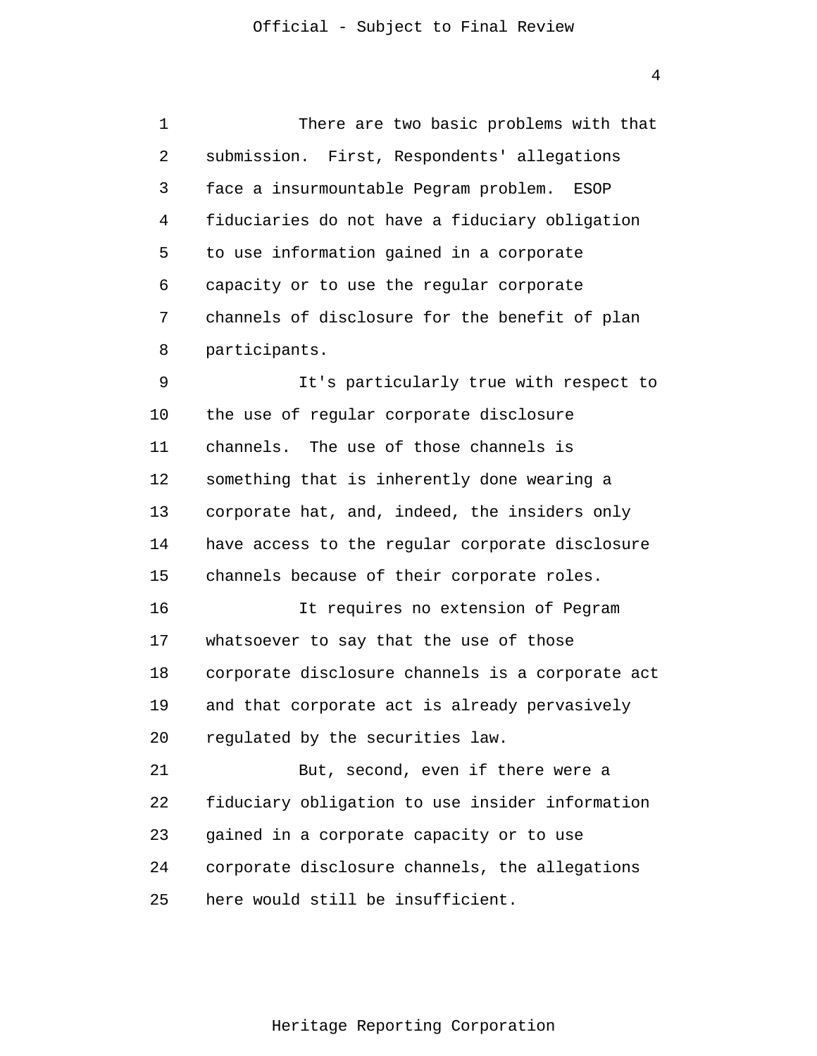There are two basic problems with that submission. First, Respondents' allegations face a insurmountable Pegram problem. ESOP fiduciaries do not have a fiduciary obligation to use information gained in a corporate capacity or to use the regular corporate channels of disclosure for the benefit of plan participants.

It's particularly true with respect to the use of regular corporate disclosure channels. The use of those channels is something that is inherently done wearing a corporate hat, and, indeed, the insiders only have access to the regular corporate disclosure channels because of their corporate roles.

It requires no extension of Pegram whatsoever to say that the use of those corporate disclosure channels is a corporate act and that corporate act is already pervasively regulated by the securities law.

But, second, even if there were a fiduciary obligation to use insider information gained in a corporate capacity or to use corporate disclosure channels, the allegations here would still be insufficient.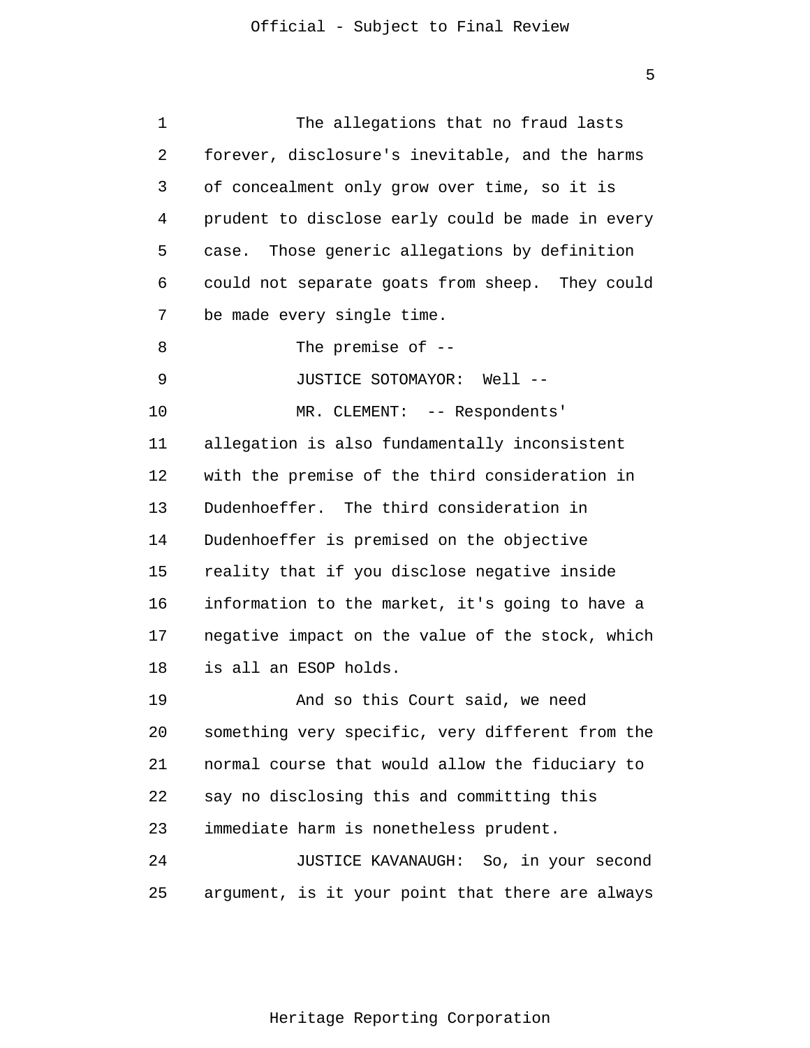The allegations that no fraud lasts forever, disclosure's inevitable, and the harms of concealment only grow over time, so it is prudent to disclose early could be made in every case. Those generic allegations by definition could not separate goats from sheep. They could be made every single time.

The premise of --

JUSTICE SOTOMAYOR: Well --

MR. CLEMENT: -- Respondents' allegation is also fundamentally inconsistent with the premise of the third consideration in Dudenhoeffer. The third consideration in Dudenhoeffer is premised on the objective reality that if you disclose negative inside information to the market, it's going to have a negative impact on the value of the stock, which is all an ESOP holds.

And so this Court said, we need something very specific, very different from the normal course that would allow the fiduciary to say no disclosing this and committing this immediate harm is nonetheless prudent.

JUSTICE KAVANAUGH: So, in your second argument, is it your point that there are always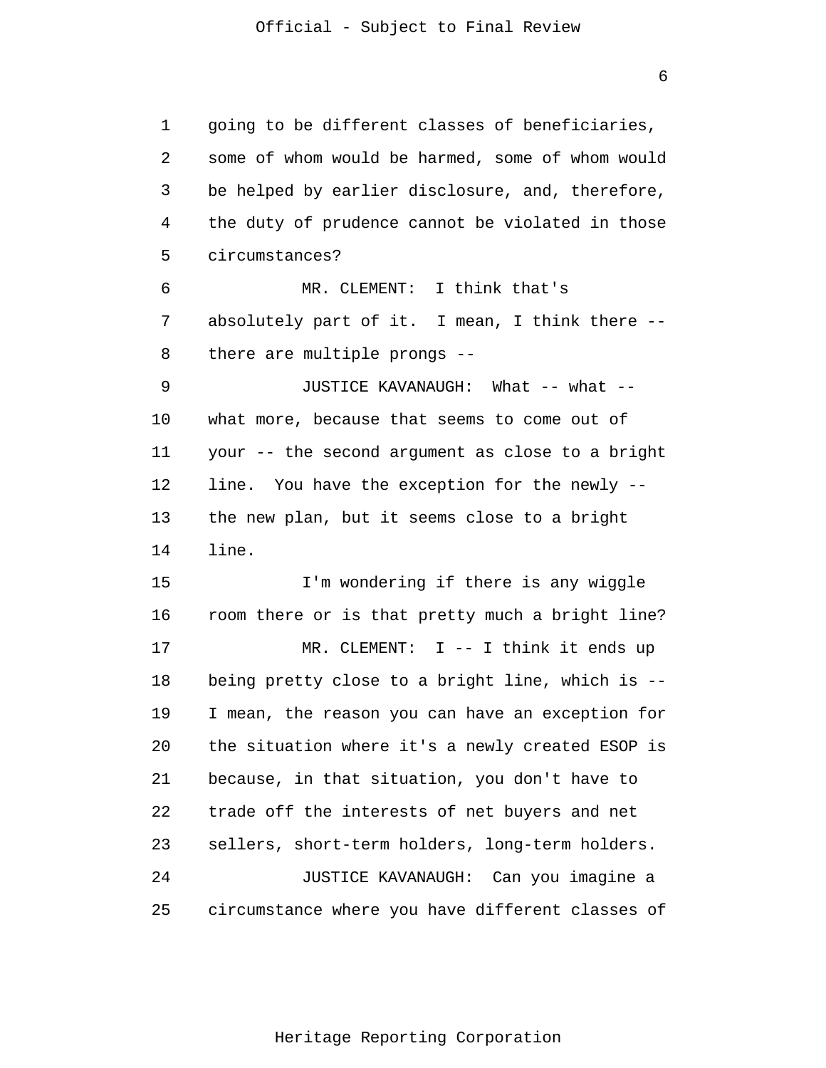going to be different classes of beneficiaries, some of whom would be harmed, some of whom would be helped by earlier disclosure, and, therefore, the duty of prudence cannot be violated in those circumstances?

MR. CLEMENT: I think that's absolutely part of it. I mean, I think there -- there are multiple prongs --

JUSTICE KAVANAUGH: What -- what -- what more, because that seems to come out of your -- the second argument as close to a bright line. You have the exception for the newly -- the new plan, but it seems close to a bright line.

I'm wondering if there is any wiggle room there or is that pretty much a bright line?

MR. CLEMENT: I -- I think it ends up being pretty close to a bright line, which is -- I mean, the reason you can have an exception for the situation where it's a newly created ESOP is because, in that situation, you don't have to trade off the interests of net buyers and net sellers, short-term holders, long-term holders.

JUSTICE KAVANAUGH: Can you imagine a circumstance where you have different classes of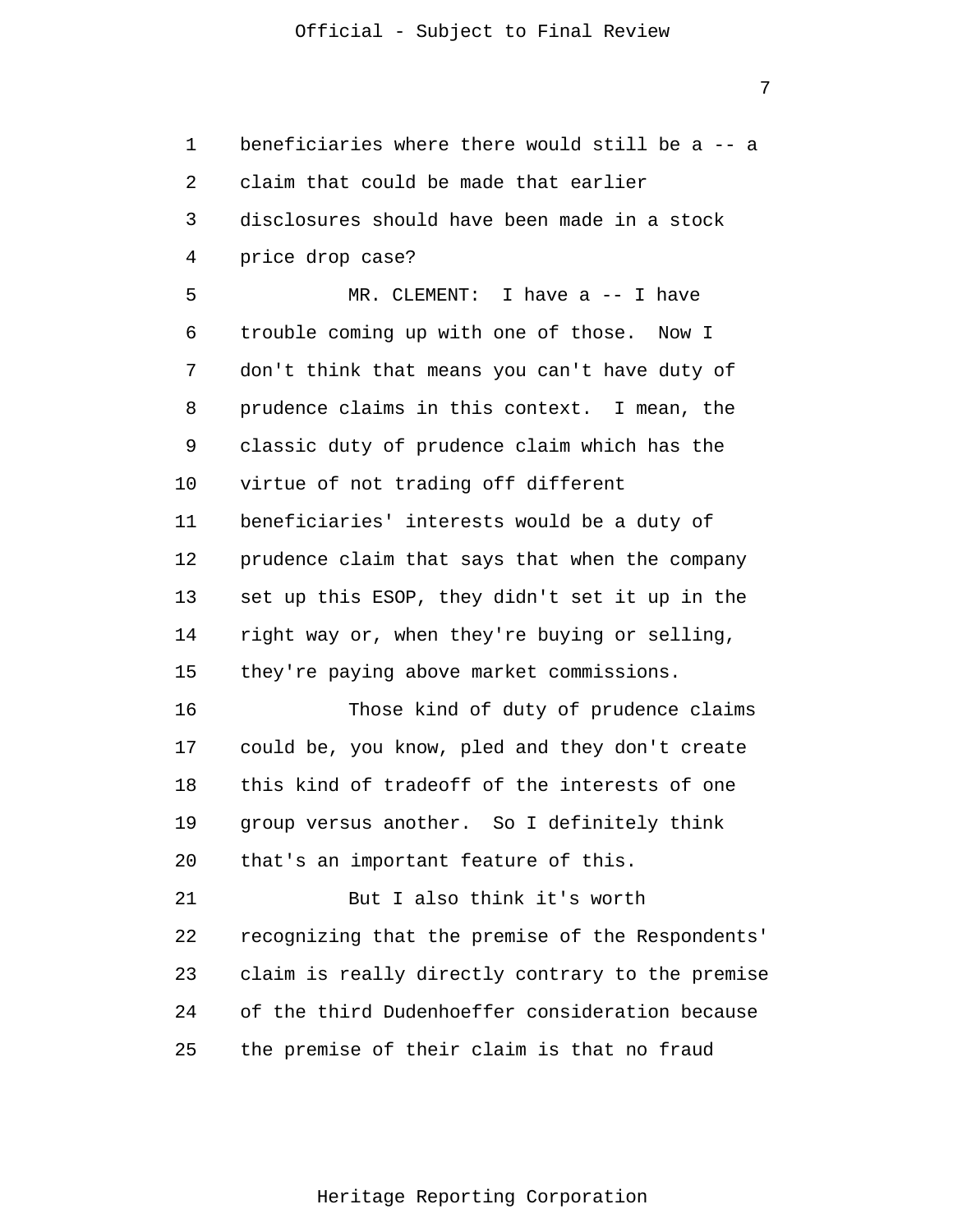beneficiaries where there would still be a -- a claim that could be made that earlier disclosures should have been made in a stock price drop case?

MR. CLEMENT: I have a -- I have trouble coming up with one of those. Now I don't think that means you can't have duty of prudence claims in this context. I mean, the classic duty of prudence claim which has the virtue of not trading off different beneficiaries' interests would be a duty of prudence claim that says that when the company set up this ESOP, they didn't set it up in the right way or, when they're buying or selling, they're paying above market commissions.

Those kind of duty of prudence claims could be, you know, pled and they don't create this kind of tradeoff of the interests of one group versus another. So I definitely think that's an important feature of this.

But I also think it's worth recognizing that the premise of the Respondents' claim is really directly contrary to the premise of the third Dudenhoeffer consideration because the premise of their claim is that no fraud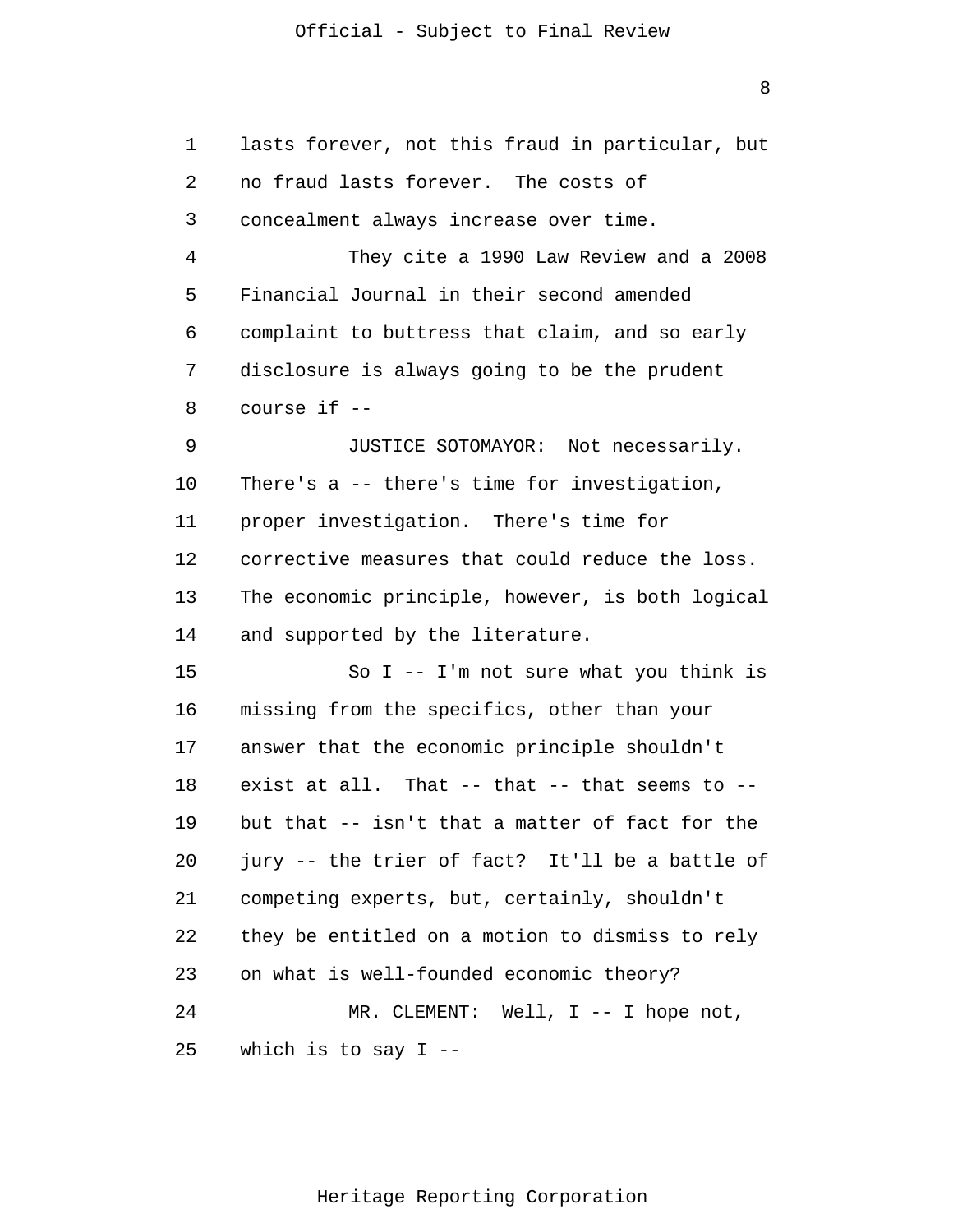lasts forever, not this fraud in particular, but no fraud lasts forever. The costs of concealment always increase over time.

They cite a 1990 Law Review and a 2008 Financial Journal in their second amended complaint to buttress that claim, and so early disclosure is always going to be the prudent course if --

JUSTICE SOTOMAYOR: Not necessarily. There's a -- there's time for investigation, proper investigation. There's time for corrective measures that could reduce the loss. The economic principle, however, is both logical and supported by the literature.

So I -- I'm not sure what you think is missing from the specifics, other than your answer that the economic principle shouldn't exist at all. That -- that -- that seems to -- but that -- isn't that a matter of fact for the jury -- the trier of fact? It'll be a battle of competing experts, but, certainly, shouldn't they be entitled on a motion to dismiss to rely on what is well-founded economic theory?

MR. CLEMENT: Well, I -- I hope not, which is to say I --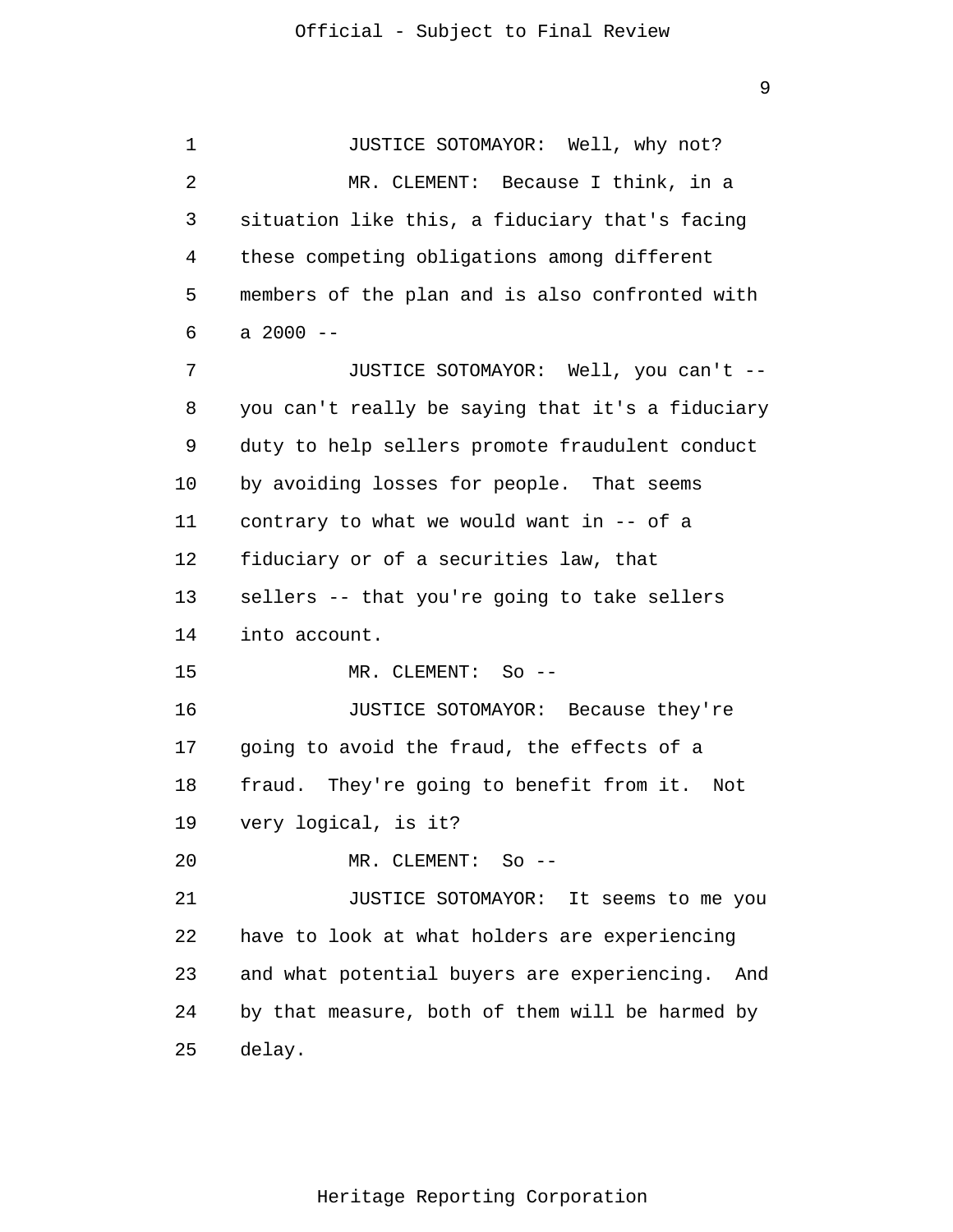JUSTICE SOTOMAYOR: Well, why not?

MR. CLEMENT: Because I think, in a situation like this, a fiduciary that's facing these competing obligations among different members of the plan and is also confronted with a 2000 --

JUSTICE SOTOMAYOR: Well, you can't -- you can't really be saying that it's a fiduciary duty to help sellers promote fraudulent conduct by avoiding losses for people. That seems contrary to what we would want in -- of a fiduciary or of a securities law, that sellers -- that you're going to take sellers into account.

MR. CLEMENT: So --

JUSTICE SOTOMAYOR: Because they're going to avoid the fraud, the effects of a fraud. They're going to benefit from it. Not very logical, is it?

MR. CLEMENT: So --

JUSTICE SOTOMAYOR: It seems to me you have to look at what holders are experiencing and what potential buyers are experiencing. And by that measure, both of them will be harmed by delay.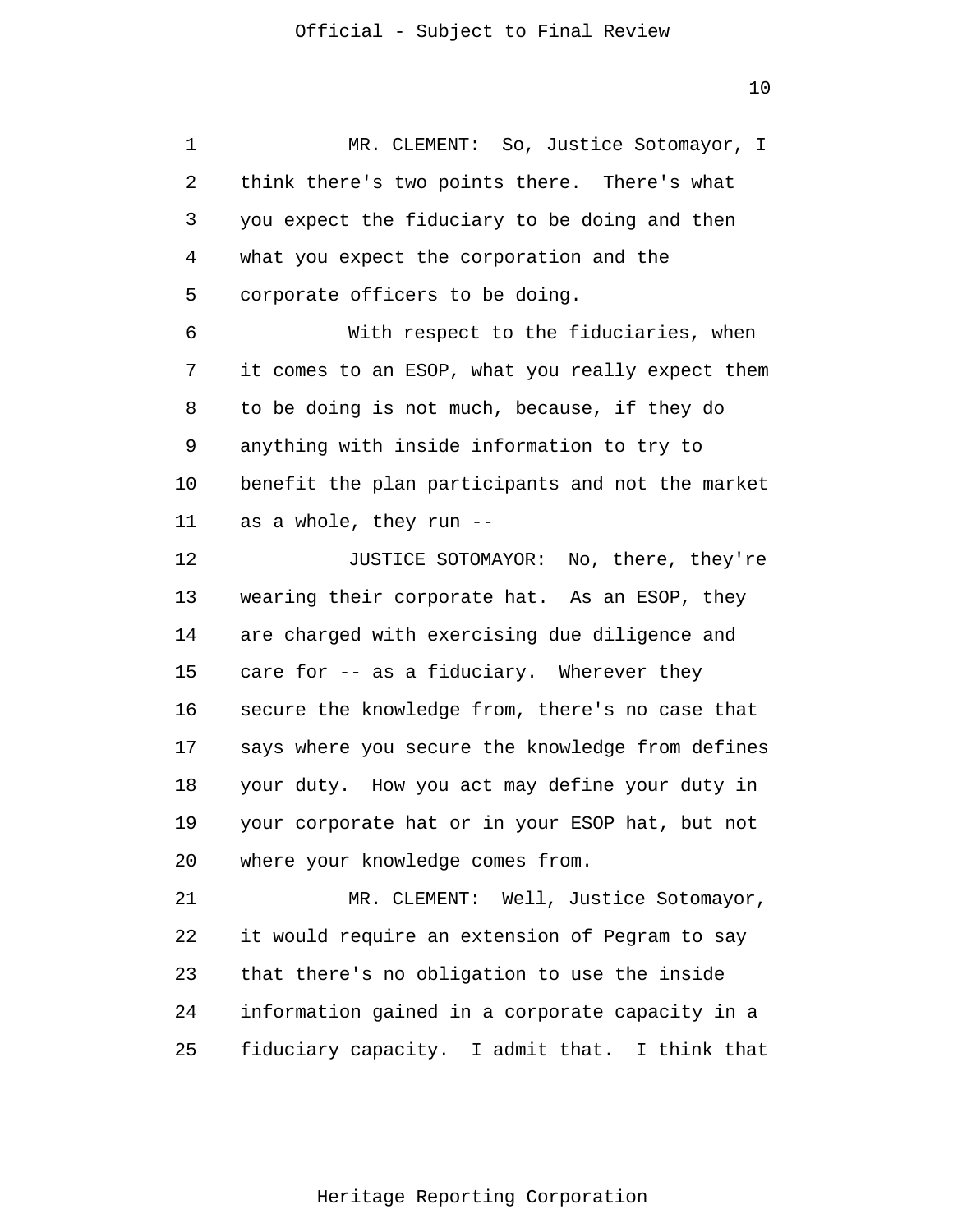MR. CLEMENT: So, Justice Sotomayor, I think there's two points there. There's what you expect the fiduciary to be doing and then what you expect the corporation and the corporate officers to be doing.

With respect to the fiduciaries, when it comes to an ESOP, what you really expect them to be doing is not much, because, if they do anything with inside information to try to benefit the plan participants and not the market as a whole, they run --

JUSTICE SOTOMAYOR: No, there, they're wearing their corporate hat. As an ESOP, they are charged with exercising due diligence and care for -- as a fiduciary. Wherever they secure the knowledge from, there's no case that says where you secure the knowledge from defines your duty. How you act may define your duty in your corporate hat or in your ESOP hat, but not where your knowledge comes from.

MR. CLEMENT: Well, Justice Sotomayor, it would require an extension of Pegram to say that there's no obligation to use the inside information gained in a corporate capacity in a fiduciary capacity. I admit that. I think that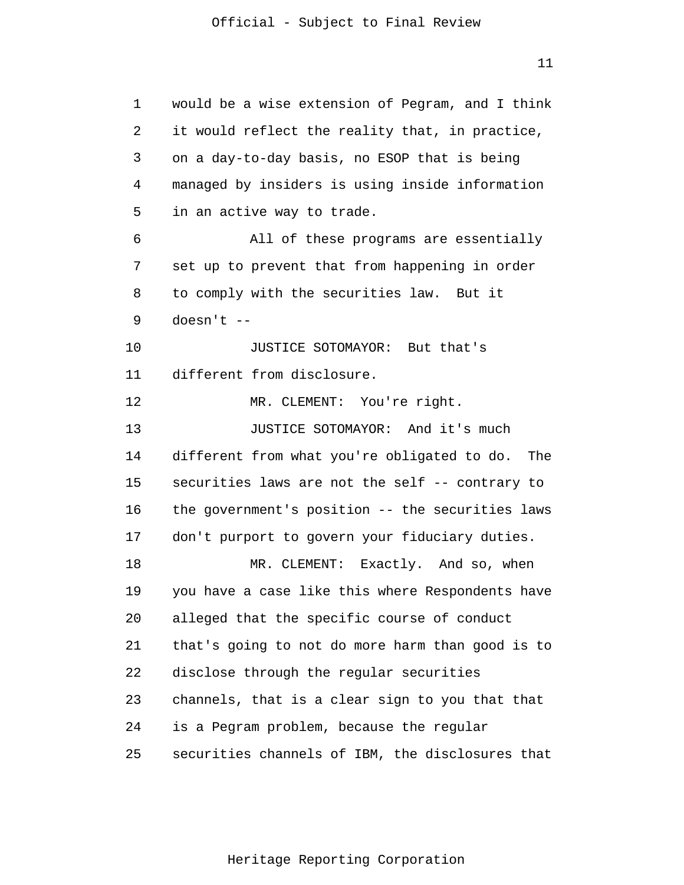would be a wise extension of Pegram, and I think it would reflect the reality that, in practice, on a day-to-day basis, no ESOP that is being managed by insiders is using inside information in an active way to trade.

All of these programs are essentially set up to prevent that from happening in order to comply with the securities law. But it doesn't --

JUSTICE SOTOMAYOR: But that's different from disclosure.

MR. CLEMENT: You're right.

JUSTICE SOTOMAYOR: And it's much different from what you're obligated to do. The securities laws are not the self -- contrary to the government's position -- the securities laws don't purport to govern your fiduciary duties.

MR. CLEMENT: Exactly. And so, when you have a case like this where Respondents have alleged that the specific course of conduct that's going to not do more harm than good is to disclose through the regular securities channels, that is a clear sign to you that that is a Pegram problem, because the regular securities channels of IBM, the disclosures that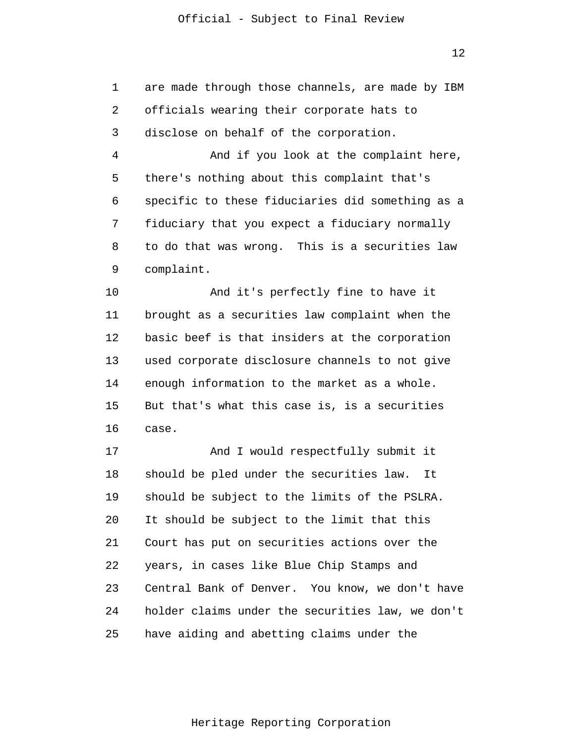are made through those channels, are made by IBM officials wearing their corporate hats to disclose on behalf of the corporation.

And if you look at the complaint here, there's nothing about this complaint that's specific to these fiduciaries did something as a fiduciary that you expect a fiduciary normally to do that was wrong. This is a securities law complaint.

And it's perfectly fine to have it brought as a securities law complaint when the basic beef is that insiders at the corporation used corporate disclosure channels to not give enough information to the market as a whole. But that's what this case is, is a securities case.

And I would respectfully submit it should be pled under the securities law. It should be subject to the limits of the PSLRA. It should be subject to the limit that this Court has put on securities actions over the years, in cases like Blue Chip Stamps and Central Bank of Denver. You know, we don't have holder claims under the securities law, we don't have aiding and abetting claims under the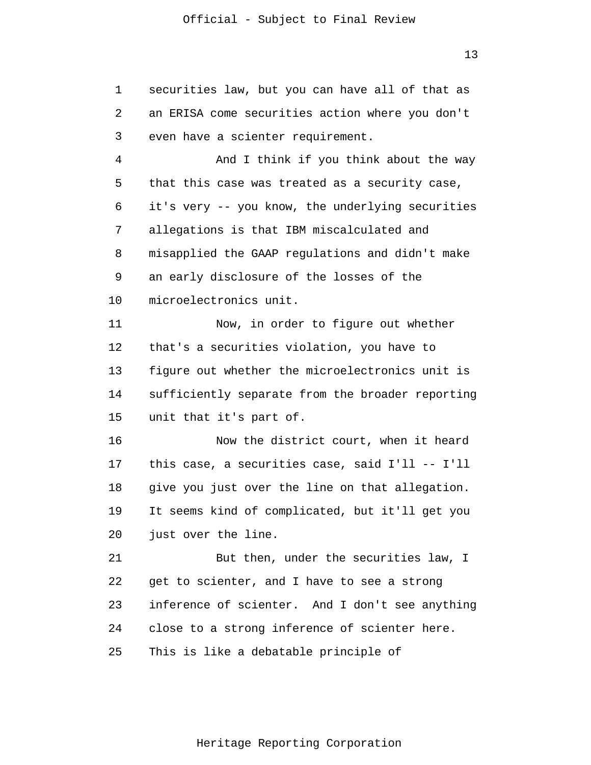securities law, but you can have all of that as an ERISA come securities action where you don't even have a scienter requirement.

And I think if you think about the way that this case was treated as a security case, it's very -- you know, the underlying securities allegations is that IBM miscalculated and misapplied the GAAP regulations and didn't make an early disclosure of the losses of the microelectronics unit.

Now, in order to figure out whether that's a securities violation, you have to figure out whether the microelectronics unit is sufficiently separate from the broader reporting unit that it's part of.

Now the district court, when it heard this case, a securities case, said I'll -- I'll give you just over the line on that allegation. It seems kind of complicated, but it'll get you just over the line.

But then, under the securities law, I get to scienter, and I have to see a strong inference of scienter. And I don't see anything close to a strong inference of scienter here. This is like a debatable principle of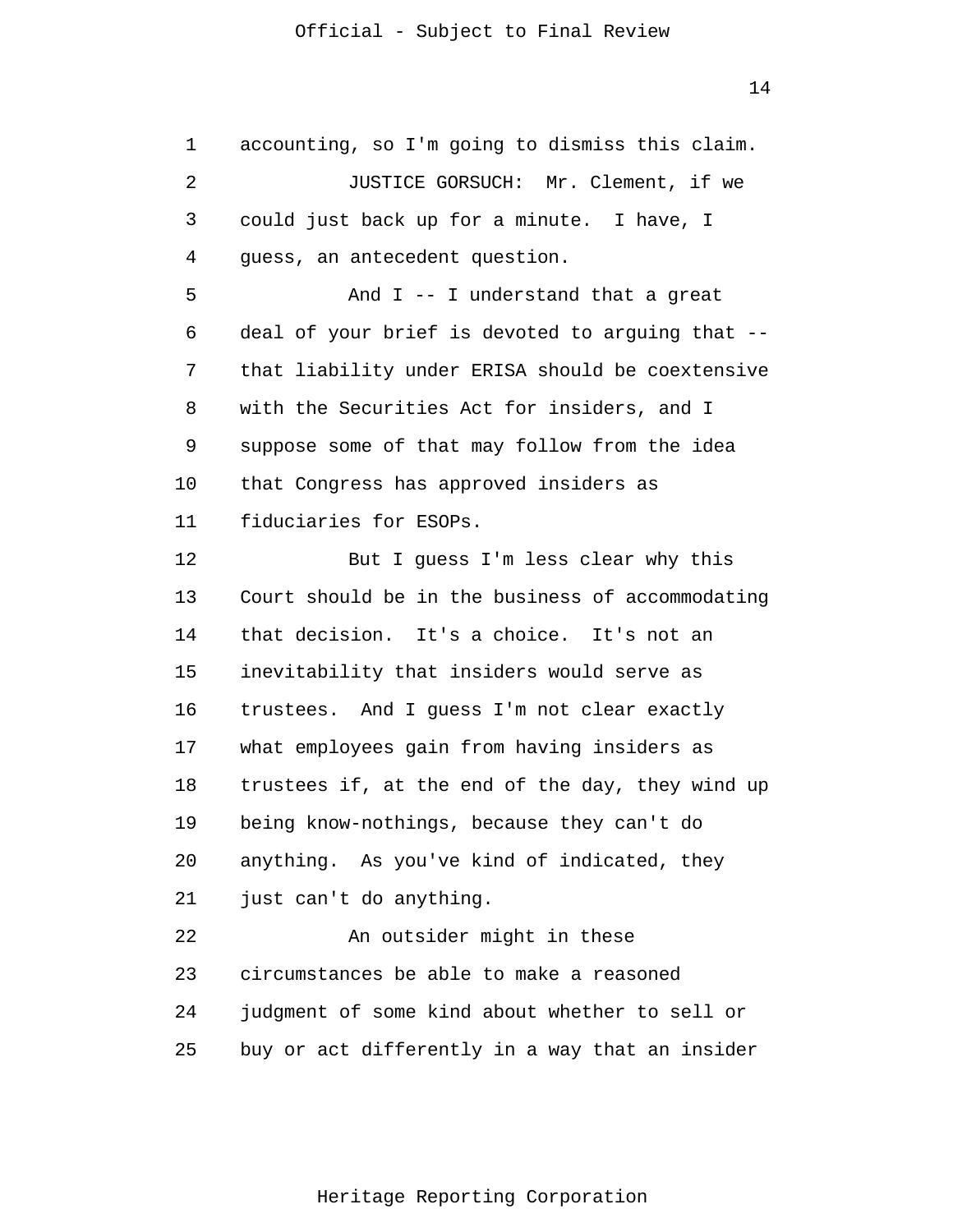accounting, so I'm going to dismiss this claim.

JUSTICE GORSUCH: Mr. Clement, if we could just back up for a minute. I have, I guess, an antecedent question.

And I -- I understand that a great deal of your brief is devoted to arguing that -- that liability under ERISA should be coextensive with the Securities Act for insiders, and I suppose some of that may follow from the idea that Congress has approved insiders as fiduciaries for ESOPs.

But I guess I'm less clear why this Court should be in the business of accommodating that decision. It's a choice. It's not an inevitability that insiders would serve as trustees. And I guess I'm not clear exactly what employees gain from having insiders as trustees if, at the end of the day, they wind up being know-nothings, because they can't do anything. As you've kind of indicated, they just can't do anything.

An outsider might in these circumstances be able to make a reasoned judgment of some kind about whether to sell or buy or act differently in a way that an insider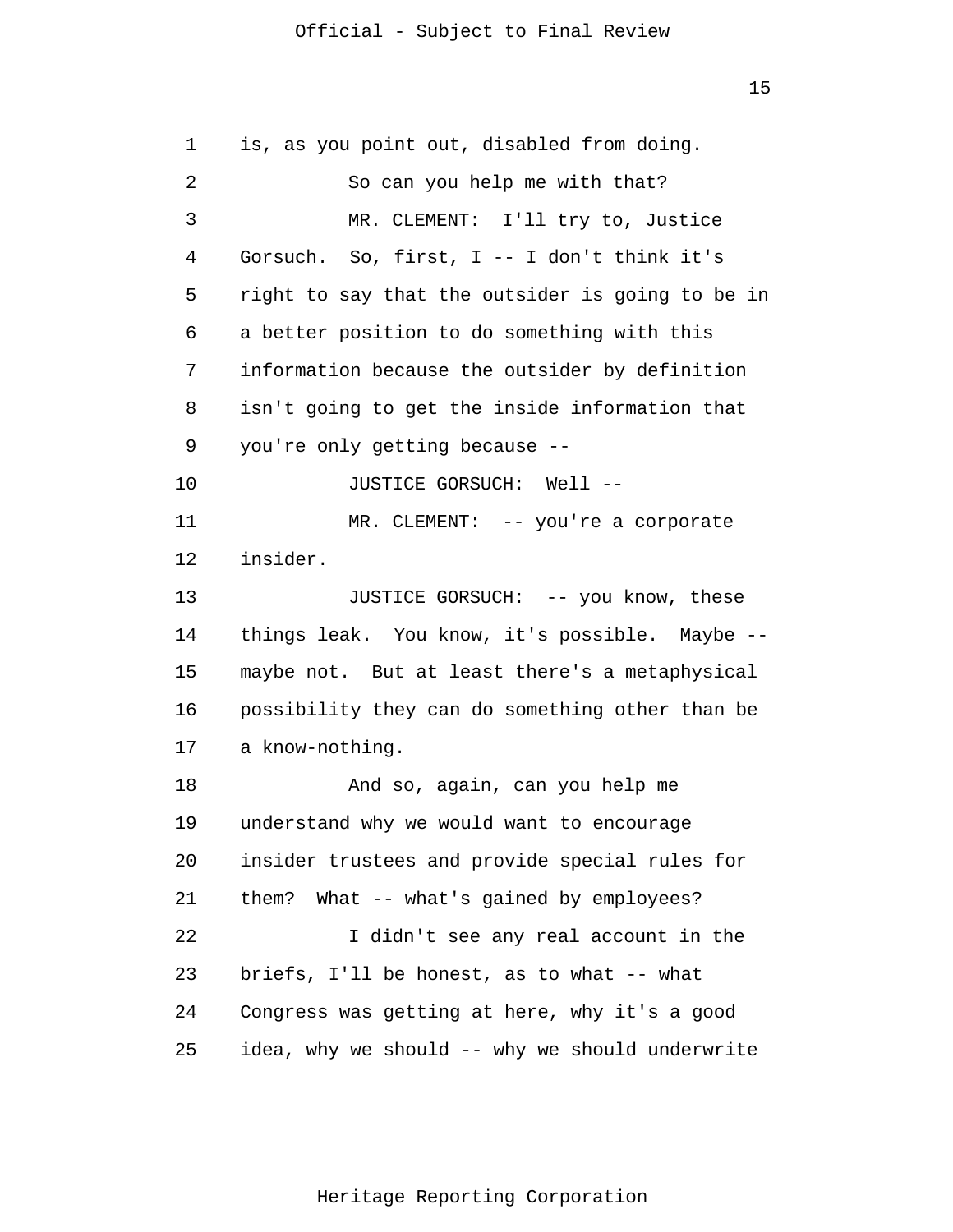is, as you point out, disabled from doing.

So can you help me with that?

MR. CLEMENT: I'll try to, Justice Gorsuch. So, first, I -- I don't think it's right to say that the outsider is going to be in a better position to do something with this information because the outsider by definition isn't going to get the inside information that you're only getting because --

JUSTICE GORSUCH: Well --

MR. CLEMENT: -- you're a corporate insider.

JUSTICE GORSUCH: -- you know, these things leak. You know, it's possible. Maybe -- maybe not. But at least there's a metaphysical possibility they can do something other than be a know-nothing.

And so, again, can you help me understand why we would want to encourage insider trustees and provide special rules for them? What -- what's gained by employees?

I didn't see any real account in the briefs, I'll be honest, as to what -- what Congress was getting at here, why it's a good idea, why we should -- why we should underwrite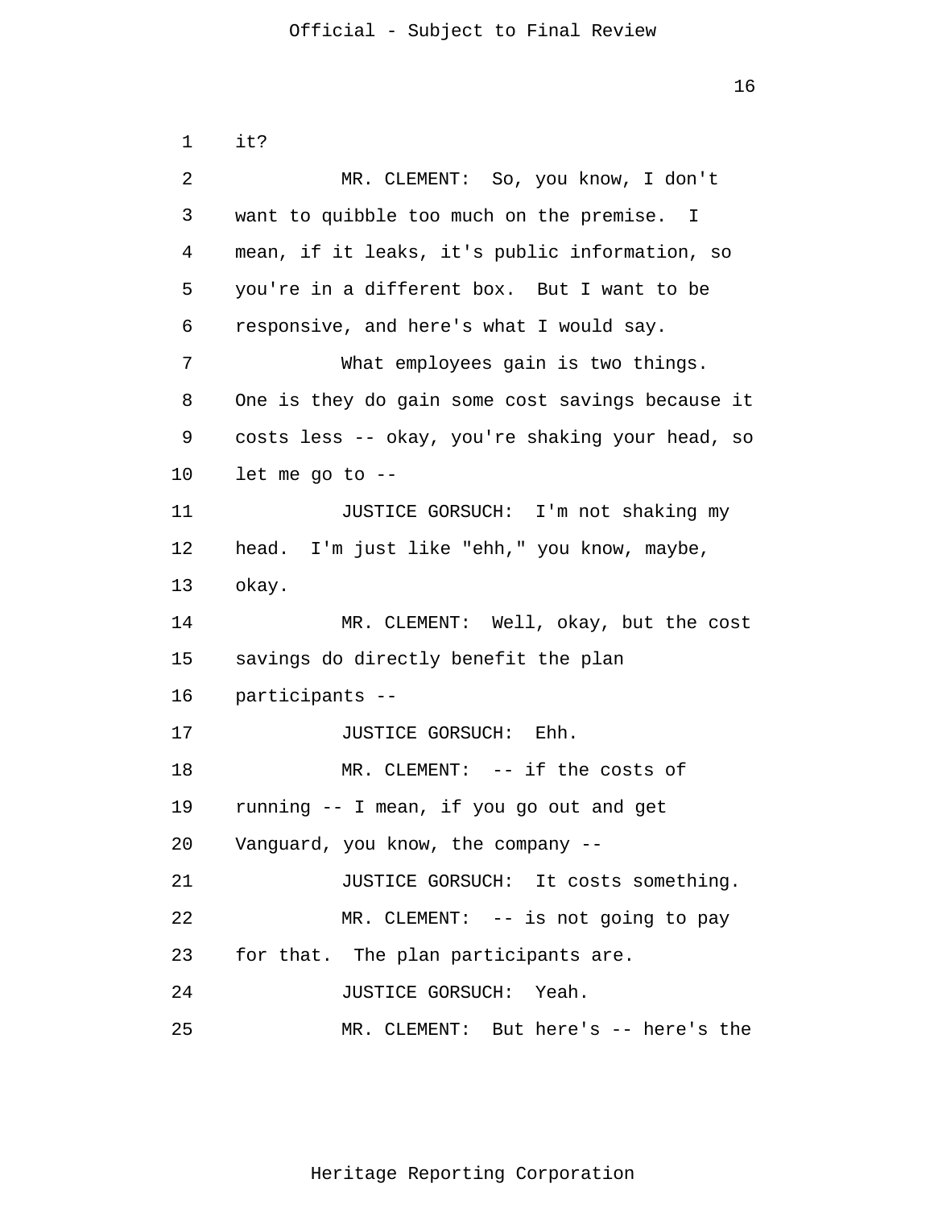it?

MR. CLEMENT: So, you know, I don't want to quibble too much on the premise. I mean, if it leaks, it's public information, so you're in a different box. But I want to be responsive, and here's what I would say.

What employees gain is two things. One is they do gain some cost savings because it costs less -- okay, you're shaking your head, so let me go to --

JUSTICE GORSUCH: I'm not shaking my head. I'm just like "ehh," you know, maybe, okay.

MR. CLEMENT: Well, okay, but the cost savings do directly benefit the plan participants --

JUSTICE GORSUCH: Ehh.

MR. CLEMENT: -- if the costs of running -- I mean, if you go out and get Vanguard, you know, the company --

JUSTICE GORSUCH: It costs something.

MR. CLEMENT: -- is not going to pay for that. The plan participants are.

JUSTICE GORSUCH: Yeah.

MR. CLEMENT: But here's -- here's the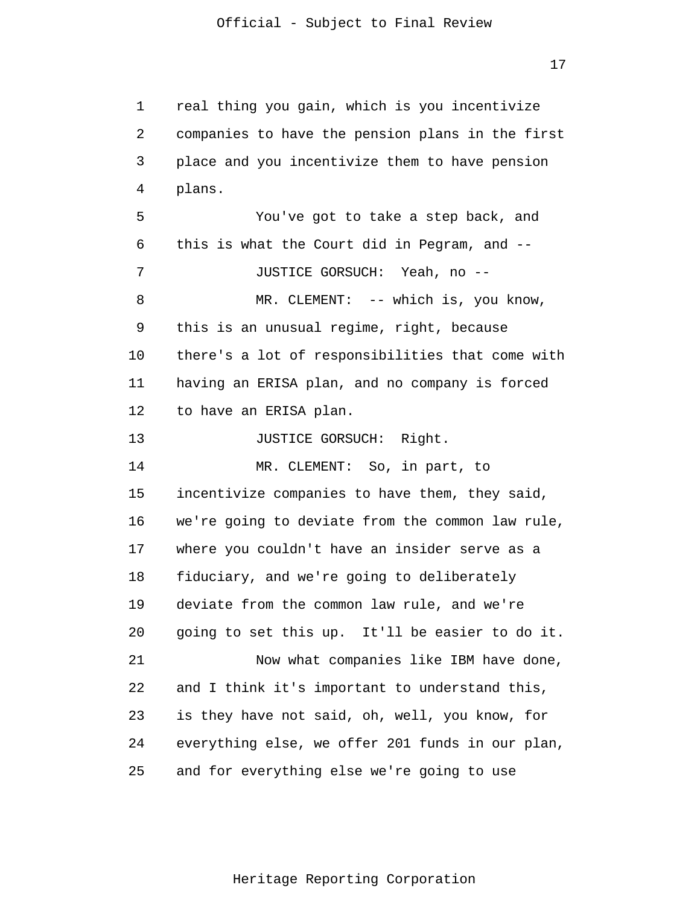real thing you gain, which is you incentivize companies to have the pension plans in the first place and you incentivize them to have pension plans.

You've got to take a step back, and this is what the Court did in Pegram, and --

JUSTICE GORSUCH: Yeah, no --

MR. CLEMENT: -- which is, you know, this is an unusual regime, right, because there's a lot of responsibilities that come with having an ERISA plan, and no company is forced to have an ERISA plan.

JUSTICE GORSUCH: Right.

MR. CLEMENT: So, in part, to incentivize companies to have them, they said, we're going to deviate from the common law rule, where you couldn't have an insider serve as a fiduciary, and we're going to deliberately deviate from the common law rule, and we're going to set this up. It'll be easier to do it.

Now what companies like IBM have done, and I think it's important to understand this, is they have not said, oh, well, you know, for everything else, we offer 201 funds in our plan, and for everything else we're going to use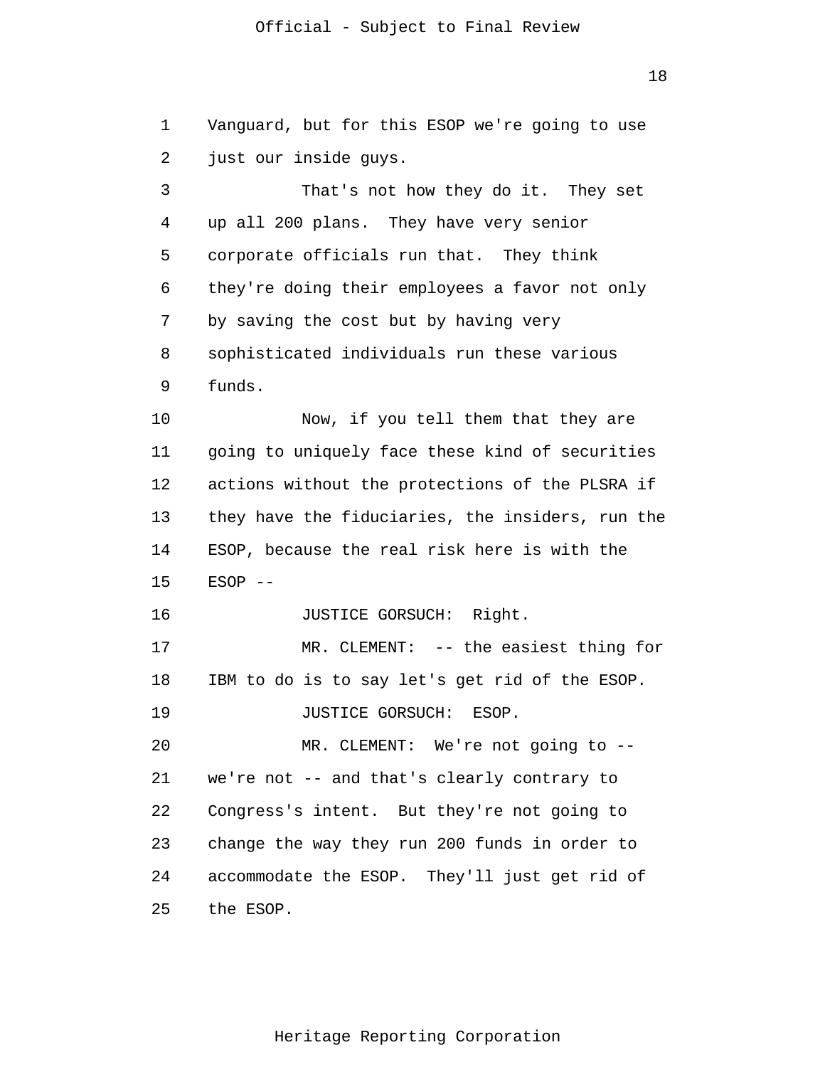Vanguard, but for this ESOP we're going to use just our inside guys.

That's not how they do it. They set up all 200 plans. They have very senior corporate officials run that. They think they're doing their employees a favor not only by saving the cost but by having very sophisticated individuals run these various funds.

Now, if you tell them that they are going to uniquely face these kind of securities actions without the protections of the PLSRA if they have the fiduciaries, the insiders, run the ESOP, because the real risk here is with the ESOP --

JUSTICE GORSUCH: Right.

MR. CLEMENT: -- the easiest thing for IBM to do is to say let's get rid of the ESOP.

JUSTICE GORSUCH: ESOP.

MR. CLEMENT: We're not going to -- we're not -- and that's clearly contrary to Congress's intent. But they're not going to change the way they run 200 funds in order to accommodate the ESOP. They'll just get rid of the ESOP.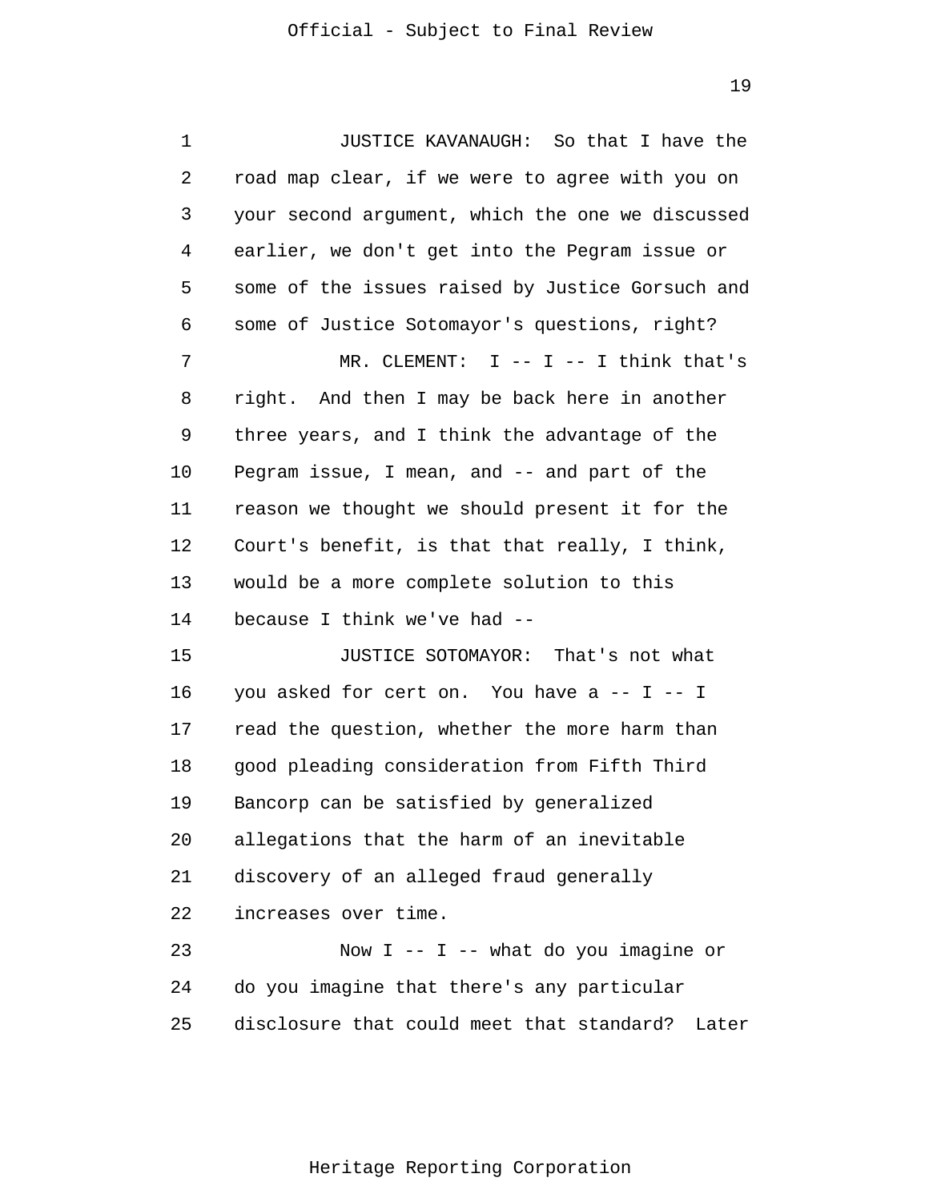JUSTICE KAVANAUGH: So that I have the road map clear, if we were to agree with you on your second argument, which the one we discussed earlier, we don't get into the Pegram issue or some of the issues raised by Justice Gorsuch and some of Justice Sotomayor's questions, right?

MR. CLEMENT: I -- I -- I think that's right. And then I may be back here in another three years, and I think the advantage of the Pegram issue, I mean, and -- and part of the reason we thought we should present it for the Court's benefit, is that that really, I think, would be a more complete solution to this because I think we've had --

JUSTICE SOTOMAYOR: That's not what you asked for cert on. You have a -- I -- I read the question, whether the more harm than good pleading consideration from Fifth Third Bancorp can be satisfied by generalized allegations that the harm of an inevitable discovery of an alleged fraud generally increases over time.

Now I -- I -- what do you imagine or do you imagine that there's any particular disclosure that could meet that standard? Later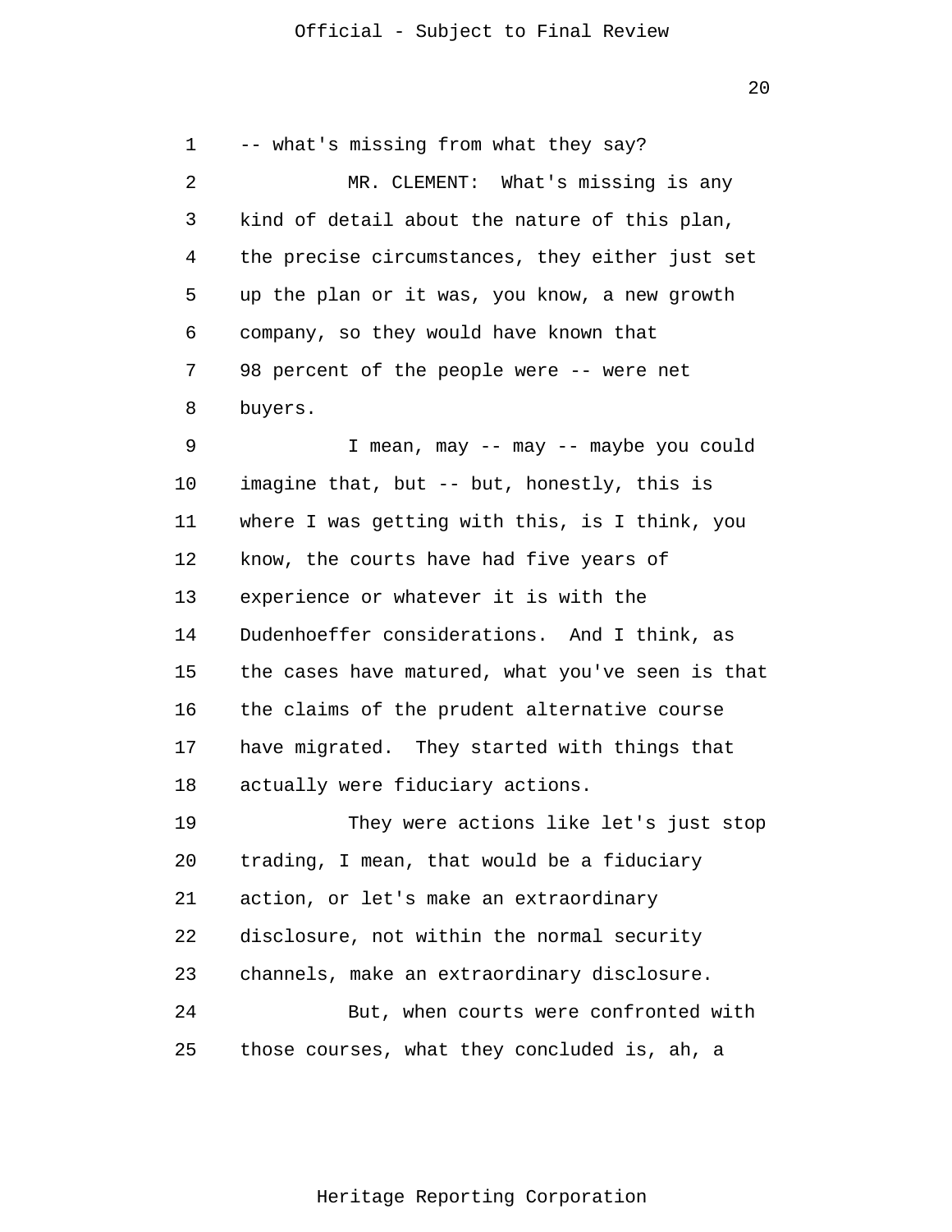-- what's missing from what they say?

MR. CLEMENT: What's missing is any kind of detail about the nature of this plan, the precise circumstances, they either just set up the plan or it was, you know, a new growth company, so they would have known that 98 percent of the people were -- were net buyers.

I mean, may -- may -- maybe you could imagine that, but -- but, honestly, this is where I was getting with this, is I think, you know, the courts have had five years of experience or whatever it is with the Dudenhoeffer considerations. And I think, as the cases have matured, what you've seen is that the claims of the prudent alternative course have migrated. They started with things that actually were fiduciary actions.

They were actions like let's just stop trading, I mean, that would be a fiduciary action, or let's make an extraordinary disclosure, not within the normal security channels, make an extraordinary disclosure.

But, when courts were confronted with those courses, what they concluded is, ah, a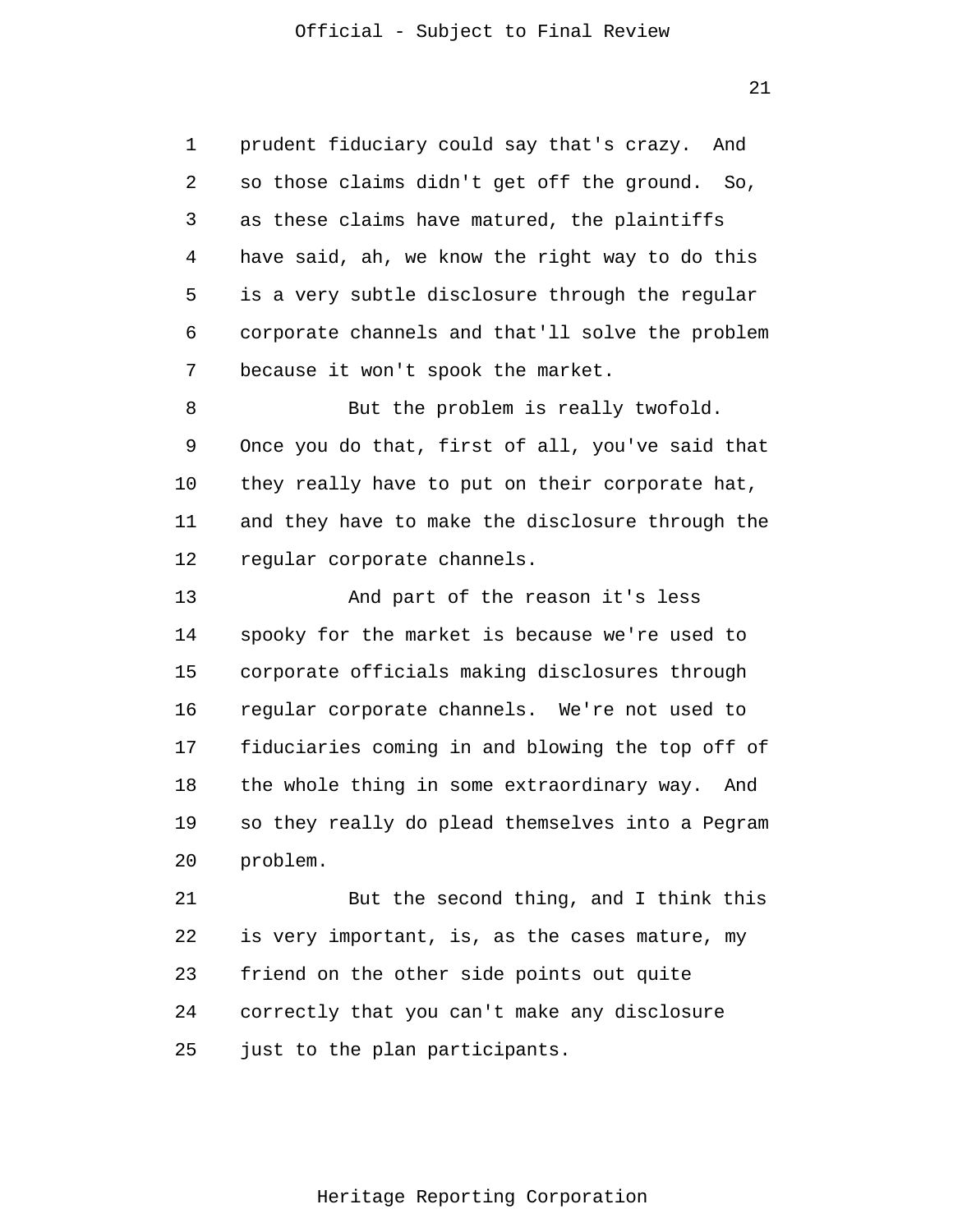prudent fiduciary could say that's crazy. And so those claims didn't get off the ground. So, as these claims have matured, the plaintiffs have said, ah, we know the right way to do this is a very subtle disclosure through the regular corporate channels and that'll solve the problem because it won't spook the market.

But the problem is really twofold. Once you do that, first of all, you've said that they really have to put on their corporate hat, and they have to make the disclosure through the regular corporate channels.

And part of the reason it's less spooky for the market is because we're used to corporate officials making disclosures through regular corporate channels. We're not used to fiduciaries coming in and blowing the top off of the whole thing in some extraordinary way. And so they really do plead themselves into a Pegram problem.

But the second thing, and I think this is very important, is, as the cases mature, my friend on the other side points out quite correctly that you can't make any disclosure just to the plan participants.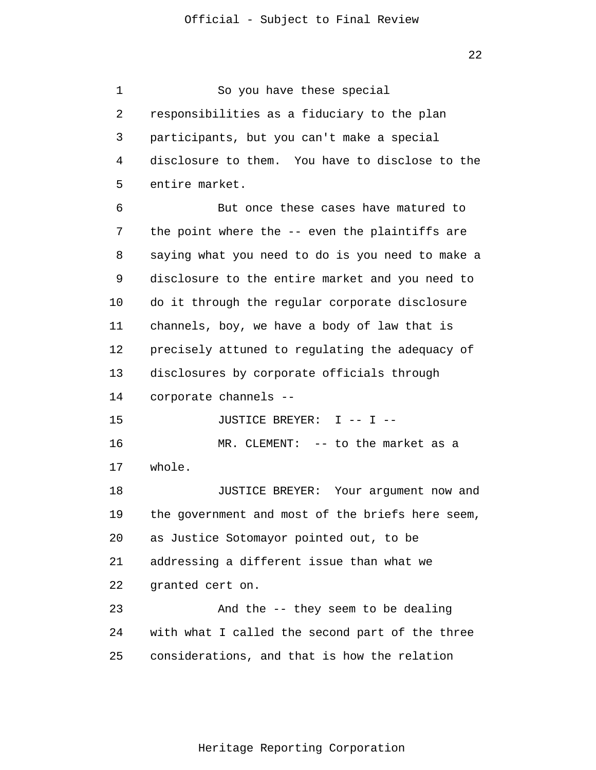So you have these special responsibilities as a fiduciary to the plan participants, but you can't make a special disclosure to them. You have to disclose to the entire market.

But once these cases have matured to the point where the -- even the plaintiffs are saying what you need to do is you need to make a disclosure to the entire market and you need to do it through the regular corporate disclosure channels, boy, we have a body of law that is precisely attuned to regulating the adequacy of disclosures by corporate officials through corporate channels --

JUSTICE BREYER: I -- I --

MR. CLEMENT: -- to the market as a whole.

JUSTICE BREYER: Your argument now and the government and most of the briefs here seem, as Justice Sotomayor pointed out, to be addressing a different issue than what we granted cert on.

And the -- they seem to be dealing with what I called the second part of the three considerations, and that is how the relation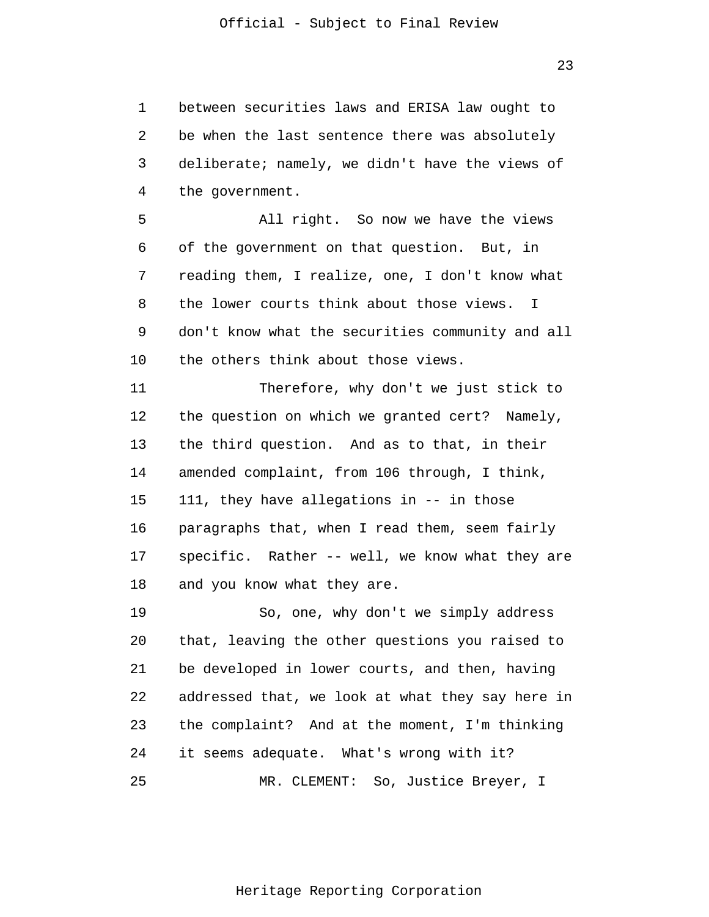between securities laws and ERISA law ought to be when the last sentence there was absolutely deliberate; namely, we didn't have the views of the government.

All right. So now we have the views of the government on that question. But, in reading them, I realize, one, I don't know what the lower courts think about those views. I don't know what the securities community and all the others think about those views.

Therefore, why don't we just stick to the question on which we granted cert? Namely, the third question. And as to that, in their amended complaint, from 106 through, I think, 111, they have allegations in -- in those paragraphs that, when I read them, seem fairly specific. Rather -- well, we know what they are and you know what they are.

So, one, why don't we simply address that, leaving the other questions you raised to be developed in lower courts, and then, having addressed that, we look at what they say here in the complaint? And at the moment, I'm thinking it seems adequate. What's wrong with it?

MR. CLEMENT: So, Justice Breyer, I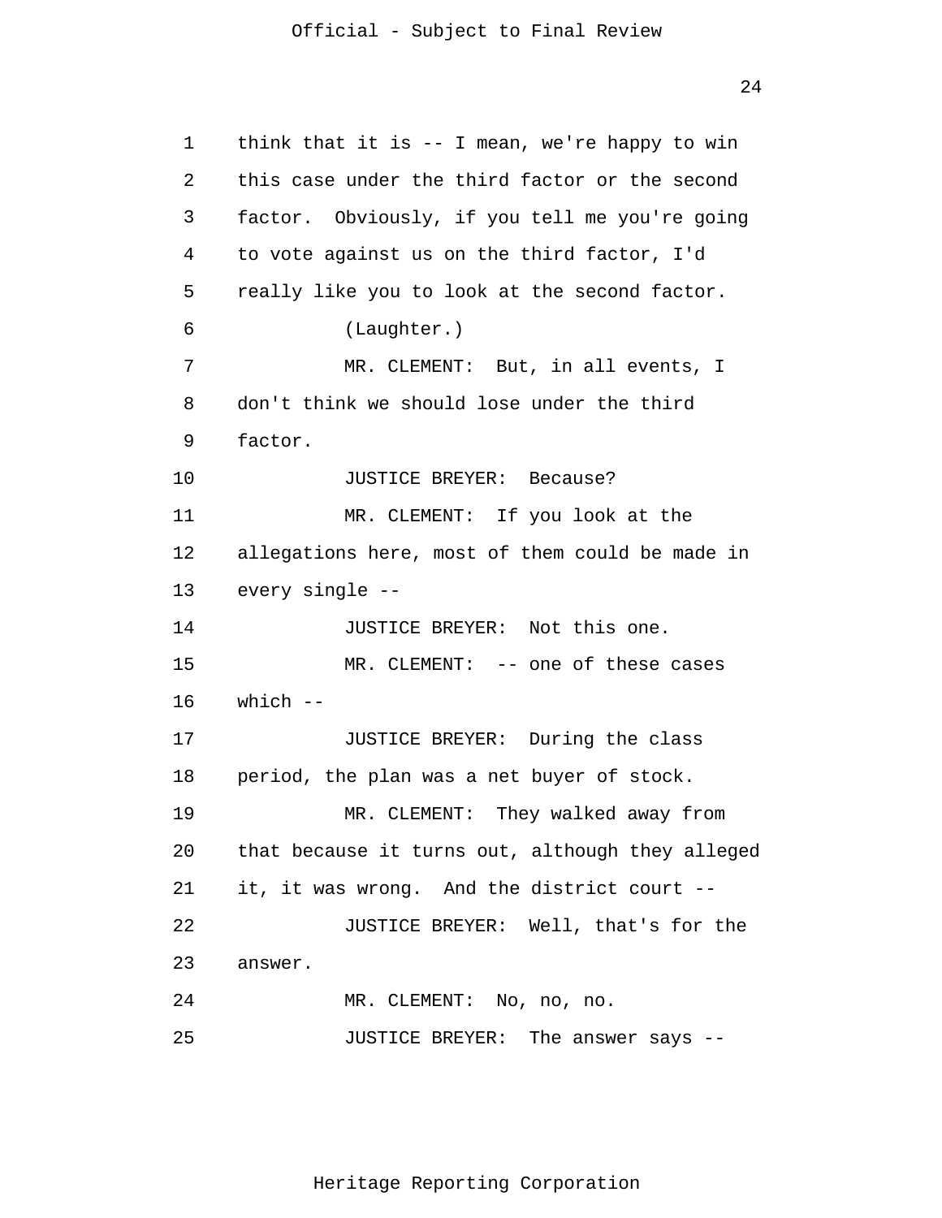think that it is -- I mean, we're happy to win this case under the third factor or the second factor. Obviously, if you tell me you're going to vote against us on the third factor, I'd really like you to look at the second factor.

(Laughter.)

MR. CLEMENT: But, in all events, I don't think we should lose under the third factor.

JUSTICE BREYER: Because?

MR. CLEMENT: If you look at the allegations here, most of them could be made in every single --

JUSTICE BREYER: Not this one.

MR. CLEMENT: -- one of these cases which --

JUSTICE BREYER: During the class period, the plan was a net buyer of stock.

MR. CLEMENT: They walked away from that because it turns out, although they alleged it, it was wrong. And the district court --

JUSTICE BREYER: Well, that's for the answer.

MR. CLEMENT: No, no, no.

JUSTICE BREYER: The answer says --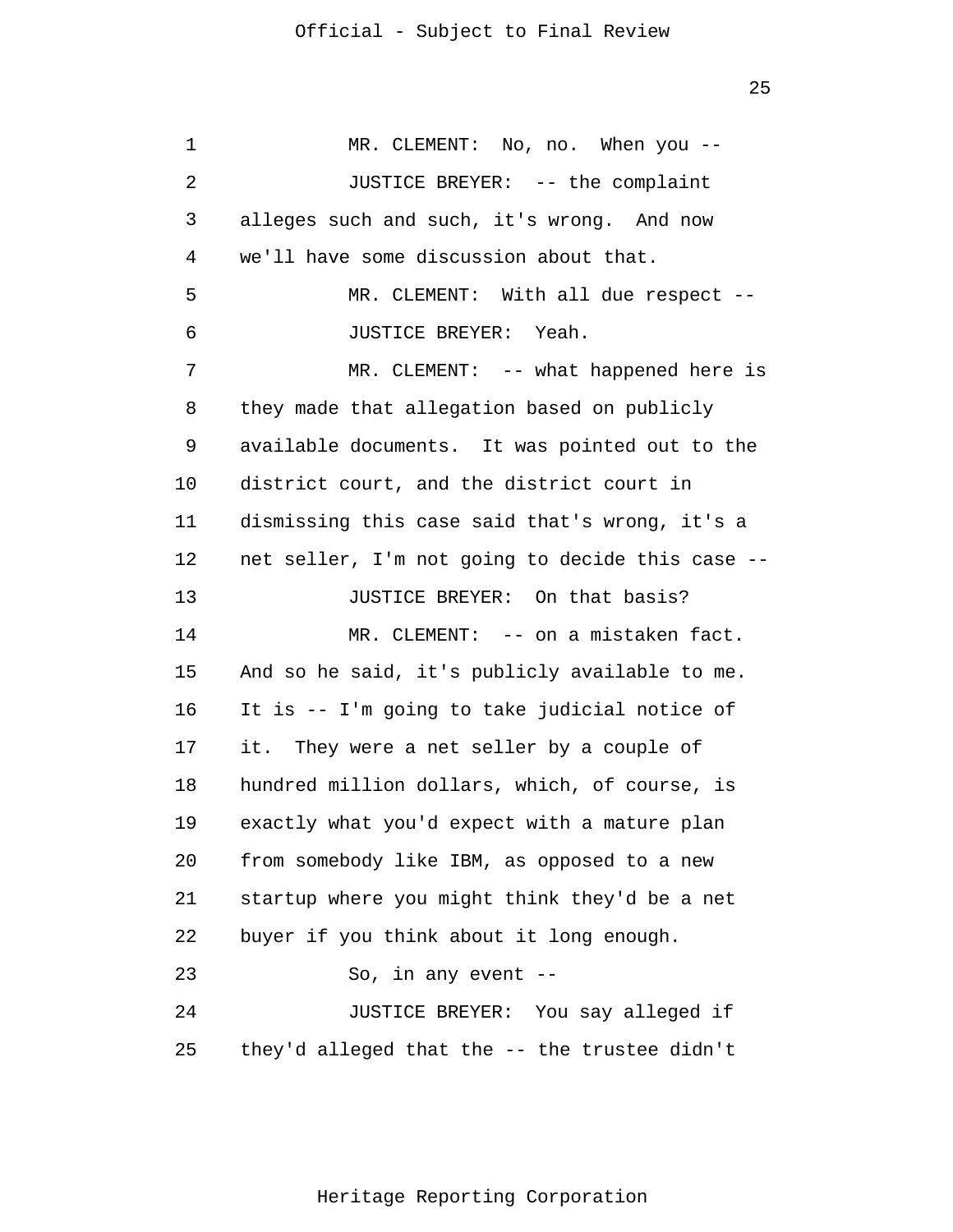MR. CLEMENT: No, no. When you --

JUSTICE BREYER: -- the complaint alleges such and such, it's wrong. And now we'll have some discussion about that.

MR. CLEMENT: With all due respect --

JUSTICE BREYER: Yeah.

MR. CLEMENT: -- what happened here is they made that allegation based on publicly available documents. It was pointed out to the district court, and the district court in dismissing this case said that's wrong, it's a net seller, I'm not going to decide this case --

JUSTICE BREYER: On that basis?

MR. CLEMENT: -- on a mistaken fact. And so he said, it's publicly available to me. It is -- I'm going to take judicial notice of it. They were a net seller by a couple of hundred million dollars, which, of course, is exactly what you'd expect with a mature plan from somebody like IBM, as opposed to a new startup where you might think they'd be a net buyer if you think about it long enough.

So, in any event --

JUSTICE BREYER: You say alleged if they'd alleged that the -- the trustee didn't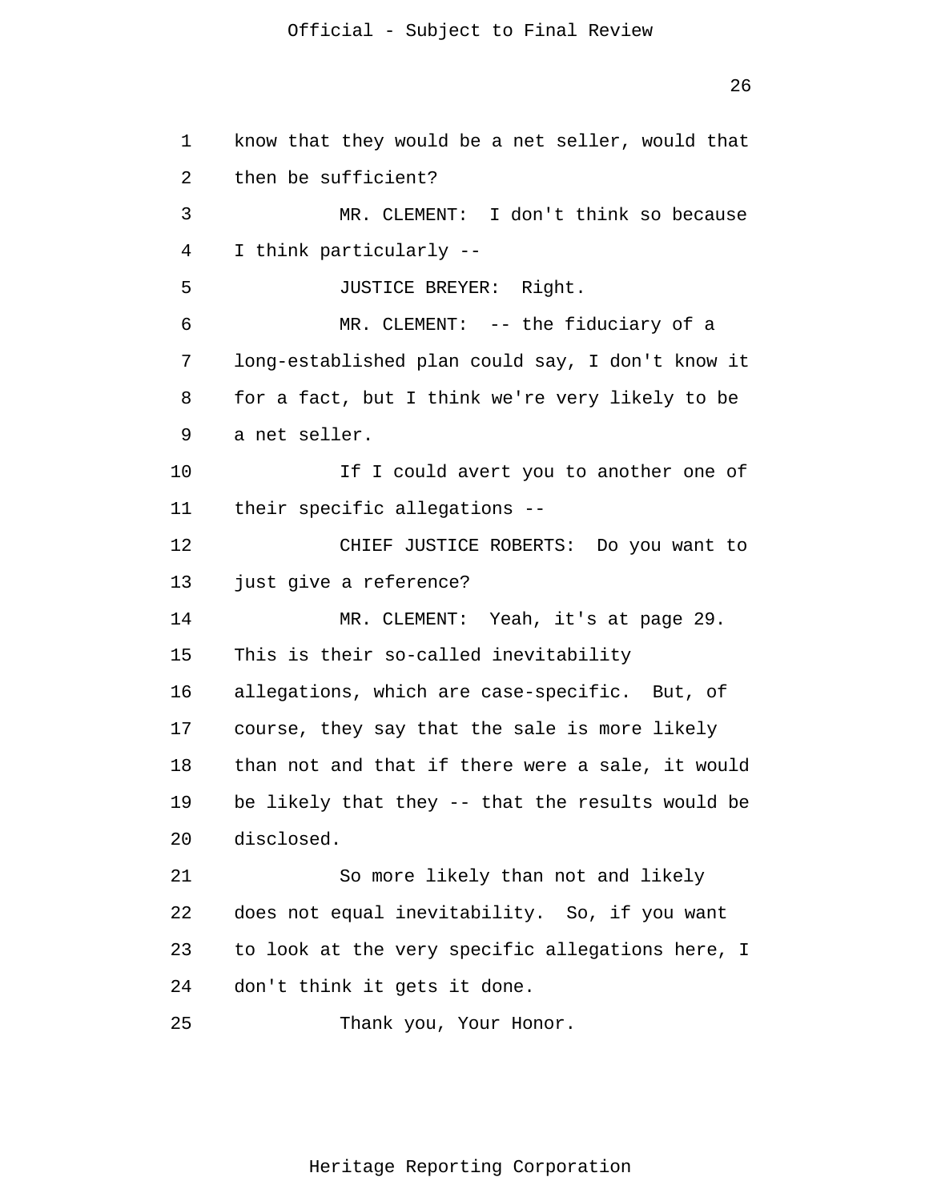know that they would be a net seller, would that then be sufficient?

MR. CLEMENT: I don't think so because I think particularly --

JUSTICE BREYER: Right.

MR. CLEMENT: -- the fiduciary of a long-established plan could say, I don't know it for a fact, but I think we're very likely to be a net seller.

If I could avert you to another one of their specific allegations --

CHIEF JUSTICE ROBERTS: Do you want to just give a reference?

MR. CLEMENT: Yeah, it's at page 29. This is their so-called inevitability allegations, which are case-specific. But, of course, they say that the sale is more likely than not and that if there were a sale, it would be likely that they -- that the results would be disclosed.

So more likely than not and likely does not equal inevitability. So, if you want to look at the very specific allegations here, I don't think it gets it done.

Thank you, Your Honor.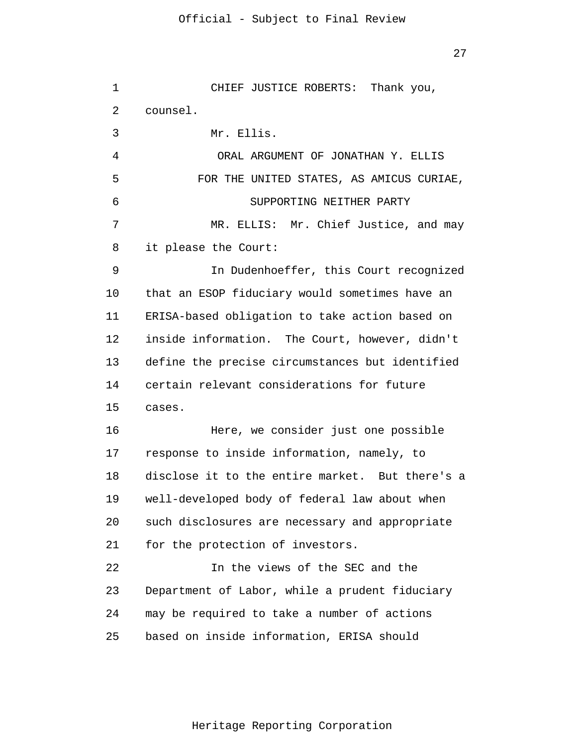CHIEF JUSTICE ROBERTS: Thank you, counsel.

Mr. Ellis.

ORAL ARGUMENT OF JONATHAN Y. ELLIS

FOR THE UNITED STATES, AS AMICUS CURIAE,

SUPPORTING NEITHER PARTY

MR. ELLIS: Mr. Chief Justice, and may it please the Court:

In Dudenhoeffer, this Court recognized that an ESOP fiduciary would sometimes have an ERISA-based obligation to take action based on inside information. The Court, however, didn't define the precise circumstances but identified certain relevant considerations for future cases.

Here, we consider just one possible response to inside information, namely, to disclose it to the entire market. But there's a well-developed body of federal law about when such disclosures are necessary and appropriate for the protection of investors.

In the views of the SEC and the Department of Labor, while a prudent fiduciary may be required to take a number of actions based on inside information, ERISA should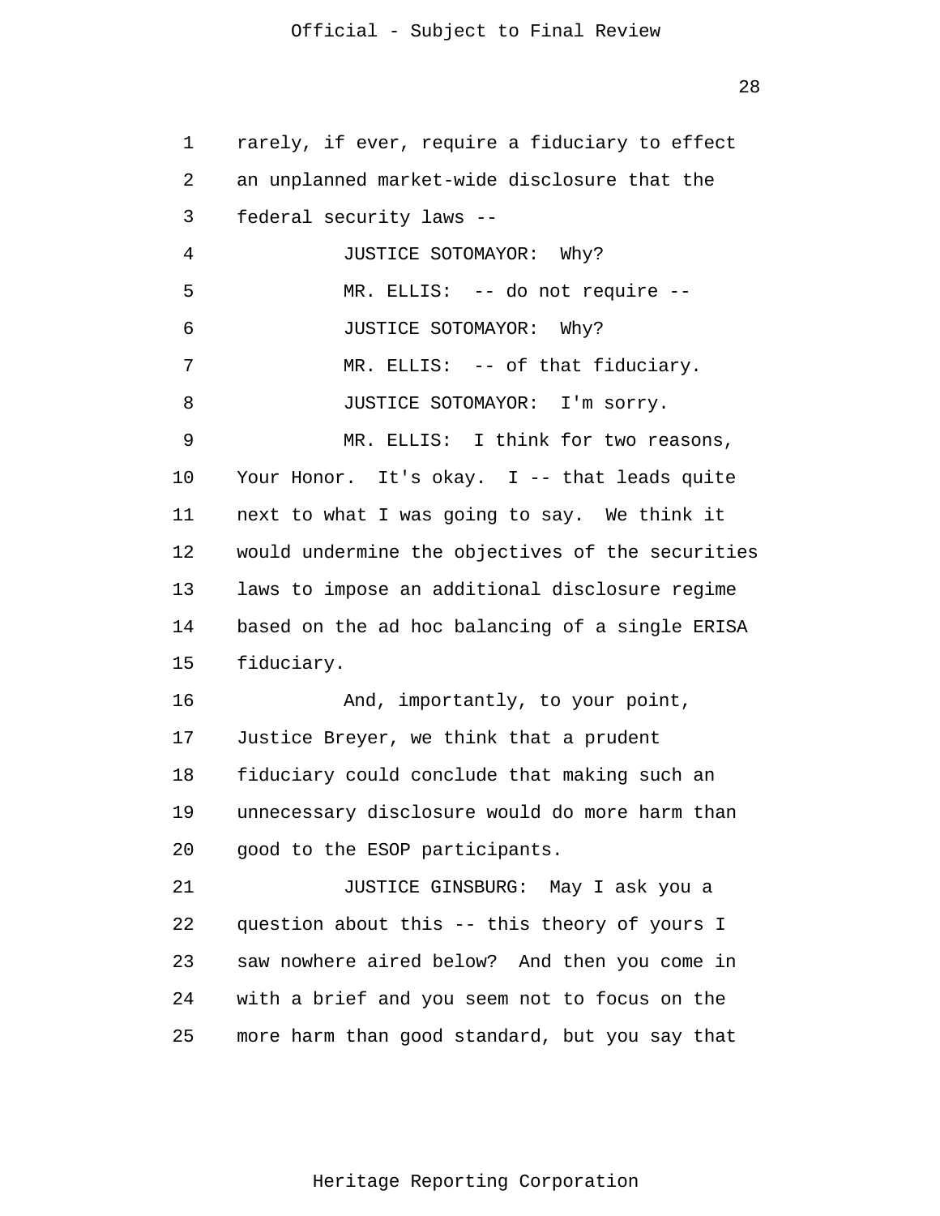rarely, if ever, require a fiduciary to effect an unplanned market-wide disclosure that the federal security laws --

JUSTICE SOTOMAYOR: Why?

MR. ELLIS: -- do not require --

JUSTICE SOTOMAYOR: Why?

MR. ELLIS: -- of that fiduciary.

JUSTICE SOTOMAYOR: I'm sorry.

MR. ELLIS: I think for two reasons, Your Honor. It's okay. I -- that leads quite next to what I was going to say. We think it would undermine the objectives of the securities laws to impose an additional disclosure regime based on the ad hoc balancing of a single ERISA fiduciary.

And, importantly, to your point, Justice Breyer, we think that a prudent fiduciary could conclude that making such an unnecessary disclosure would do more harm than good to the ESOP participants.

JUSTICE GINSBURG: May I ask you a question about this -- this theory of yours I saw nowhere aired below? And then you come in with a brief and you seem not to focus on the more harm than good standard, but you say that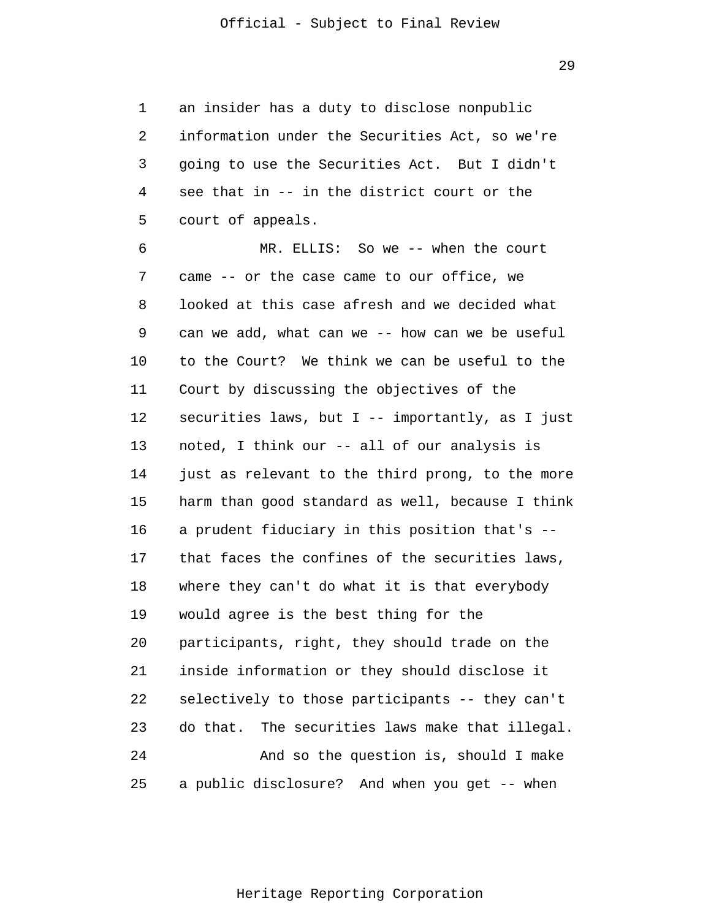an insider has a duty to disclose nonpublic information under the Securities Act, so we're going to use the Securities Act. But I didn't see that in -- in the district court or the court of appeals.

MR. ELLIS: So we -- when the court came -- or the case came to our office, we looked at this case afresh and we decided what can we add, what can we -- how can we be useful to the Court? We think we can be useful to the Court by discussing the objectives of the securities laws, but I -- importantly, as I just noted, I think our -- all of our analysis is just as relevant to the third prong, to the more harm than good standard as well, because I think a prudent fiduciary in this position that's -- that faces the confines of the securities laws, where they can't do what it is that everybody would agree is the best thing for the participants, right, they should trade on the inside information or they should disclose it selectively to those participants -- they can't do that. The securities laws make that illegal.

And so the question is, should I make a public disclosure? And when you get -- when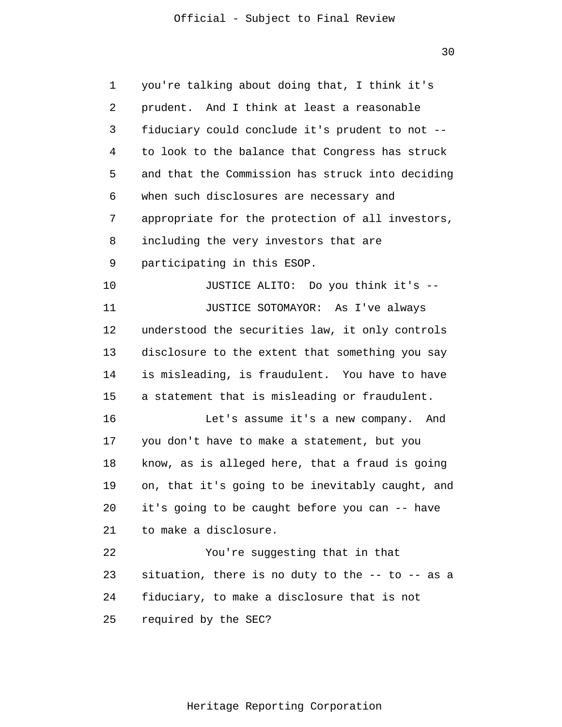you're talking about doing that, I think it's prudent. And I think at least a reasonable fiduciary could conclude it's prudent to not -- to look to the balance that Congress has struck and that the Commission has struck into deciding when such disclosures are necessary and appropriate for the protection of all investors, including the very investors that are participating in this ESOP.

JUSTICE ALITO: Do you think it's --

JUSTICE SOTOMAYOR: As I've always understood the securities law, it only controls disclosure to the extent that something you say is misleading, is fraudulent. You have to have a statement that is misleading or fraudulent.

Let's assume it's a new company. And you don't have to make a statement, but you know, as is alleged here, that a fraud is going on, that it's going to be inevitably caught, and it's going to be caught before you can -- have to make a disclosure.

You're suggesting that in that situation, there is no duty to the -- to -- as a fiduciary, to make a disclosure that is not required by the SEC?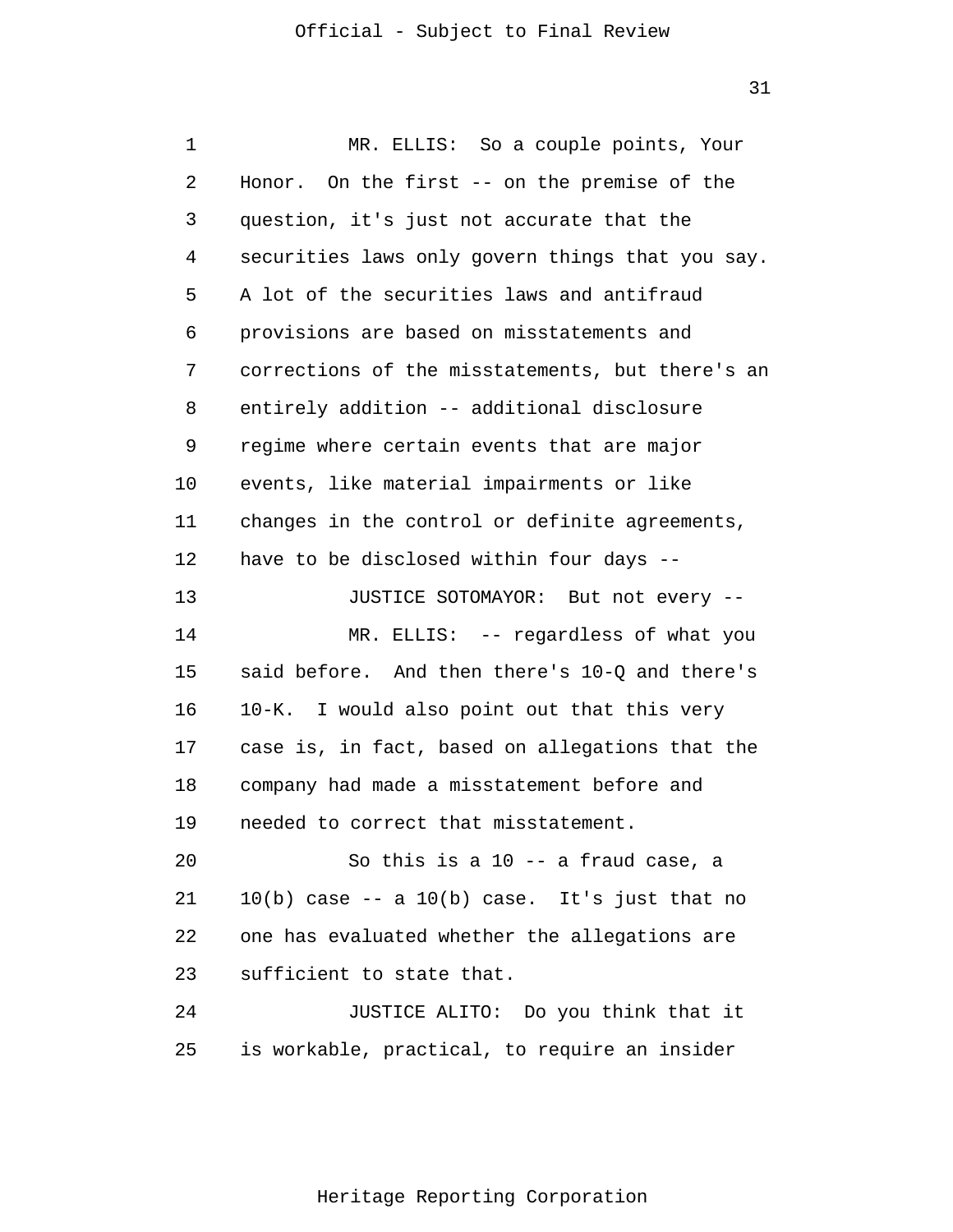MR. ELLIS: So a couple points, Your Honor. On the first -- on the premise of the question, it's just not accurate that the securities laws only govern things that you say. A lot of the securities laws and antifraud provisions are based on misstatements and corrections of the misstatements, but there's an entirely addition -- additional disclosure regime where certain events that are major events, like material impairments or like changes in the control or definite agreements, have to be disclosed within four days --

JUSTICE SOTOMAYOR: But not every --

MR. ELLIS: -- regardless of what you said before. And then there's 10-Q and there's 10-K. I would also point out that this very case is, in fact, based on allegations that the company had made a misstatement before and needed to correct that misstatement.

So this is a 10 -- a fraud case, a 10(b) case -- a 10(b) case. It's just that no one has evaluated whether the allegations are sufficient to state that.

JUSTICE ALITO: Do you think that it is workable, practical, to require an insider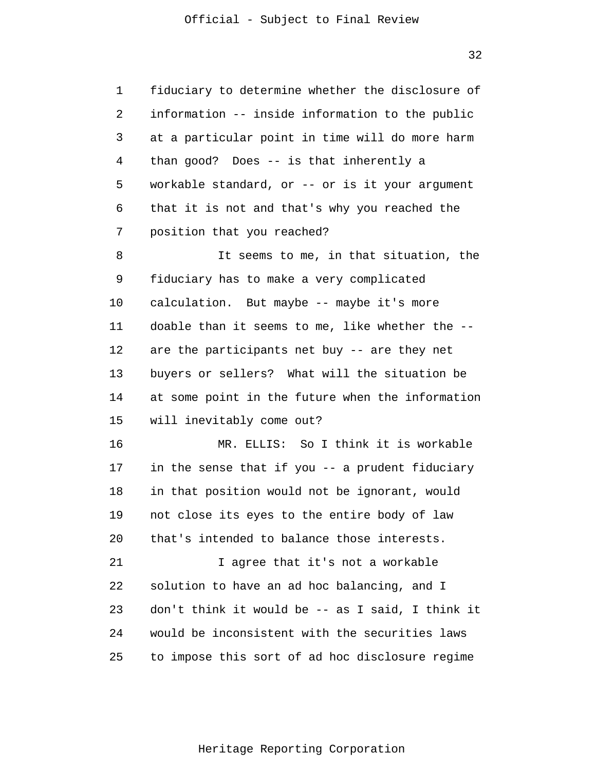fiduciary to determine whether the disclosure of information -- inside information to the public at a particular point in time will do more harm than good? Does -- is that inherently a workable standard, or -- or is it your argument that it is not and that's why you reached the position that you reached?

It seems to me, in that situation, the fiduciary has to make a very complicated calculation. But maybe -- maybe it's more doable than it seems to me, like whether the -- are the participants net buy -- are they net buyers or sellers? What will the situation be at some point in the future when the information will inevitably come out?

MR. ELLIS: So I think it is workable in the sense that if you -- a prudent fiduciary in that position would not be ignorant, would not close its eyes to the entire body of law that's intended to balance those interests.

I agree that it's not a workable solution to have an ad hoc balancing, and I don't think it would be -- as I said, I think it would be inconsistent with the securities laws to impose this sort of ad hoc disclosure regime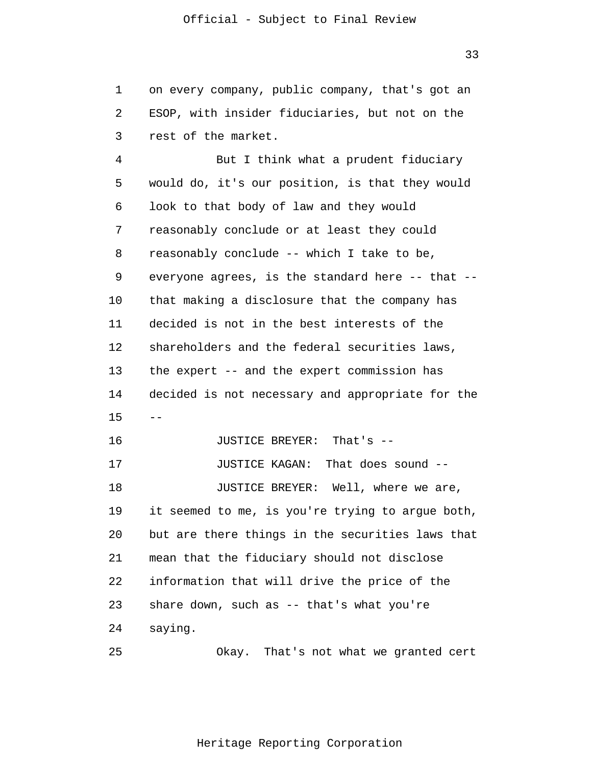on every company, public company, that's got an ESOP, with insider fiduciaries, but not on the rest of the market.

But I think what a prudent fiduciary would do, it's our position, is that they would look to that body of law and they would reasonably conclude or at least they could reasonably conclude -- which I take to be, everyone agrees, is the standard here -- that -- that making a disclosure that the company has decided is not in the best interests of the shareholders and the federal securities laws, the expert -- and the expert commission has decided is not necessary and appropriate for the --

JUSTICE BREYER: That's --

JUSTICE KAGAN: That does sound --

JUSTICE BREYER: Well, where we are, it seemed to me, is you're trying to argue both, but are there things in the securities laws that mean that the fiduciary should not disclose information that will drive the price of the share down, such as -- that's what you're saying.

Okay. That's not what we granted cert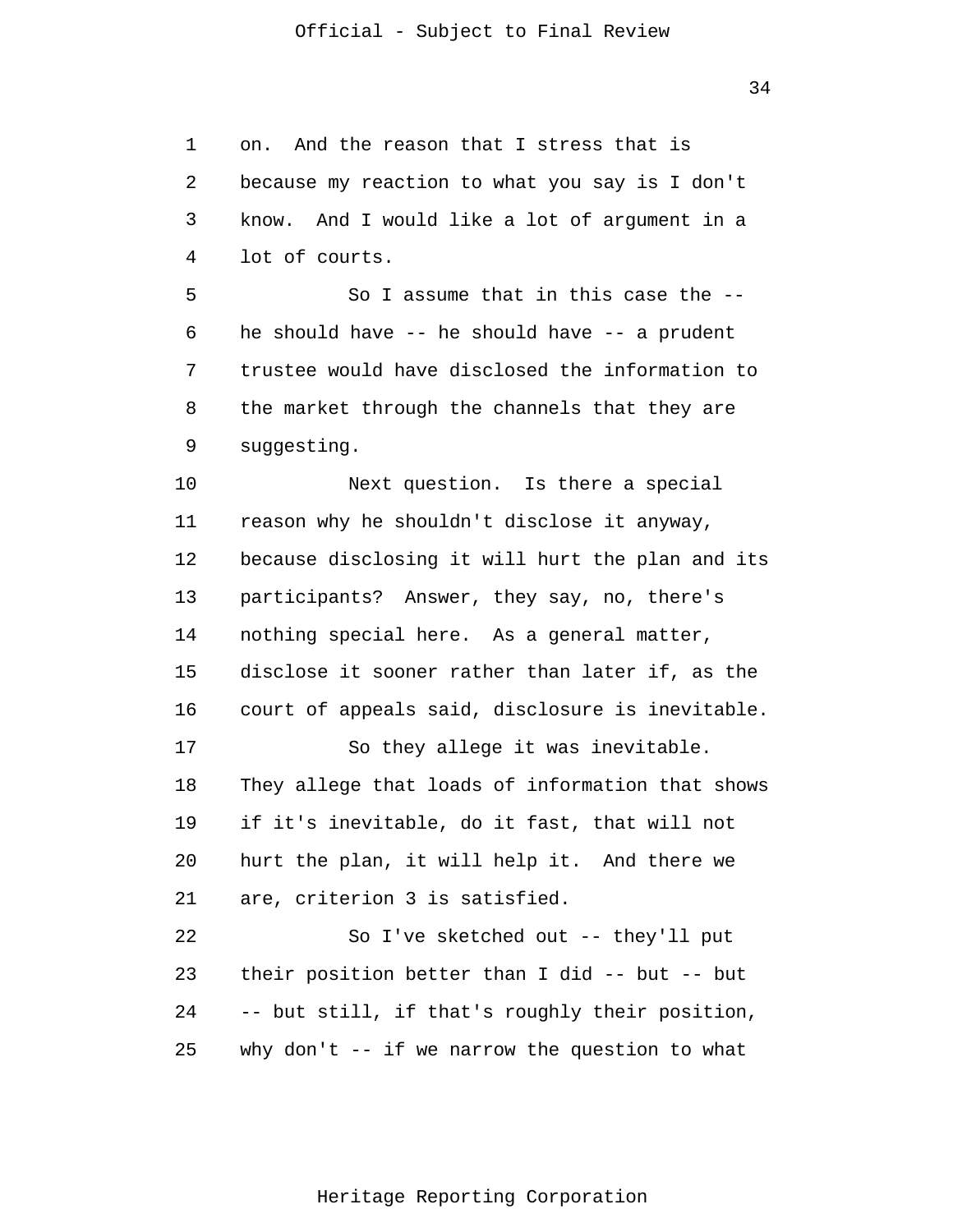on. And the reason that I stress that is because my reaction to what you say is I don't know. And I would like a lot of argument in a lot of courts.

So I assume that in this case the -- he should have -- he should have -- a prudent trustee would have disclosed the information to the market through the channels that they are suggesting.

Next question. Is there a special reason why he shouldn't disclose it anyway, because disclosing it will hurt the plan and its participants? Answer, they say, no, there's nothing special here. As a general matter, disclose it sooner rather than later if, as the court of appeals said, disclosure is inevitable.

So they allege it was inevitable. They allege that loads of information that shows if it's inevitable, do it fast, that will not hurt the plan, it will help it. And there we are, criterion 3 is satisfied.

So I've sketched out -- they'll put their position better than I did -- but -- but -- but still, if that's roughly their position, why don't -- if we narrow the question to what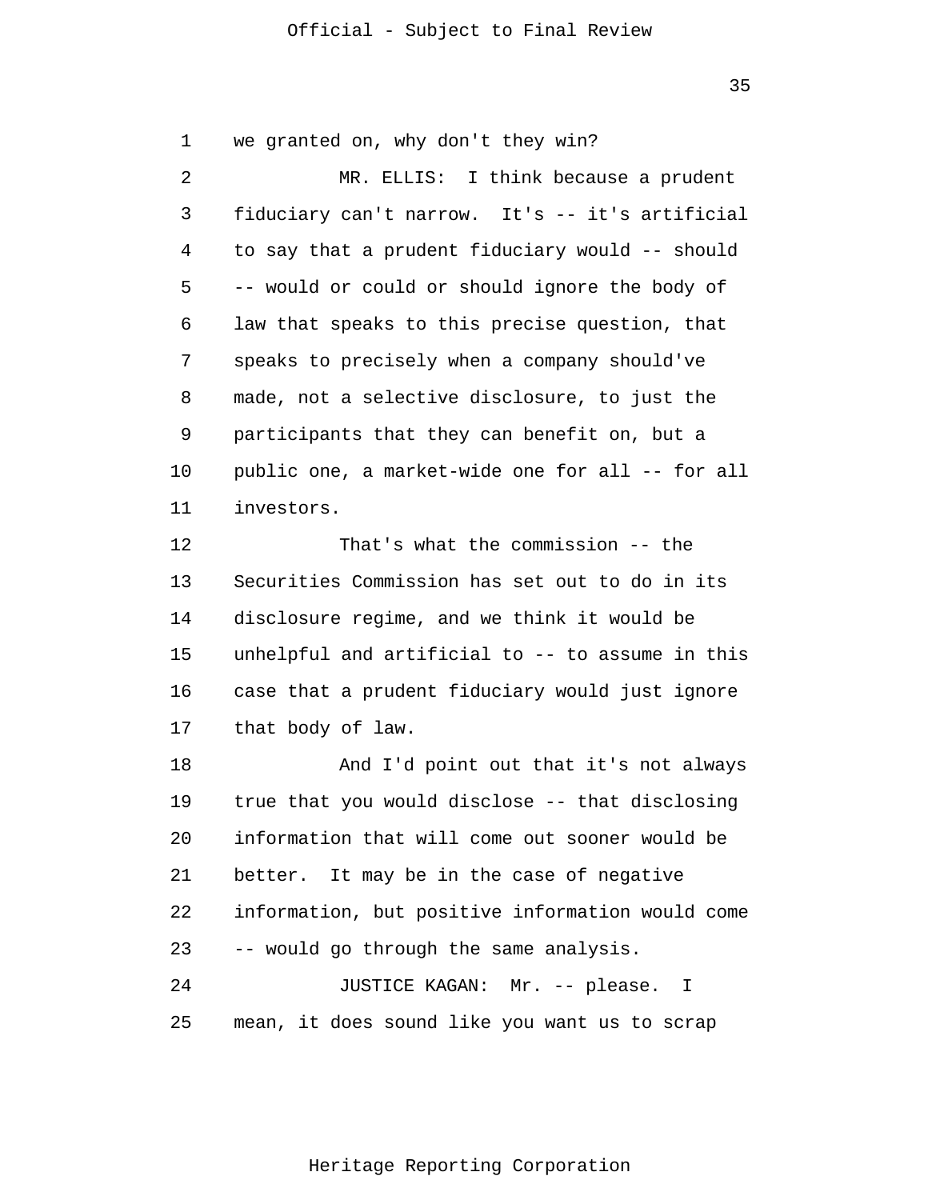we granted on, why don't they win?

MR. ELLIS: I think because a prudent fiduciary can't narrow. It's -- it's artificial to say that a prudent fiduciary would -- should -- would or could or should ignore the body of law that speaks to this precise question, that speaks to precisely when a company should've made, not a selective disclosure, to just the participants that they can benefit on, but a public one, a market-wide one for all -- for all investors.

That's what the commission -- the Securities Commission has set out to do in its disclosure regime, and we think it would be unhelpful and artificial to -- to assume in this case that a prudent fiduciary would just ignore that body of law.

And I'd point out that it's not always true that you would disclose -- that disclosing information that will come out sooner would be better. It may be in the case of negative information, but positive information would come -- would go through the same analysis.

JUSTICE KAGAN: Mr. -- please. I mean, it does sound like you want us to scrap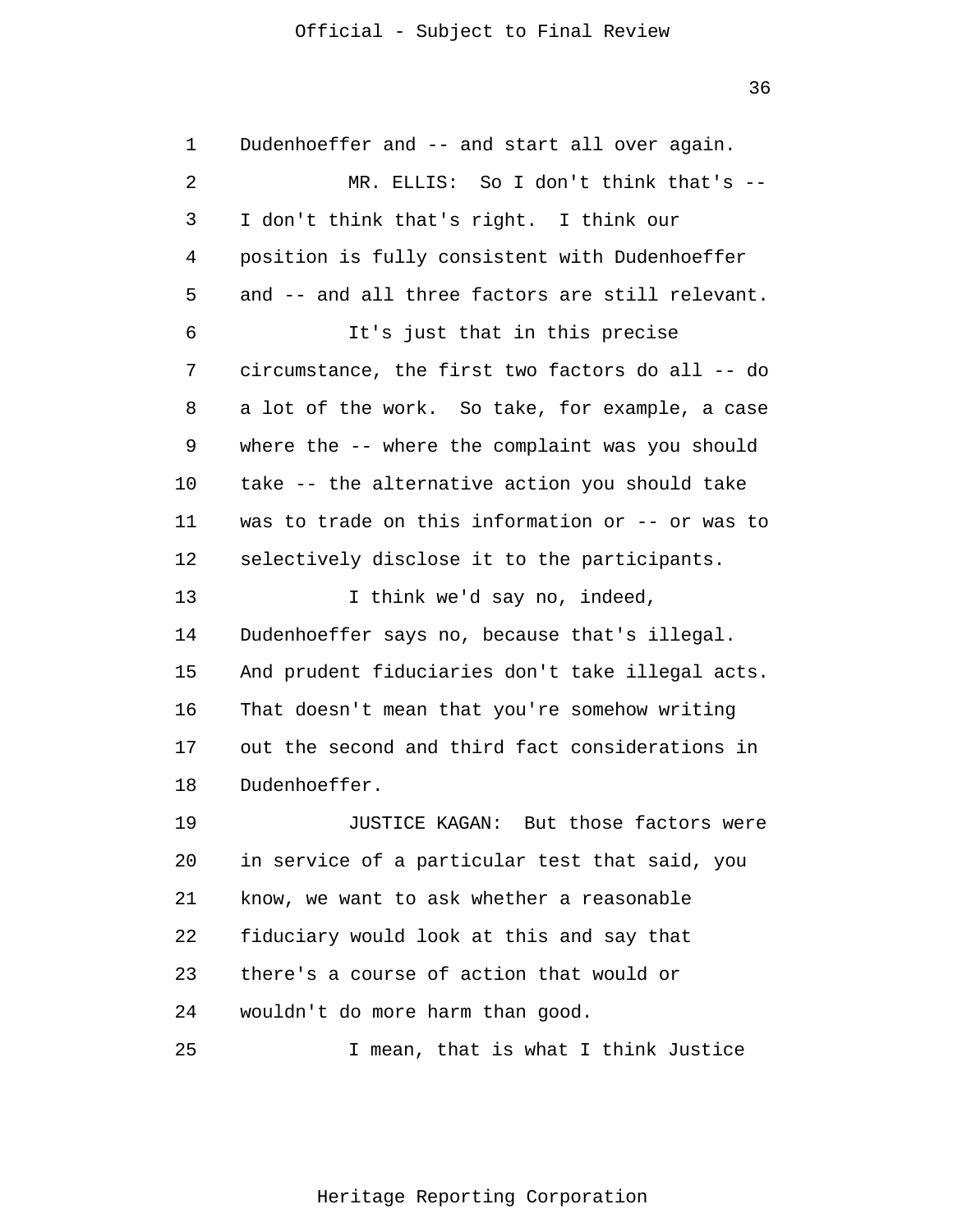Dudenhoeffer and -- and start all over again.

MR. ELLIS: So I don't think that's -- I don't think that's right. I think our position is fully consistent with Dudenhoeffer and -- and all three factors are still relevant.

It's just that in this precise circumstance, the first two factors do all -- do a lot of the work. So take, for example, a case where the -- where the complaint was you should take -- the alternative action you should take was to trade on this information or -- or was to selectively disclose it to the participants.

I think we'd say no, indeed, Dudenhoeffer says no, because that's illegal. And prudent fiduciaries don't take illegal acts. That doesn't mean that you're somehow writing out the second and third fact considerations in Dudenhoeffer.

JUSTICE KAGAN: But those factors were in service of a particular test that said, you know, we want to ask whether a reasonable fiduciary would look at this and say that there's a course of action that would or wouldn't do more harm than good.

I mean, that is what I think Justice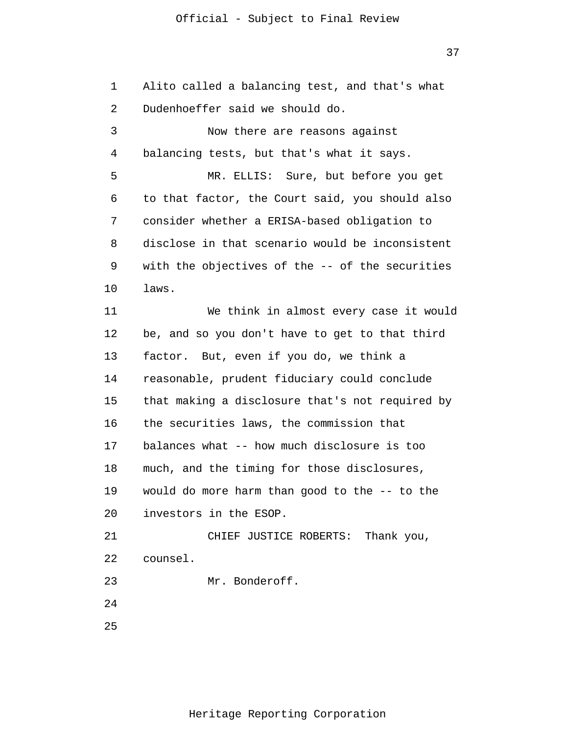Alito called a balancing test, and that's what Dudenhoeffer said we should do.

Now there are reasons against balancing tests, but that's what it says.

MR. ELLIS: Sure, but before you get to that factor, the Court said, you should also consider whether a ERISA-based obligation to disclose in that scenario would be inconsistent with the objectives of the -- of the securities laws.

We think in almost every case it would be, and so you don't have to get to that third factor. But, even if you do, we think a reasonable, prudent fiduciary could conclude that making a disclosure that's not required by the securities laws, the commission that balances what -- how much disclosure is too much, and the timing for those disclosures, would do more harm than good to the -- to the investors in the ESOP.

CHIEF JUSTICE ROBERTS: Thank you, counsel.

Mr. Bonderoff.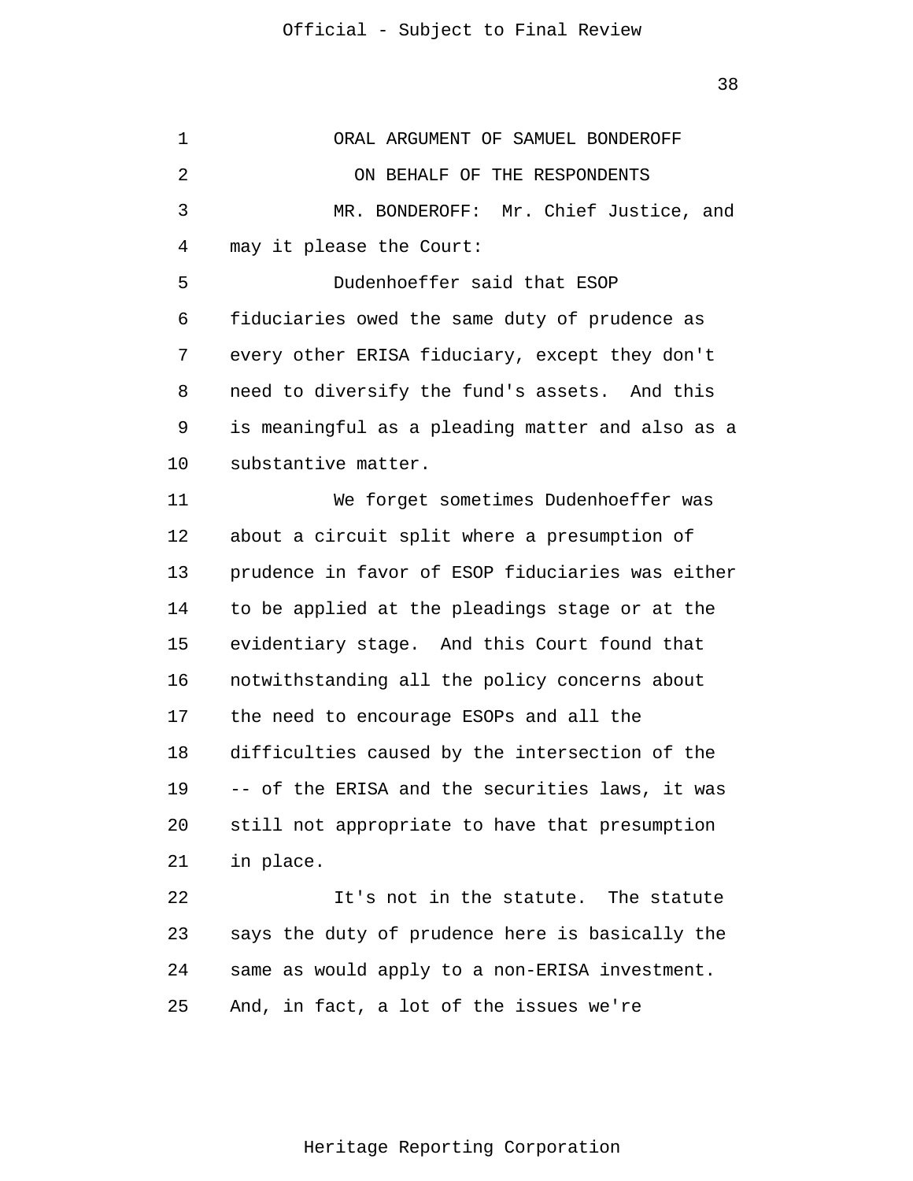ORAL ARGUMENT OF SAMUEL BONDEROFF

ON BEHALF OF THE RESPONDENTS

MR. BONDEROFF: Mr. Chief Justice, and may it please the Court:

Dudenhoeffer said that ESOP fiduciaries owed the same duty of prudence as every other ERISA fiduciary, except they don't need to diversify the fund's assets. And this is meaningful as a pleading matter and also as a substantive matter.

We forget sometimes Dudenhoeffer was about a circuit split where a presumption of prudence in favor of ESOP fiduciaries was either to be applied at the pleadings stage or at the evidentiary stage. And this Court found that notwithstanding all the policy concerns about the need to encourage ESOPs and all the difficulties caused by the intersection of the -- of the ERISA and the securities laws, it was still not appropriate to have that presumption in place.

It's not in the statute. The statute says the duty of prudence here is basically the same as would apply to a non-ERISA investment. And, in fact, a lot of the issues we're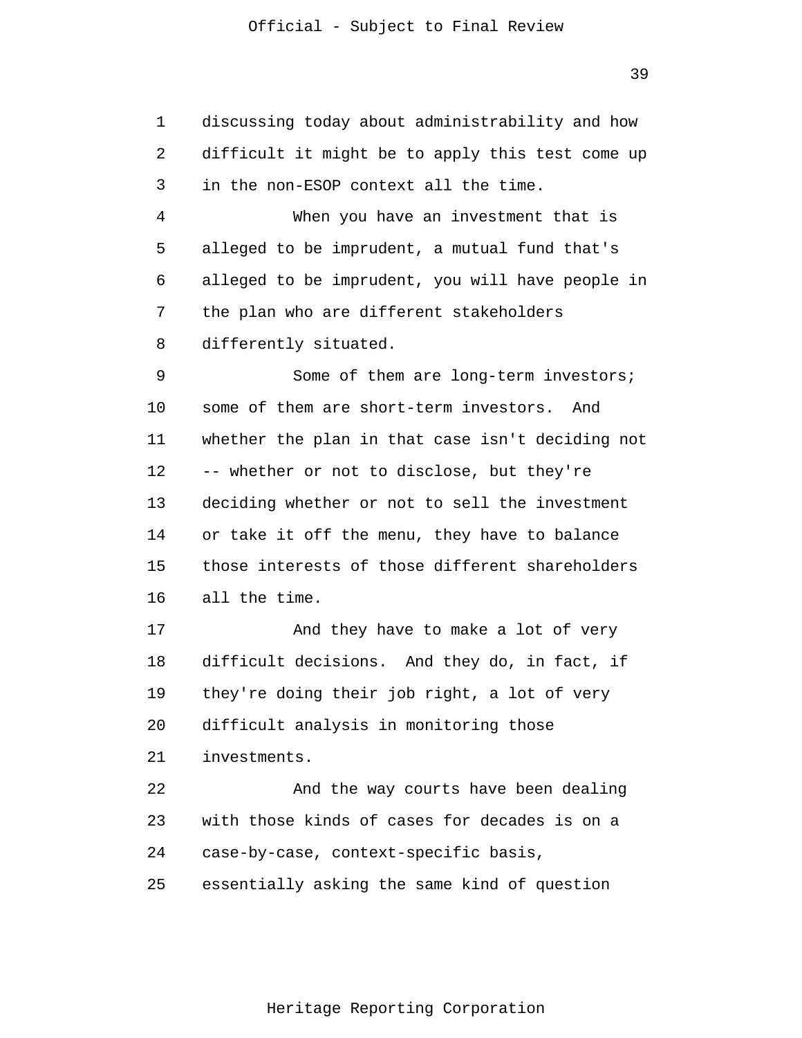discussing today about administrability and how difficult it might be to apply this test come up in the non-ESOP context all the time.

When you have an investment that is alleged to be imprudent, a mutual fund that's alleged to be imprudent, you will have people in the plan who are different stakeholders differently situated.

Some of them are long-term investors; some of them are short-term investors. And whether the plan in that case isn't deciding not -- whether or not to disclose, but they're deciding whether or not to sell the investment or take it off the menu, they have to balance those interests of those different shareholders all the time.

And they have to make a lot of very difficult decisions. And they do, in fact, if they're doing their job right, a lot of very difficult analysis in monitoring those investments.

And the way courts have been dealing with those kinds of cases for decades is on a case-by-case, context-specific basis, essentially asking the same kind of question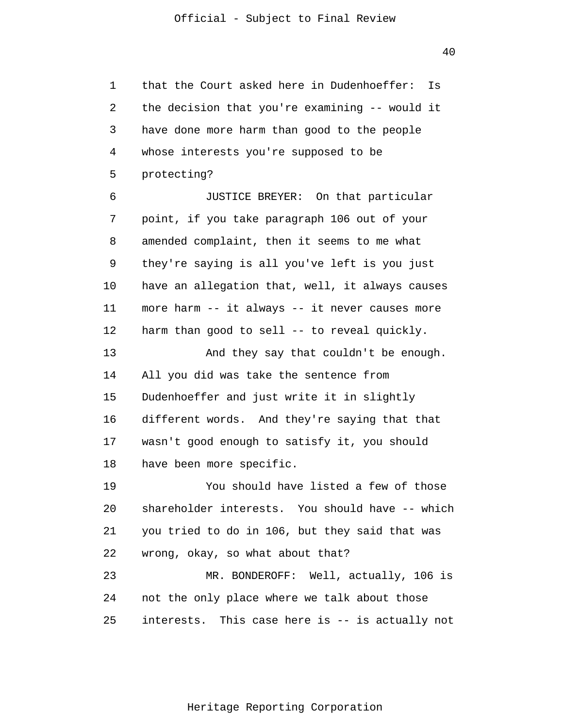that the Court asked here in Dudenhoeffer: Is the decision that you're examining -- would it have done more harm than good to the people whose interests you're supposed to be protecting?

JUSTICE BREYER: On that particular point, if you take paragraph 106 out of your amended complaint, then it seems to me what they're saying is all you've left is you just have an allegation that, well, it always causes more harm -- it always -- it never causes more harm than good to sell -- to reveal quickly.

And they say that couldn't be enough. All you did was take the sentence from Dudenhoeffer and just write it in slightly different words. And they're saying that that wasn't good enough to satisfy it, you should have been more specific.

You should have listed a few of those shareholder interests. You should have -- which you tried to do in 106, but they said that was wrong, okay, so what about that?

MR. BONDEROFF: Well, actually, 106 is not the only place where we talk about those interests. This case here is -- is actually not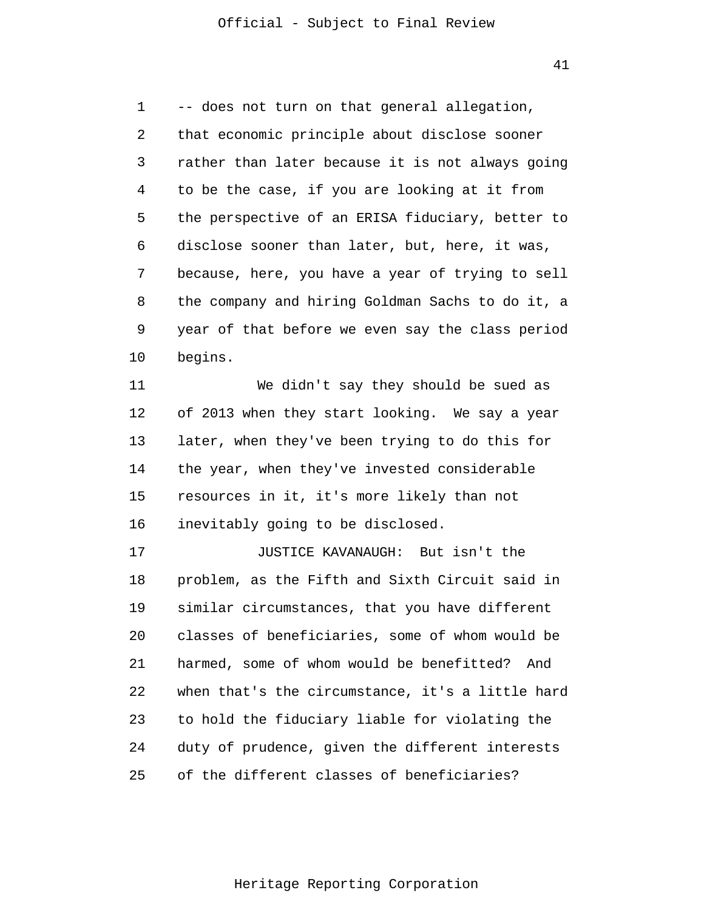-- does not turn on that general allegation, that economic principle about disclose sooner rather than later because it is not always going to be the case, if you are looking at it from the perspective of an ERISA fiduciary, better to disclose sooner than later, but, here, it was, because, here, you have a year of trying to sell the company and hiring Goldman Sachs to do it, a year of that before we even say the class period begins.

We didn't say they should be sued as of 2013 when they start looking. We say a year later, when they've been trying to do this for the year, when they've invested considerable resources in it, it's more likely than not inevitably going to be disclosed.

JUSTICE KAVANAUGH: But isn't the problem, as the Fifth and Sixth Circuit said in similar circumstances, that you have different classes of beneficiaries, some of whom would be harmed, some of whom would be benefitted? And when that's the circumstance, it's a little hard to hold the fiduciary liable for violating the duty of prudence, given the different interests of the different classes of beneficiaries?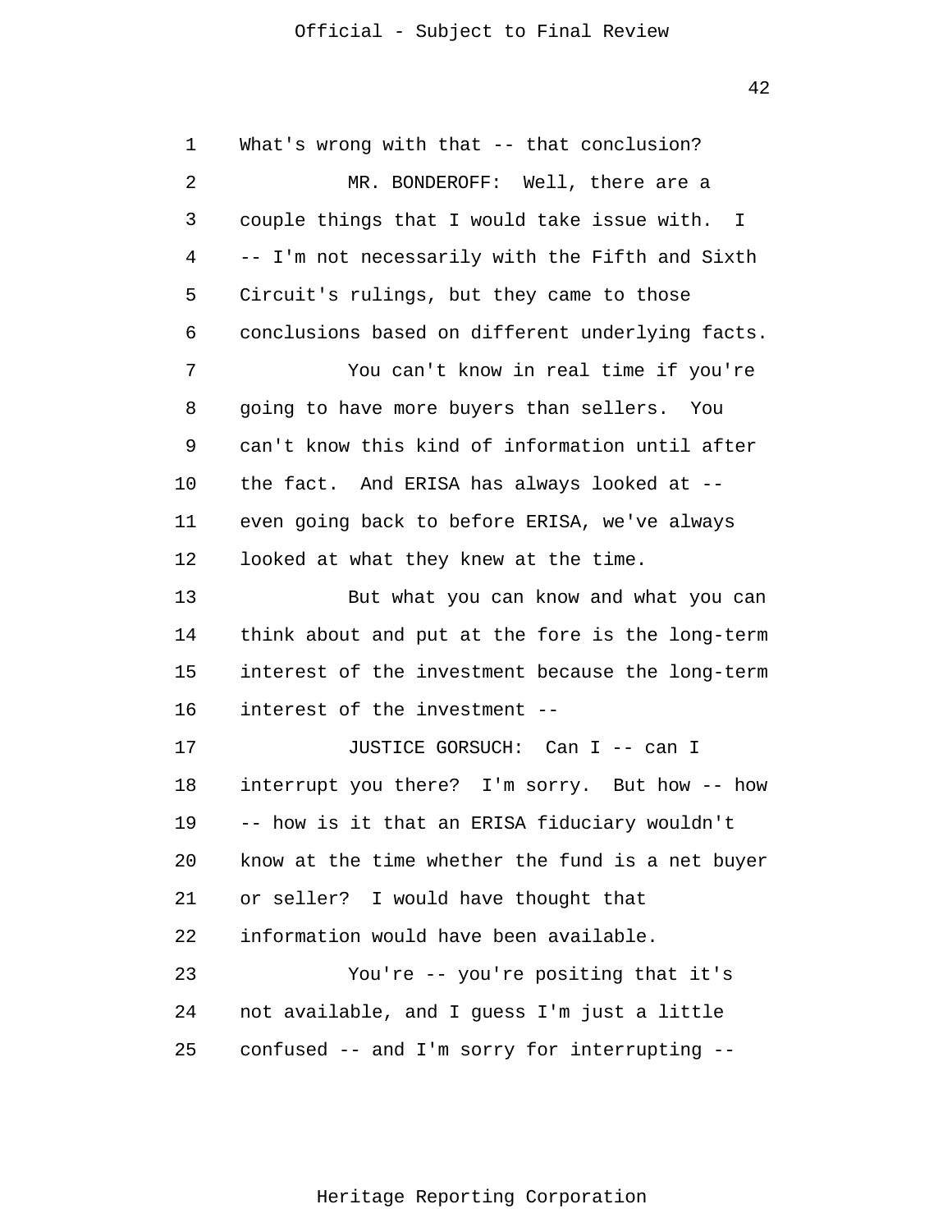What's wrong with that -- that conclusion?

MR. BONDEROFF: Well, there are a couple things that I would take issue with. I -- I'm not necessarily with the Fifth and Sixth Circuit's rulings, but they came to those conclusions based on different underlying facts.

You can't know in real time if you're going to have more buyers than sellers. You can't know this kind of information until after the fact. And ERISA has always looked at -- even going back to before ERISA, we've always looked at what they knew at the time.

But what you can know and what you can think about and put at the fore is the long-term interest of the investment because the long-term interest of the investment --

JUSTICE GORSUCH: Can I -- can I interrupt you there? I'm sorry. But how -- how -- how is it that an ERISA fiduciary wouldn't know at the time whether the fund is a net buyer or seller? I would have thought that information would have been available.

You're -- you're positing that it's not available, and I guess I'm just a little confused -- and I'm sorry for interrupting --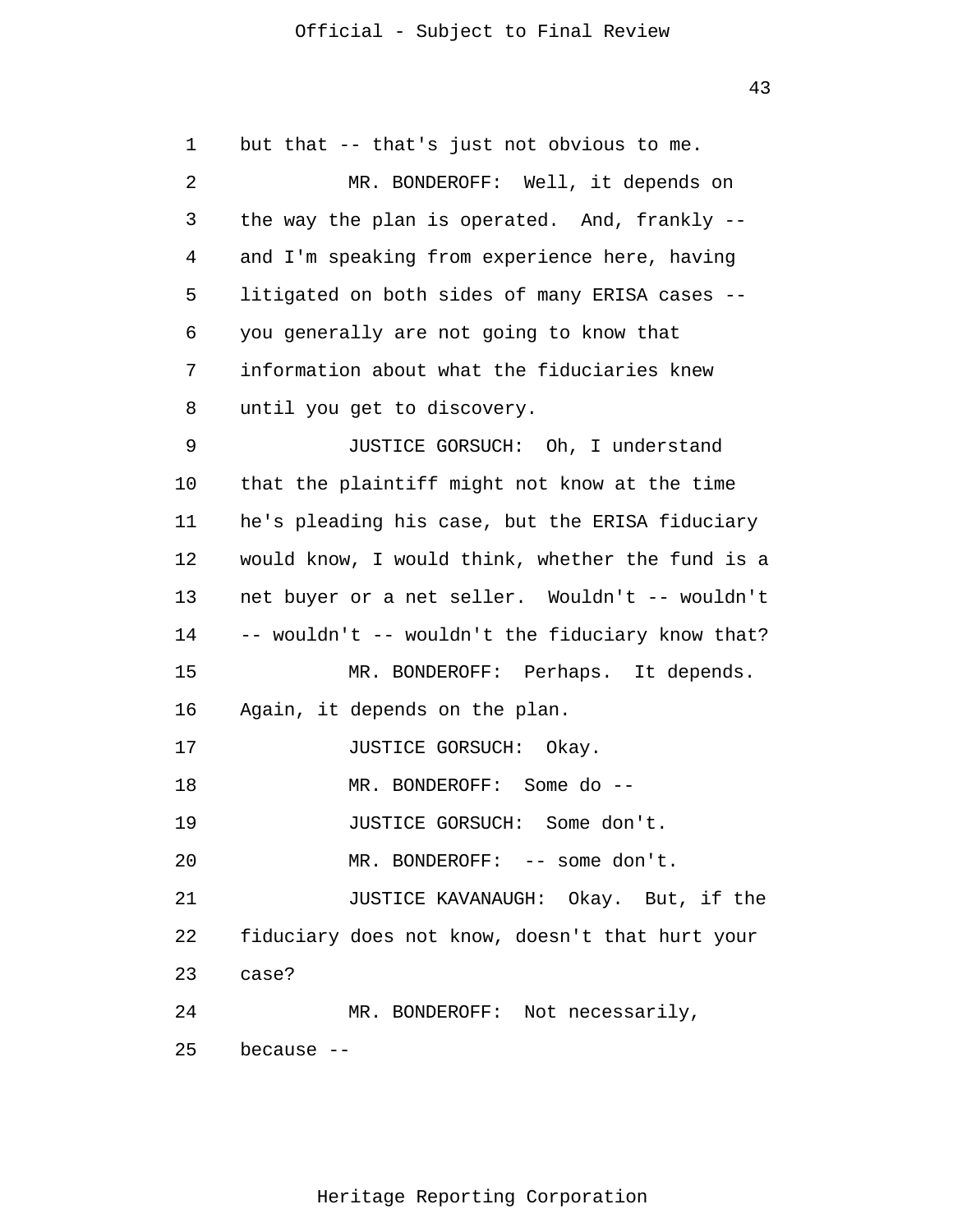but that -- that's just not obvious to me.

MR. BONDEROFF: Well, it depends on the way the plan is operated. And, frankly -- and I'm speaking from experience here, having litigated on both sides of many ERISA cases -- you generally are not going to know that information about what the fiduciaries knew until you get to discovery.

JUSTICE GORSUCH: Oh, I understand that the plaintiff might not know at the time he's pleading his case, but the ERISA fiduciary would know, I would think, whether the fund is a net buyer or a net seller. Wouldn't -- wouldn't -- wouldn't -- wouldn't the fiduciary know that?

MR. BONDEROFF: Perhaps. It depends. Again, it depends on the plan.

JUSTICE GORSUCH: Okay.

MR. BONDEROFF: Some do --

JUSTICE GORSUCH: Some don't.

MR. BONDEROFF: -- some don't.

JUSTICE KAVANAUGH: Okay. But, if the fiduciary does not know, doesn't that hurt your case?

MR. BONDEROFF: Not necessarily, because --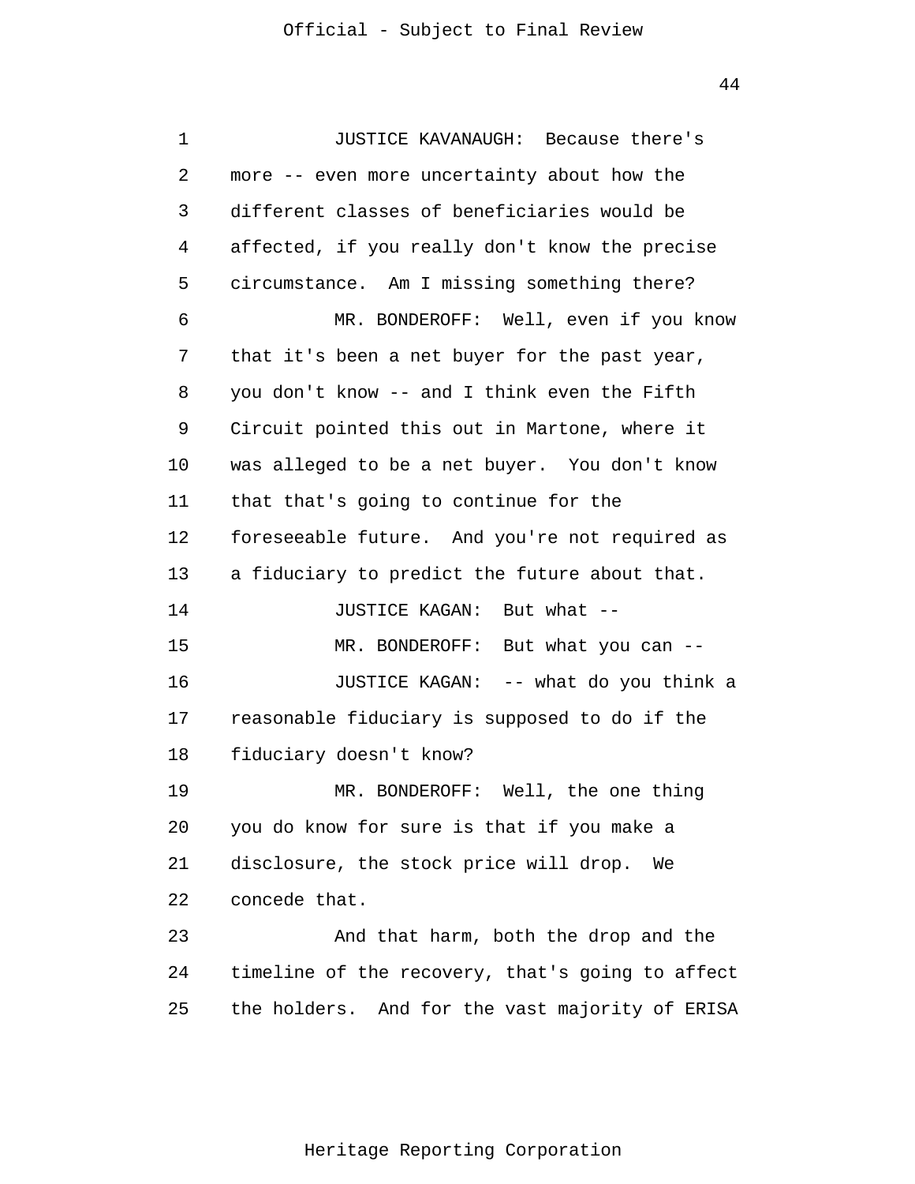JUSTICE KAVANAUGH: Because there's more -- even more uncertainty about how the different classes of beneficiaries would be affected, if you really don't know the precise circumstance. Am I missing something there?

MR. BONDEROFF: Well, even if you know that it's been a net buyer for the past year, you don't know -- and I think even the Fifth Circuit pointed this out in Martone, where it was alleged to be a net buyer. You don't know that that's going to continue for the foreseeable future. And you're not required as a fiduciary to predict the future about that.

JUSTICE KAGAN: But what --

MR. BONDEROFF: But what you can --

JUSTICE KAGAN: -- what do you think a reasonable fiduciary is supposed to do if the fiduciary doesn't know?

MR. BONDEROFF: Well, the one thing you do know for sure is that if you make a disclosure, the stock price will drop. We concede that.

And that harm, both the drop and the timeline of the recovery, that's going to affect the holders. And for the vast majority of ERISA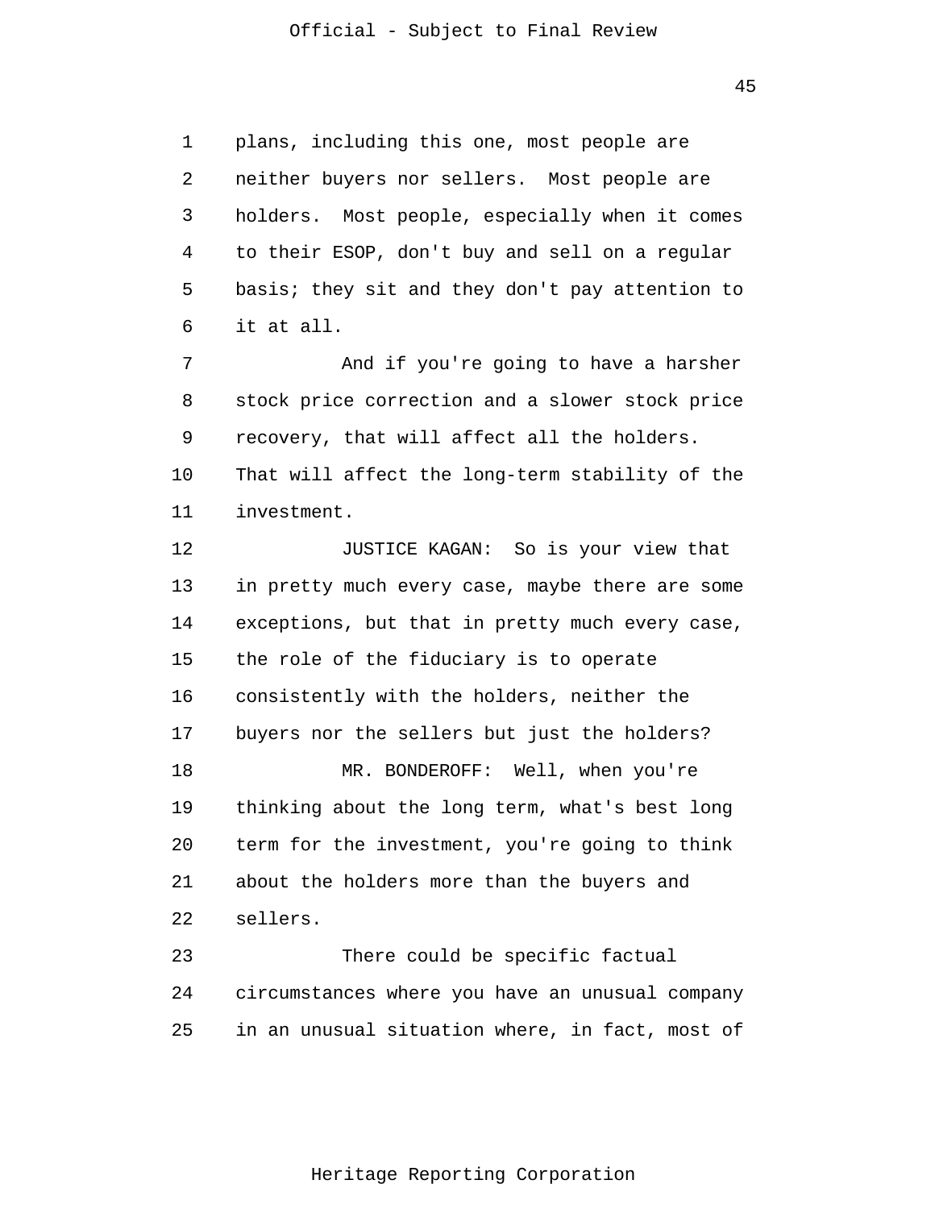plans, including this one, most people are neither buyers nor sellers. Most people are holders. Most people, especially when it comes to their ESOP, don't buy and sell on a regular basis; they sit and they don't pay attention to it at all.

And if you're going to have a harsher stock price correction and a slower stock price recovery, that will affect all the holders. That will affect the long-term stability of the investment.

JUSTICE KAGAN: So is your view that in pretty much every case, maybe there are some exceptions, but that in pretty much every case, the role of the fiduciary is to operate consistently with the holders, neither the buyers nor the sellers but just the holders?

MR. BONDEROFF: Well, when you're thinking about the long term, what's best long term for the investment, you're going to think about the holders more than the buyers and sellers.

There could be specific factual circumstances where you have an unusual company in an unusual situation where, in fact, most of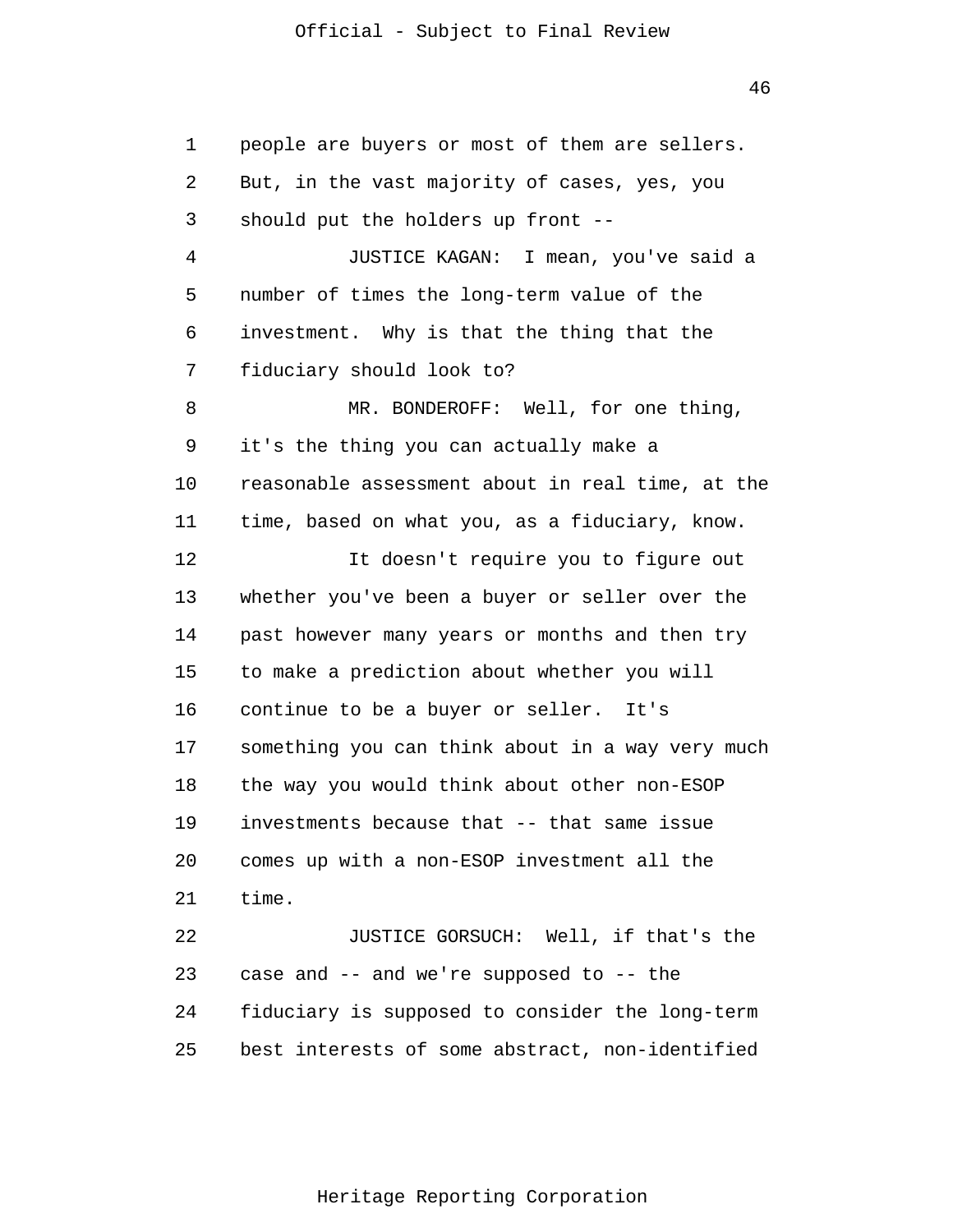people are buyers or most of them are sellers. But, in the vast majority of cases, yes, you should put the holders up front --

JUSTICE KAGAN: I mean, you've said a number of times the long-term value of the investment. Why is that the thing that the fiduciary should look to?

MR. BONDEROFF: Well, for one thing, it's the thing you can actually make a reasonable assessment about in real time, at the time, based on what you, as a fiduciary, know.

It doesn't require you to figure out whether you've been a buyer or seller over the past however many years or months and then try to make a prediction about whether you will continue to be a buyer or seller. It's something you can think about in a way very much the way you would think about other non-ESOP investments because that -- that same issue comes up with a non-ESOP investment all the time.

JUSTICE GORSUCH: Well, if that's the case and -- and we're supposed to -- the fiduciary is supposed to consider the long-term best interests of some abstract, non-identified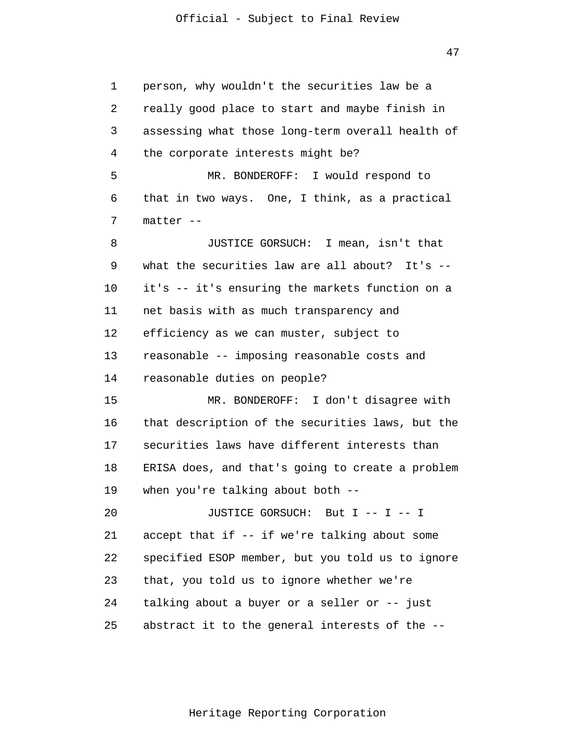person, why wouldn't the securities law be a really good place to start and maybe finish in assessing what those long-term overall health of the corporate interests might be?

MR. BONDEROFF: I would respond to that in two ways. One, I think, as a practical matter --

JUSTICE GORSUCH: I mean, isn't that what the securities law are all about? It's -- it's -- it's ensuring the markets function on a net basis with as much transparency and efficiency as we can muster, subject to reasonable -- imposing reasonable costs and reasonable duties on people?

MR. BONDEROFF: I don't disagree with that description of the securities laws, but the securities laws have different interests than ERISA does, and that's going to create a problem when you're talking about both --

JUSTICE GORSUCH: But I -- I -- I accept that if -- if we're talking about some specified ESOP member, but you told us to ignore that, you told us to ignore whether we're talking about a buyer or a seller or -- just abstract it to the general interests of the --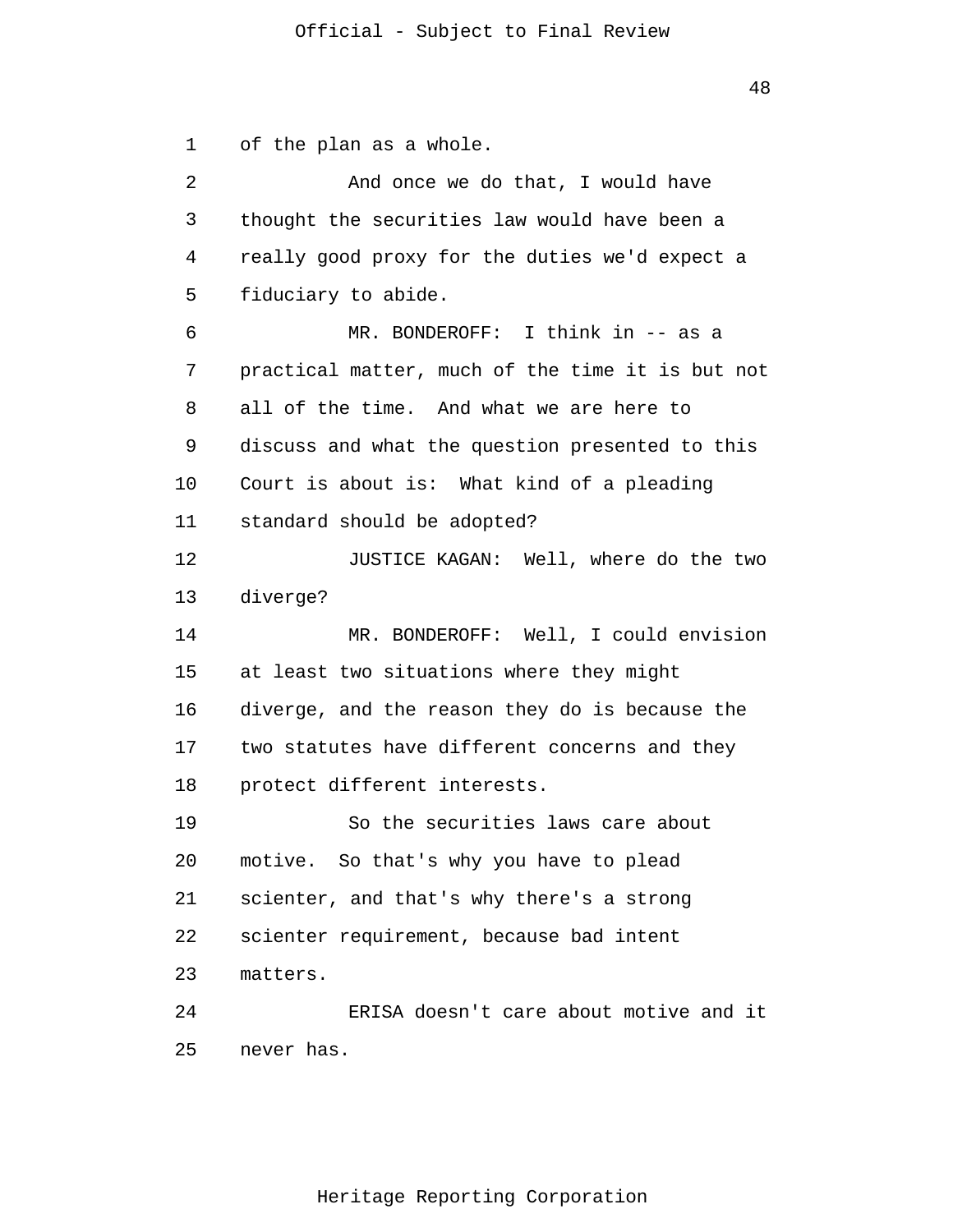of the plan as a whole.

And once we do that, I would have thought the securities law would have been a really good proxy for the duties we'd expect a fiduciary to abide.

MR. BONDEROFF: I think in -- as a practical matter, much of the time it is but not all of the time. And what we are here to discuss and what the question presented to this Court is about is: What kind of a pleading standard should be adopted?

JUSTICE KAGAN: Well, where do the two diverge?

MR. BONDEROFF: Well, I could envision at least two situations where they might diverge, and the reason they do is because the two statutes have different concerns and they protect different interests.

So the securities laws care about motive. So that's why you have to plead scienter, and that's why there's a strong scienter requirement, because bad intent matters.

ERISA doesn't care about motive and it never has.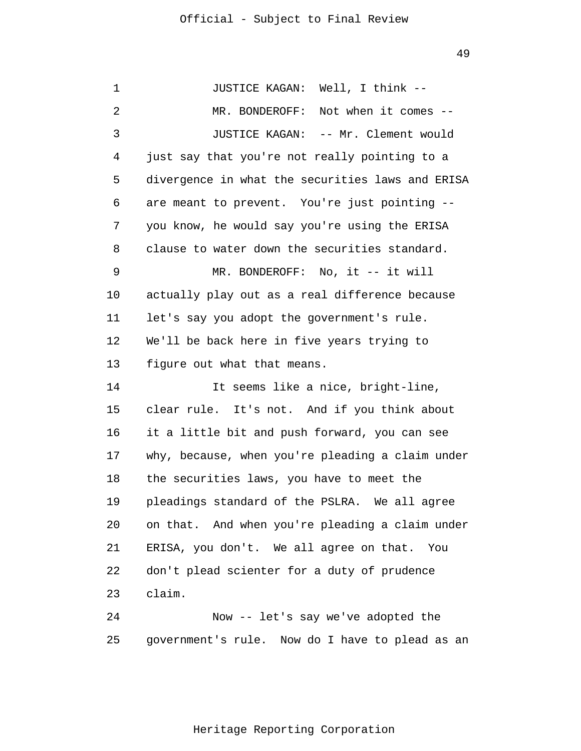JUSTICE KAGAN: Well, I think --

MR. BONDEROFF: Not when it comes --

JUSTICE KAGAN: -- Mr. Clement would just say that you're not really pointing to a divergence in what the securities laws and ERISA are meant to prevent. You're just pointing -- you know, he would say you're using the ERISA clause to water down the securities standard.

MR. BONDEROFF: No, it -- it will actually play out as a real difference because let's say you adopt the government's rule. We'll be back here in five years trying to figure out what that means.

It seems like a nice, bright-line, clear rule. It's not. And if you think about it a little bit and push forward, you can see why, because, when you're pleading a claim under the securities laws, you have to meet the pleadings standard of the PSLRA. We all agree on that. And when you're pleading a claim under ERISA, you don't. We all agree on that. You don't plead scienter for a duty of prudence claim.

Now -- let's say we've adopted the government's rule. Now do I have to plead as an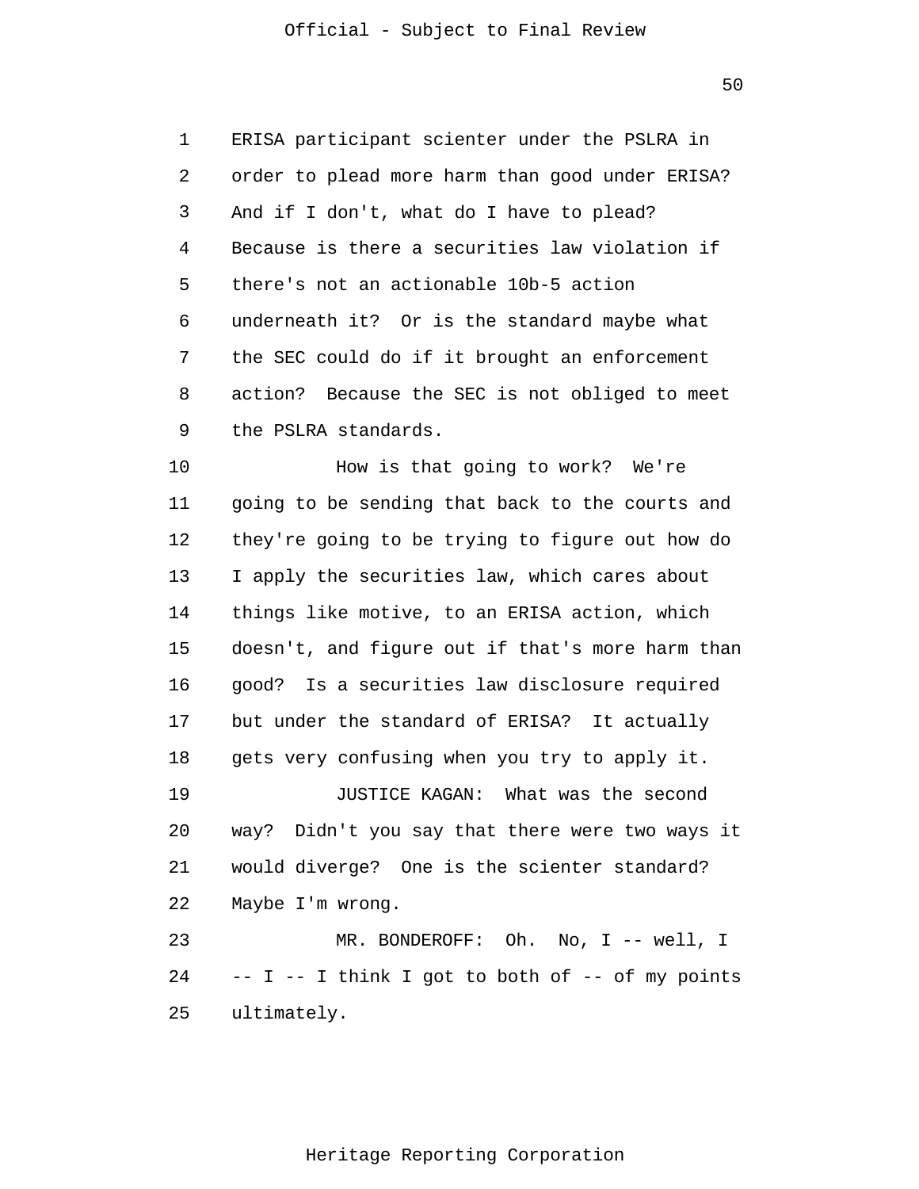1 ERISA participant scienter under the PSLRA in
2 order to plead more harm than good under ERISA?
3 And if I don't, what do I have to plead?
4 Because is there a securities law violation if
5 there's not an actionable 10b-5 action
6 underneath it? Or is the standard maybe what
7 the SEC could do if it brought an enforcement
8 action? Because the SEC is not obliged to meet
9 the PSLRA standards.

10 How is that going to work? We're
11 going to be sending that back to the courts and
12 they're going to be trying to figure out how do
13 I apply the securities law, which cares about
14 things like motive, to an ERISA action, which
15 doesn't, and figure out if that's more harm than
16 good? Is a securities law disclosure required
17 but under the standard of ERISA? It actually
18 gets very confusing when you try to apply it.

19 JUSTICE KAGAN: What was the second
20 way? Didn't you say that there were two ways it
21 would diverge? One is the scienter standard?
22 Maybe I'm wrong.

23 MR. BONDEROFF: Oh. No, I -- well, I
24 -- I -- I think I got to both of -- of my points
25 ultimately.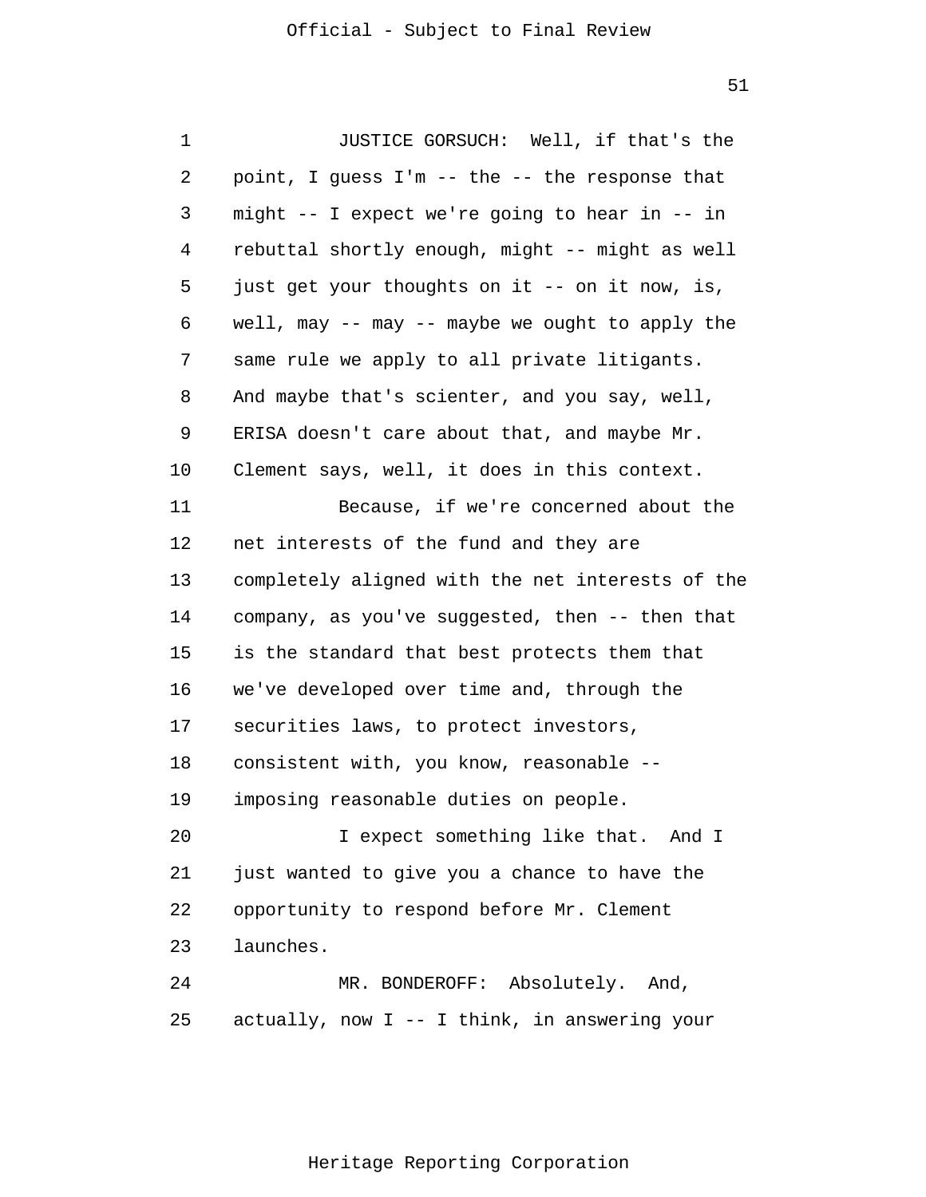JUSTICE GORSUCH: Well, if that's the point, I guess I'm -- the -- the response that might -- I expect we're going to hear in -- in rebuttal shortly enough, might -- might as well just get your thoughts on it -- on it now, is, well, may -- may -- maybe we ought to apply the same rule we apply to all private litigants. And maybe that's scienter, and you say, well, ERISA doesn't care about that, and maybe Mr. Clement says, well, it does in this context.

Because, if we're concerned about the net interests of the fund and they are completely aligned with the net interests of the company, as you've suggested, then -- then that is the standard that best protects them that we've developed over time and, through the securities laws, to protect investors, consistent with, you know, reasonable -- imposing reasonable duties on people.

I expect something like that. And I just wanted to give you a chance to have the opportunity to respond before Mr. Clement launches.

MR. BONDEROFF: Absolutely. And, actually, now I -- I think, in answering your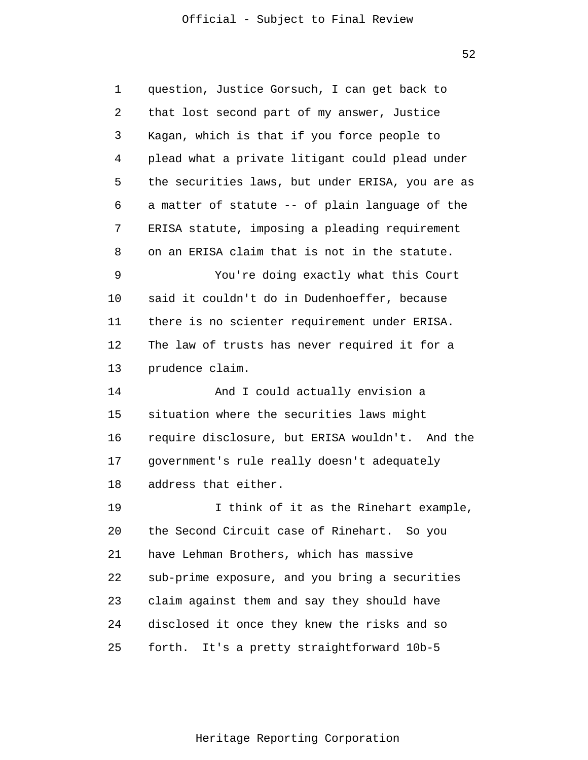question, Justice Gorsuch, I can get back to that lost second part of my answer, Justice Kagan, which is that if you force people to plead what a private litigant could plead under the securities laws, but under ERISA, you are as a matter of statute -- of plain language of the ERISA statute, imposing a pleading requirement on an ERISA claim that is not in the statute.

You're doing exactly what this Court said it couldn't do in Dudenhoeffer, because there is no scienter requirement under ERISA. The law of trusts has never required it for a prudence claim.

And I could actually envision a situation where the securities laws might require disclosure, but ERISA wouldn't. And the government's rule really doesn't adequately address that either.

I think of it as the Rinehart example, the Second Circuit case of Rinehart. So you have Lehman Brothers, which has massive sub-prime exposure, and you bring a securities claim against them and say they should have disclosed it once they knew the risks and so forth. It's a pretty straightforward 10b-5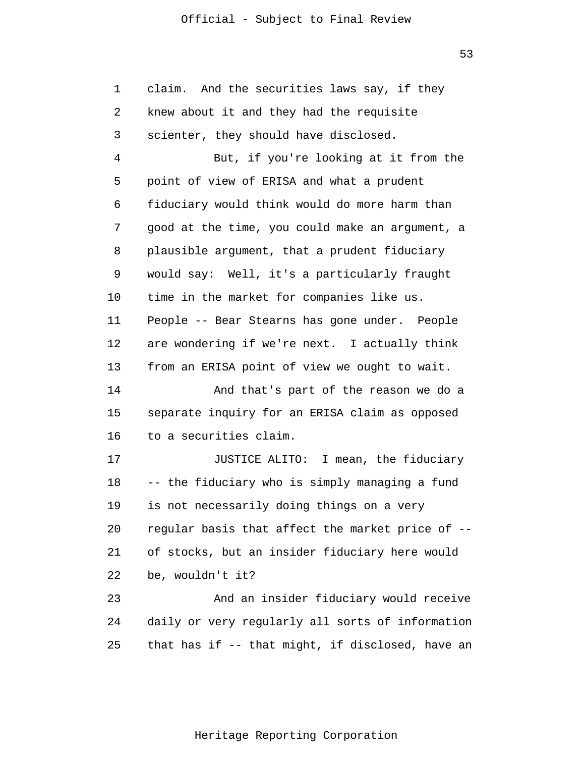claim. And the securities laws say, if they knew about it and they had the requisite scienter, they should have disclosed.

But, if you're looking at it from the point of view of ERISA and what a prudent fiduciary would think would do more harm than good at the time, you could make an argument, a plausible argument, that a prudent fiduciary would say: Well, it's a particularly fraught time in the market for companies like us. People -- Bear Stearns has gone under. People are wondering if we're next. I actually think from an ERISA point of view we ought to wait.

And that's part of the reason we do a separate inquiry for an ERISA claim as opposed to a securities claim.

JUSTICE ALITO: I mean, the fiduciary -- the fiduciary who is simply managing a fund is not necessarily doing things on a very regular basis that affect the market price of -- of stocks, but an insider fiduciary here would be, wouldn't it?

And an insider fiduciary would receive daily or very regularly all sorts of information that has if -- that might, if disclosed, have an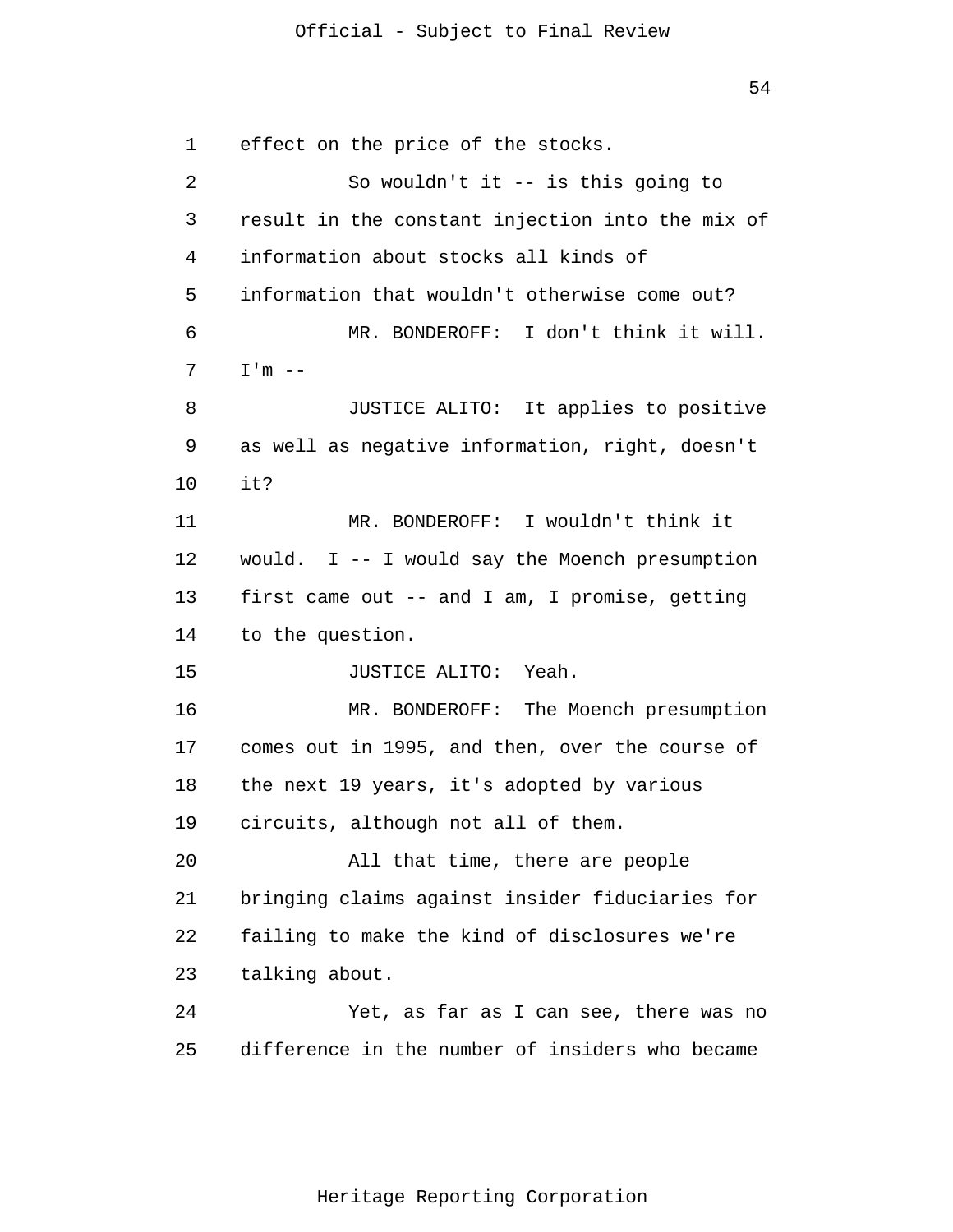effect on the price of the stocks.

So wouldn't it -- is this going to result in the constant injection into the mix of information about stocks all kinds of information that wouldn't otherwise come out?

MR. BONDEROFF: I don't think it will. I'm --

JUSTICE ALITO: It applies to positive as well as negative information, right, doesn't it?

MR. BONDEROFF: I wouldn't think it would. I -- I would say the Moench presumption first came out -- and I am, I promise, getting to the question.

JUSTICE ALITO: Yeah.

MR. BONDEROFF: The Moench presumption comes out in 1995, and then, over the course of the next 19 years, it's adopted by various circuits, although not all of them.

All that time, there are people bringing claims against insider fiduciaries for failing to make the kind of disclosures we're talking about.

Yet, as far as I can see, there was no difference in the number of insiders who became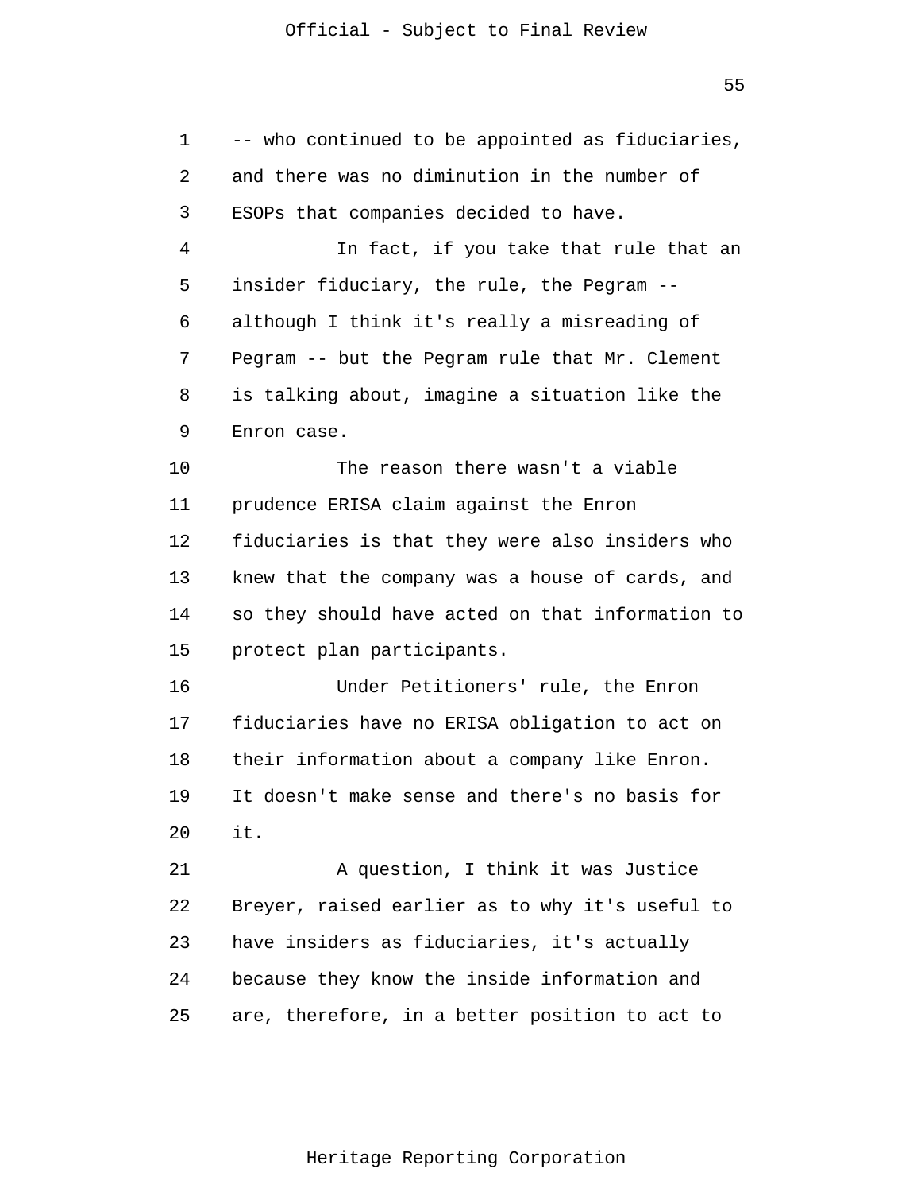-- who continued to be appointed as fiduciaries, and there was no diminution in the number of ESOPs that companies decided to have.

In fact, if you take that rule that an insider fiduciary, the rule, the Pegram -- although I think it's really a misreading of Pegram -- but the Pegram rule that Mr. Clement is talking about, imagine a situation like the Enron case.

The reason there wasn't a viable prudence ERISA claim against the Enron fiduciaries is that they were also insiders who knew that the company was a house of cards, and so they should have acted on that information to protect plan participants.

Under Petitioners' rule, the Enron fiduciaries have no ERISA obligation to act on their information about a company like Enron. It doesn't make sense and there's no basis for it.

A question, I think it was Justice Breyer, raised earlier as to why it's useful to have insiders as fiduciaries, it's actually because they know the inside information and are, therefore, in a better position to act to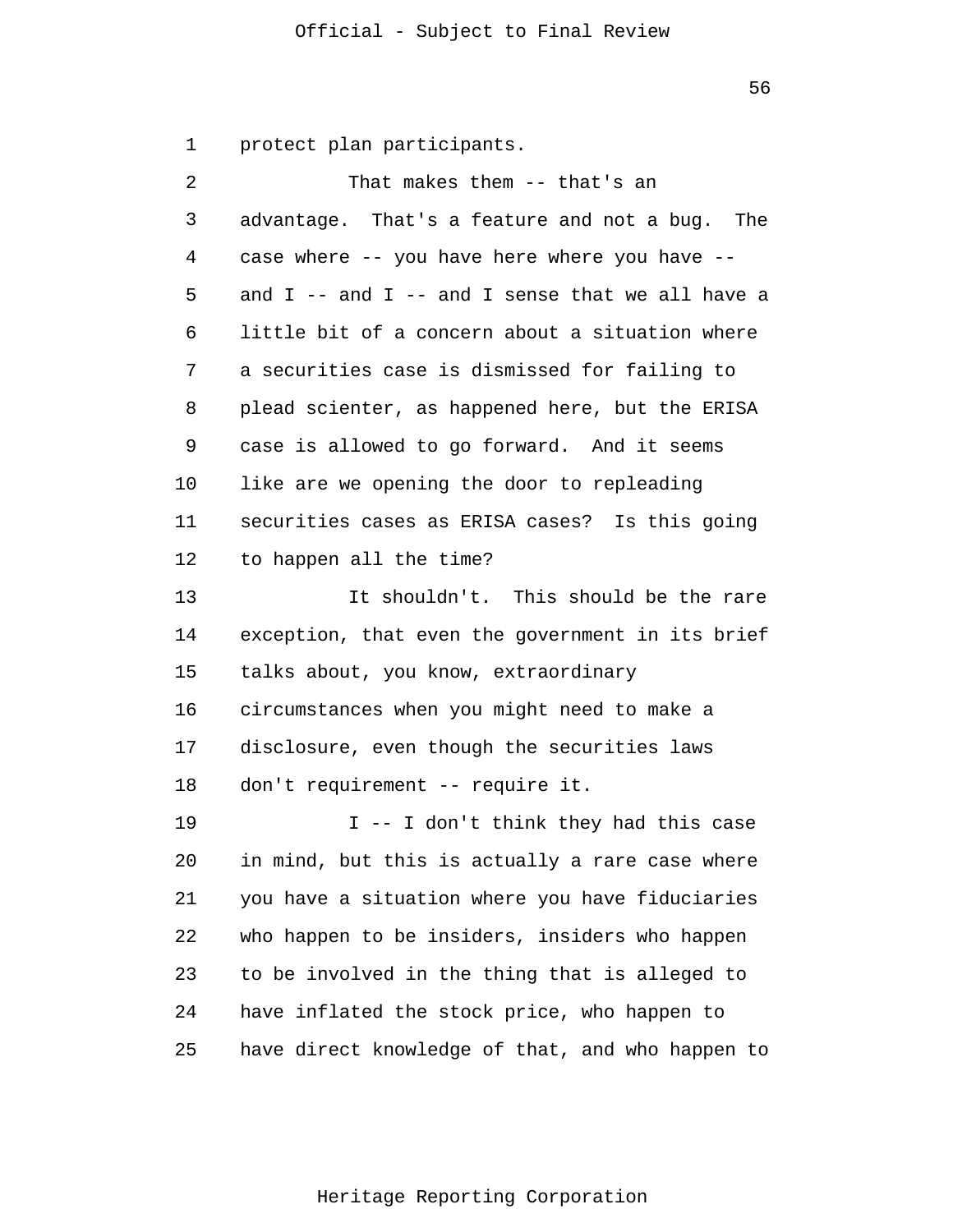protect plan participants.

That makes them -- that's an advantage. That's a feature and not a bug. The case where -- you have here where you have -- and I -- and I -- and I sense that we all have a little bit of a concern about a situation where a securities case is dismissed for failing to plead scienter, as happened here, but the ERISA case is allowed to go forward. And it seems like are we opening the door to repleading securities cases as ERISA cases? Is this going to happen all the time?

It shouldn't. This should be the rare exception, that even the government in its brief talks about, you know, extraordinary circumstances when you might need to make a disclosure, even though the securities laws don't requirement -- require it.

I -- I don't think they had this case in mind, but this is actually a rare case where you have a situation where you have fiduciaries who happen to be insiders, insiders who happen to be involved in the thing that is alleged to have inflated the stock price, who happen to have direct knowledge of that, and who happen to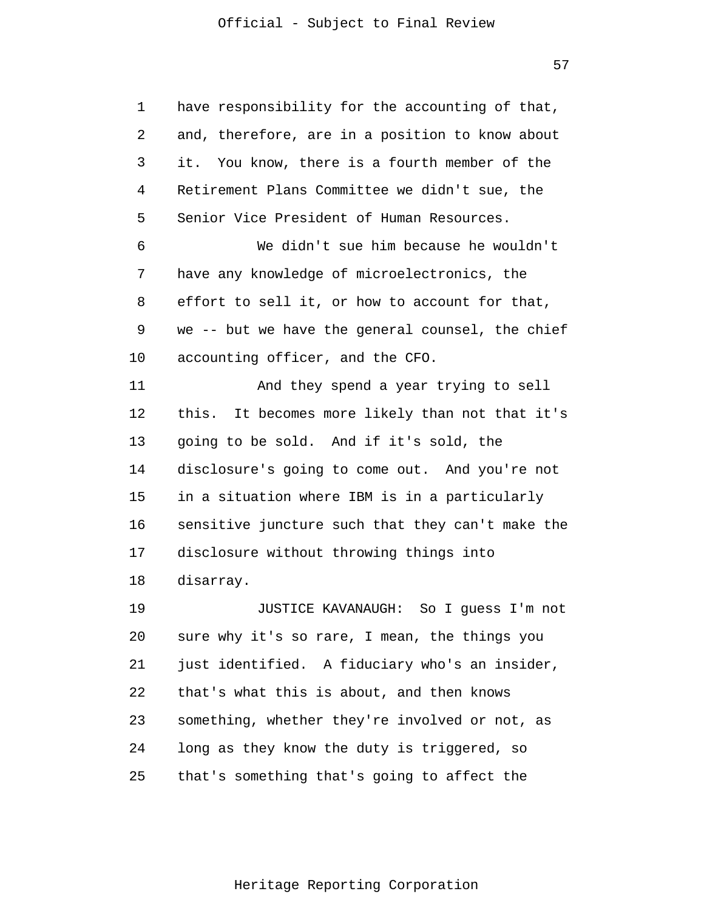have responsibility for the accounting of that, and, therefore, are in a position to know about it. You know, there is a fourth member of the Retirement Plans Committee we didn't sue, the Senior Vice President of Human Resources.

We didn't sue him because he wouldn't have any knowledge of microelectronics, the effort to sell it, or how to account for that, we -- but we have the general counsel, the chief accounting officer, and the CFO.

And they spend a year trying to sell this. It becomes more likely than not that it's going to be sold. And if it's sold, the disclosure's going to come out. And you're not in a situation where IBM is in a particularly sensitive juncture such that they can't make the disclosure without throwing things into disarray.

JUSTICE KAVANAUGH: So I guess I'm not sure why it's so rare, I mean, the things you just identified. A fiduciary who's an insider, that's what this is about, and then knows something, whether they're involved or not, as long as they know the duty is triggered, so that's something that's going to affect the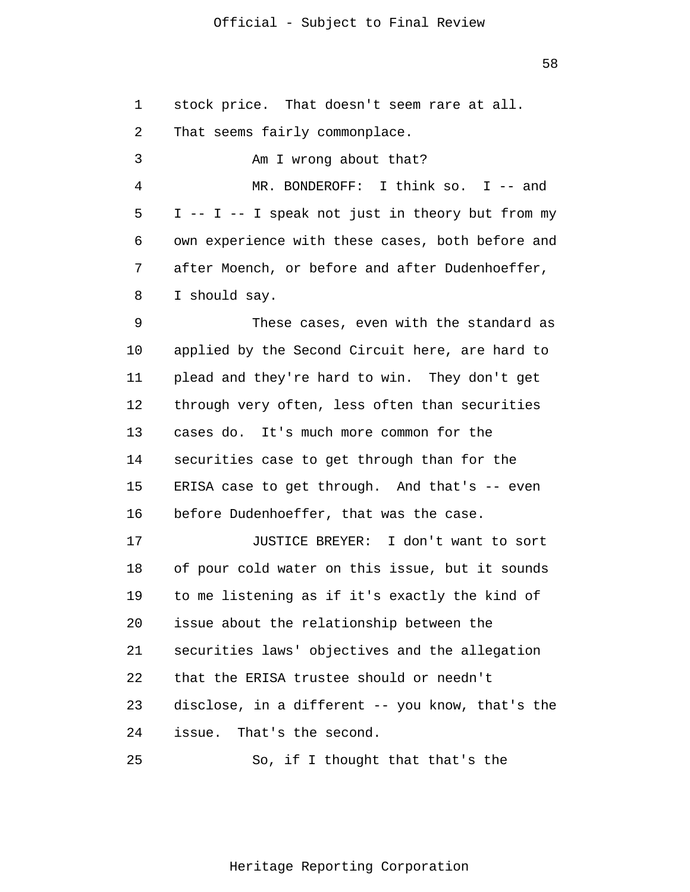stock price. That doesn't seem rare at all. That seems fairly commonplace.

Am I wrong about that?

MR. BONDEROFF: I think so. I -- and I -- I -- I speak not just in theory but from my own experience with these cases, both before and after Moench, or before and after Dudenhoeffer, I should say.

These cases, even with the standard as applied by the Second Circuit here, are hard to plead and they're hard to win. They don't get through very often, less often than securities cases do. It's much more common for the securities case to get through than for the ERISA case to get through. And that's -- even before Dudenhoeffer, that was the case.

JUSTICE BREYER: I don't want to sort of pour cold water on this issue, but it sounds to me listening as if it's exactly the kind of issue about the relationship between the securities laws' objectives and the allegation that the ERISA trustee should or needn't disclose, in a different -- you know, that's the issue. That's the second.

So, if I thought that that's the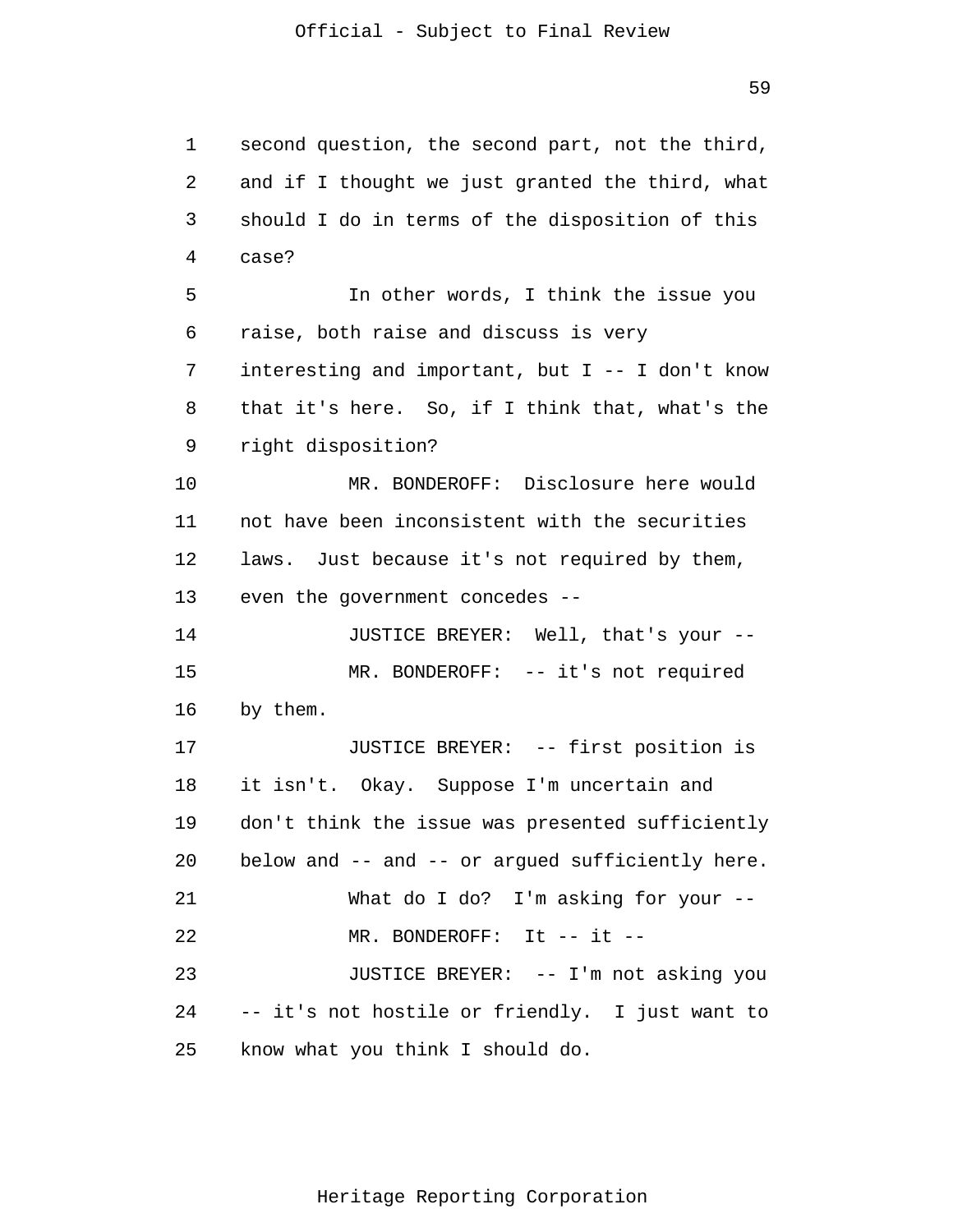second question, the second part, not the third, and if I thought we just granted the third, what should I do in terms of the disposition of this case?

In other words, I think the issue you raise, both raise and discuss is very interesting and important, but I -- I don't know that it's here. So, if I think that, what's the right disposition?

MR. BONDEROFF: Disclosure here would not have been inconsistent with the securities laws. Just because it's not required by them, even the government concedes --

JUSTICE BREYER: Well, that's your --

MR. BONDEROFF: -- it's not required by them.

JUSTICE BREYER: -- first position is it isn't. Okay. Suppose I'm uncertain and don't think the issue was presented sufficiently below and -- and -- or argued sufficiently here.

What do I do? I'm asking for your --

MR. BONDEROFF: It -- it --

JUSTICE BREYER: -- I'm not asking you -- it's not hostile or friendly. I just want to know what you think I should do.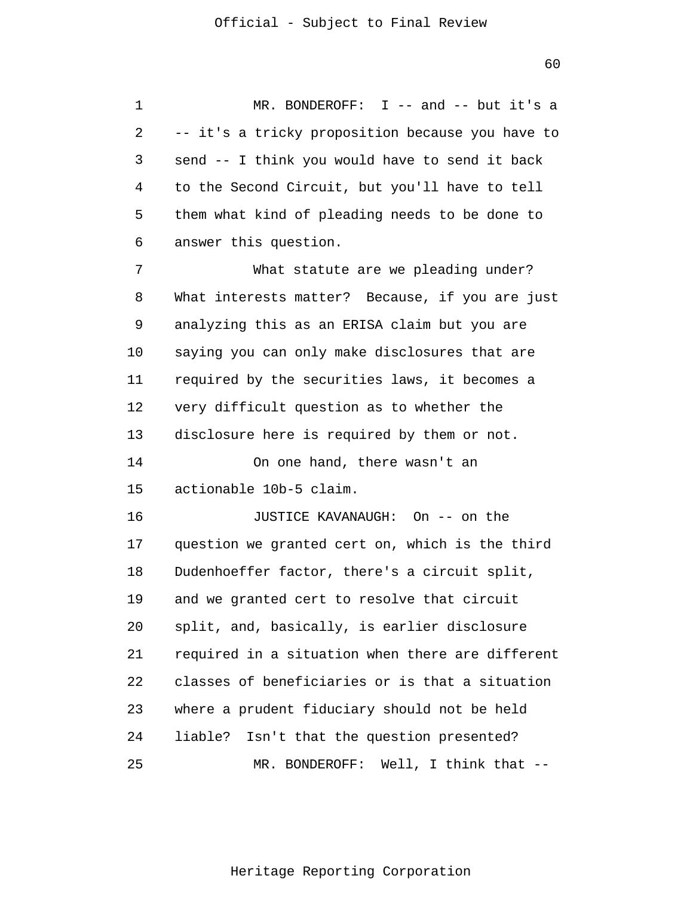MR. BONDEROFF: I -- and -- but it's a -- it's a tricky proposition because you have to send -- I think you would have to send it back to the Second Circuit, but you'll have to tell them what kind of pleading needs to be done to answer this question.

What statute are we pleading under? What interests matter? Because, if you are just analyzing this as an ERISA claim but you are saying you can only make disclosures that are required by the securities laws, it becomes a very difficult question as to whether the disclosure here is required by them or not.

On one hand, there wasn't an actionable 10b-5 claim.

JUSTICE KAVANAUGH: On -- on the question we granted cert on, which is the third Dudenhoeffer factor, there's a circuit split, and we granted cert to resolve that circuit split, and, basically, is earlier disclosure required in a situation when there are different classes of beneficiaries or is that a situation where a prudent fiduciary should not be held liable? Isn't that the question presented?

MR. BONDEROFF: Well, I think that --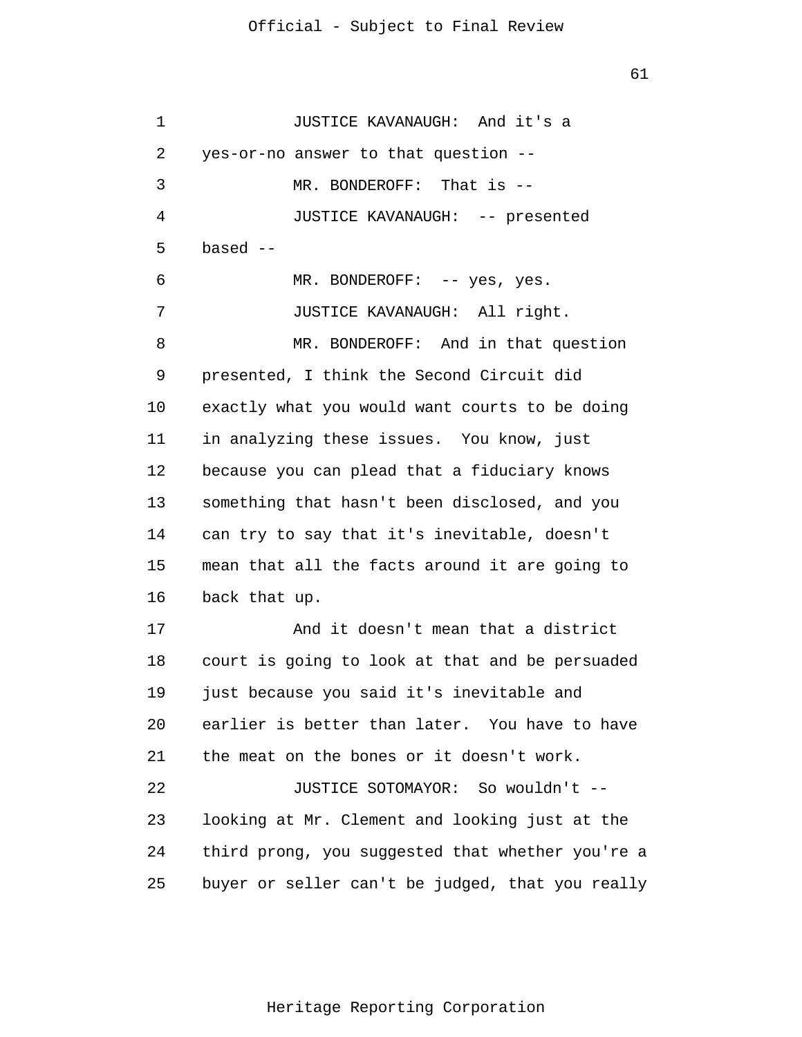JUSTICE KAVANAUGH: And it's a yes-or-no answer to that question --

MR. BONDEROFF: That is --

JUSTICE KAVANAUGH: -- presented based --

MR. BONDEROFF: -- yes, yes.

JUSTICE KAVANAUGH: All right.

MR. BONDEROFF: And in that question presented, I think the Second Circuit did exactly what you would want courts to be doing in analyzing these issues. You know, just because you can plead that a fiduciary knows something that hasn't been disclosed, and you can try to say that it's inevitable, doesn't mean that all the facts around it are going to back that up.

And it doesn't mean that a district court is going to look at that and be persuaded just because you said it's inevitable and earlier is better than later. You have to have the meat on the bones or it doesn't work.

JUSTICE SOTOMAYOR: So wouldn't -- looking at Mr. Clement and looking just at the third prong, you suggested that whether you're a buyer or seller can't be judged, that you really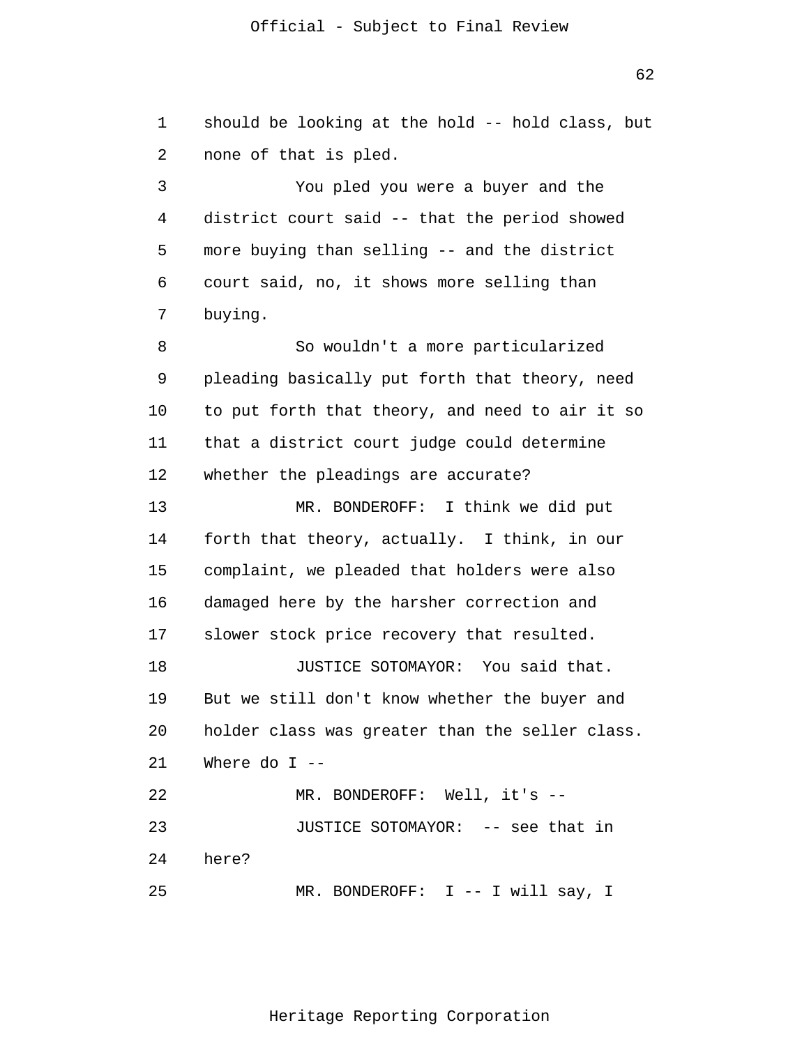should be looking at the hold -- hold class, but none of that is pled.

You pled you were a buyer and the district court said -- that the period showed more buying than selling -- and the district court said, no, it shows more selling than buying.

So wouldn't a more particularized pleading basically put forth that theory, need to put forth that theory, and need to air it so that a district court judge could determine whether the pleadings are accurate?

MR. BONDEROFF: I think we did put forth that theory, actually. I think, in our complaint, we pleaded that holders were also damaged here by the harsher correction and slower stock price recovery that resulted.

JUSTICE SOTOMAYOR: You said that. But we still don't know whether the buyer and holder class was greater than the seller class. Where do I --

MR. BONDEROFF: Well, it's --

JUSTICE SOTOMAYOR: -- see that in here?

MR. BONDEROFF: I -- I will say, I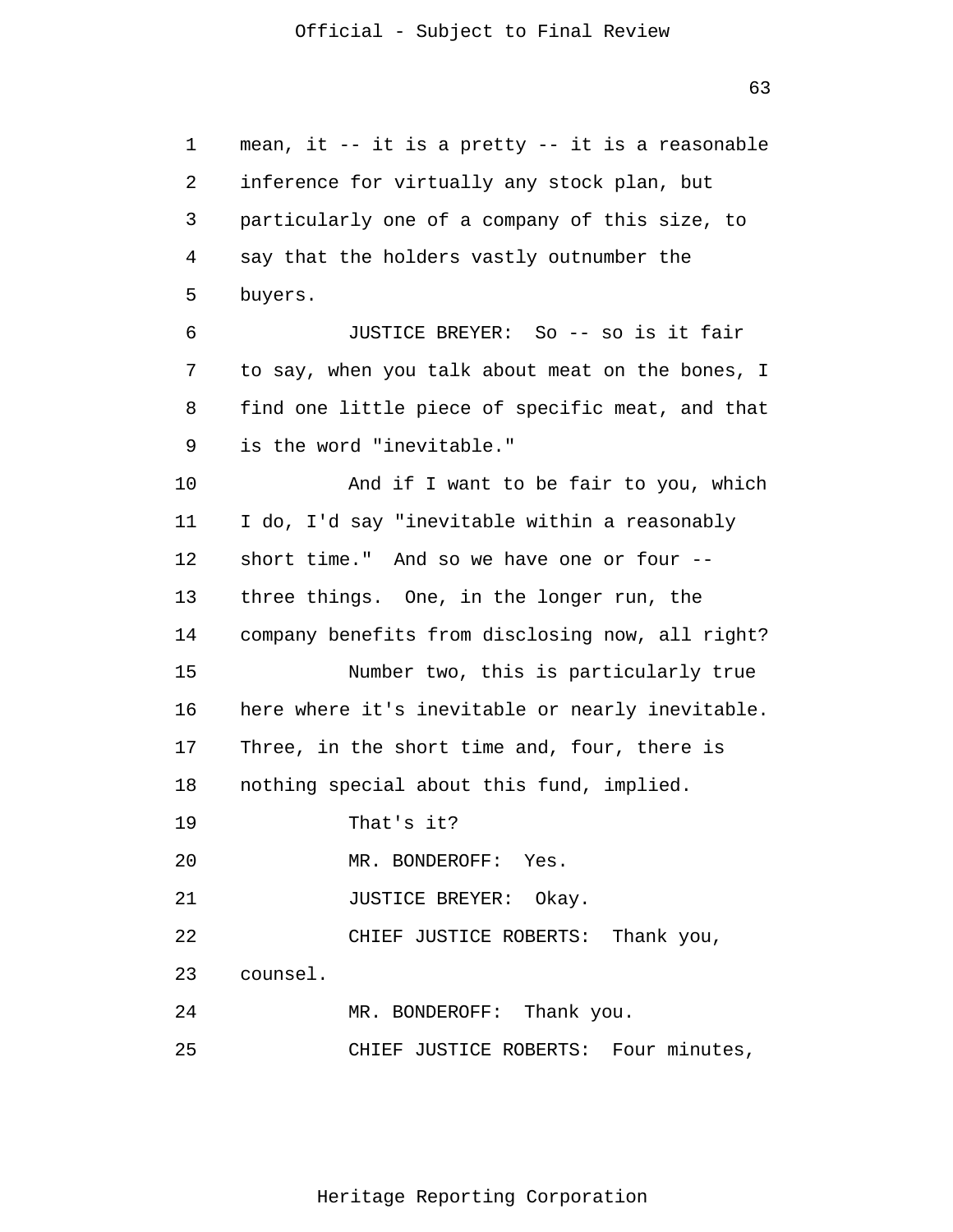mean, it -- it is a pretty -- it is a reasonable inference for virtually any stock plan, but particularly one of a company of this size, to say that the holders vastly outnumber the buyers.

JUSTICE BREYER: So -- so is it fair to say, when you talk about meat on the bones, I find one little piece of specific meat, and that is the word "inevitable."

And if I want to be fair to you, which I do, I'd say "inevitable within a reasonably short time." And so we have one or four -- three things. One, in the longer run, the company benefits from disclosing now, all right?

Number two, this is particularly true here where it's inevitable or nearly inevitable. Three, in the short time and, four, there is nothing special about this fund, implied.

That's it?

MR. BONDEROFF: Yes.

JUSTICE BREYER: Okay.

CHIEF JUSTICE ROBERTS: Thank you, counsel.

MR. BONDEROFF: Thank you.

CHIEF JUSTICE ROBERTS: Four minutes,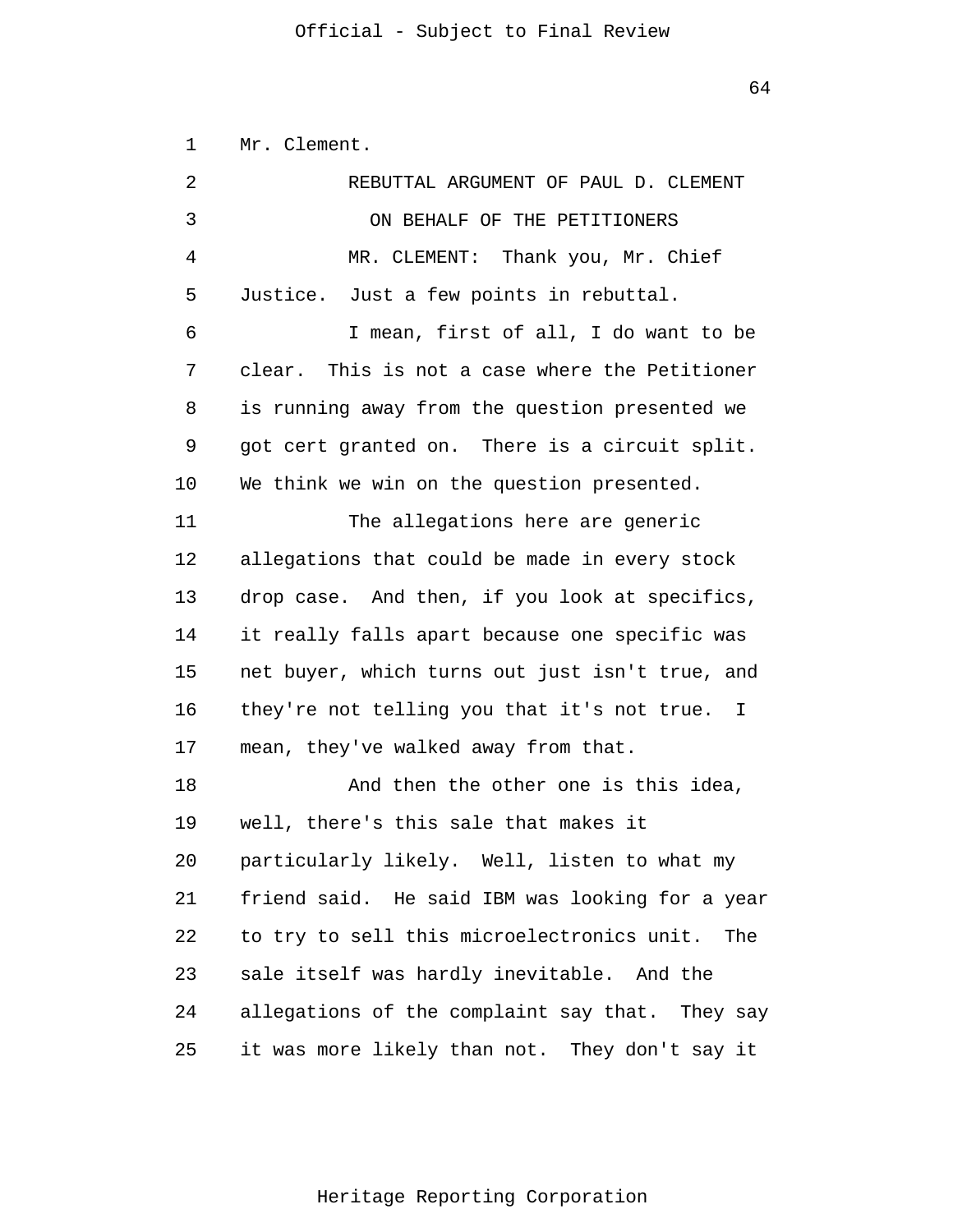Mr. Clement.

REBUTTAL ARGUMENT OF PAUL D. CLEMENT

ON BEHALF OF THE PETITIONERS

MR. CLEMENT: Thank you, Mr. Chief Justice. Just a few points in rebuttal.

I mean, first of all, I do want to be clear. This is not a case where the Petitioner is running away from the question presented we got cert granted on. There is a circuit split. We think we win on the question presented.

The allegations here are generic allegations that could be made in every stock drop case. And then, if you look at specifics, it really falls apart because one specific was net buyer, which turns out just isn't true, and they're not telling you that it's not true. I mean, they've walked away from that.

And then the other one is this idea, well, there's this sale that makes it particularly likely. Well, listen to what my friend said. He said IBM was looking for a year to try to sell this microelectronics unit. The sale itself was hardly inevitable. And the allegations of the complaint say that. They say it was more likely than not. They don't say it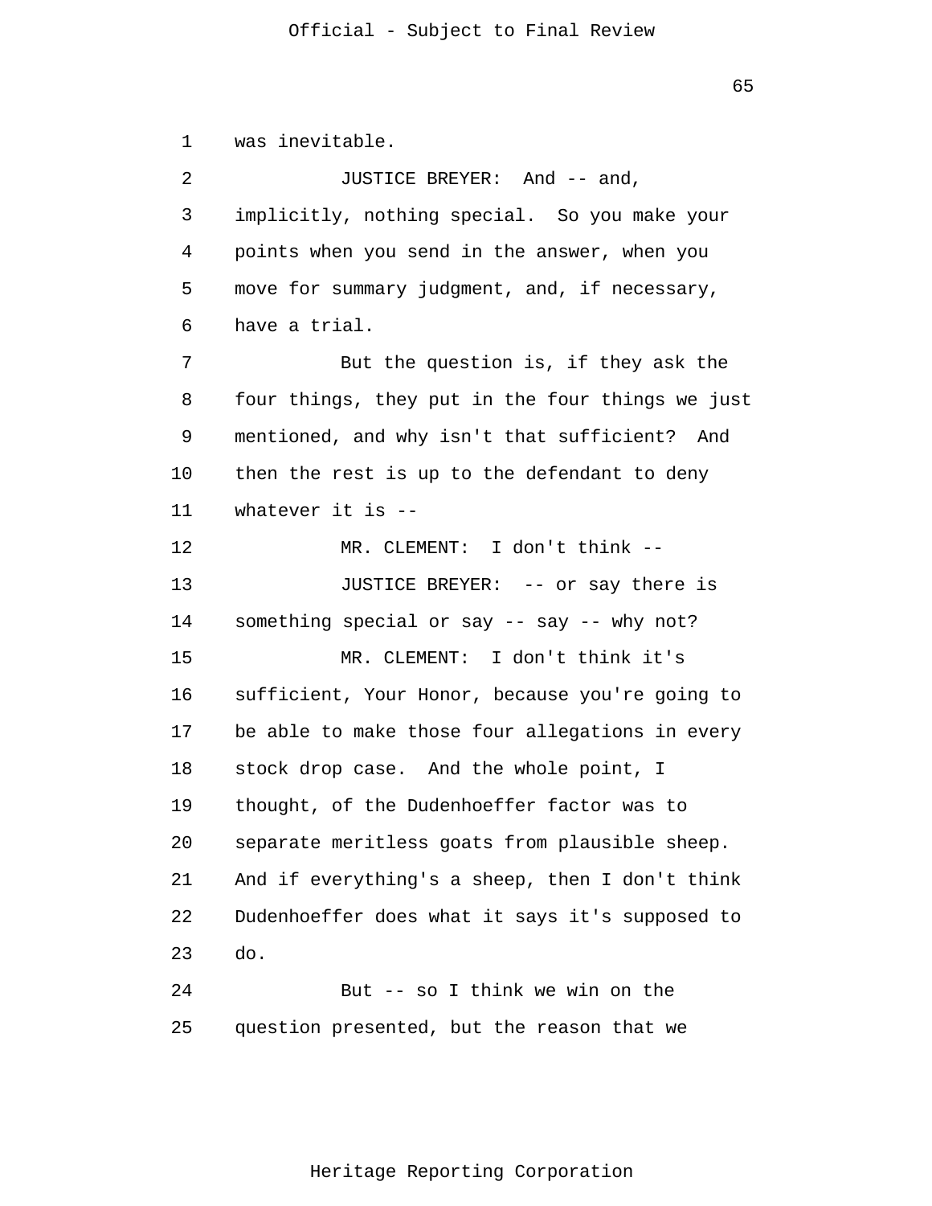was inevitable.

JUSTICE BREYER: And -- and, implicitly, nothing special. So you make your points when you send in the answer, when you move for summary judgment, and, if necessary, have a trial.

But the question is, if they ask the four things, they put in the four things we just mentioned, and why isn't that sufficient? And then the rest is up to the defendant to deny whatever it is --

MR. CLEMENT: I don't think --

JUSTICE BREYER: -- or say there is something special or say -- say -- why not?

MR. CLEMENT: I don't think it's sufficient, Your Honor, because you're going to be able to make those four allegations in every stock drop case. And the whole point, I thought, of the Dudenhoeffer factor was to separate meritless goats from plausible sheep. And if everything's a sheep, then I don't think Dudenhoeffer does what it says it's supposed to do.

But -- so I think we win on the question presented, but the reason that we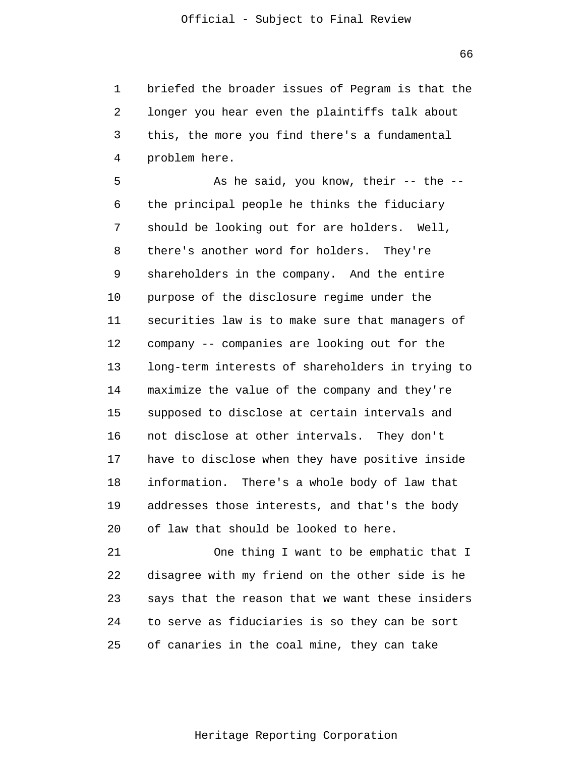briefed the broader issues of Pegram is that the longer you hear even the plaintiffs talk about this, the more you find there's a fundamental problem here.

As he said, you know, their -- the -- the principal people he thinks the fiduciary should be looking out for are holders. Well, there's another word for holders. They're shareholders in the company. And the entire purpose of the disclosure regime under the securities law is to make sure that managers of company -- companies are looking out for the long-term interests of shareholders in trying to maximize the value of the company and they're supposed to disclose at certain intervals and not disclose at other intervals. They don't have to disclose when they have positive inside information. There's a whole body of law that addresses those interests, and that's the body of law that should be looked to here.

One thing I want to be emphatic that I disagree with my friend on the other side is he says that the reason that we want these insiders to serve as fiduciaries is so they can be sort of canaries in the coal mine, they can take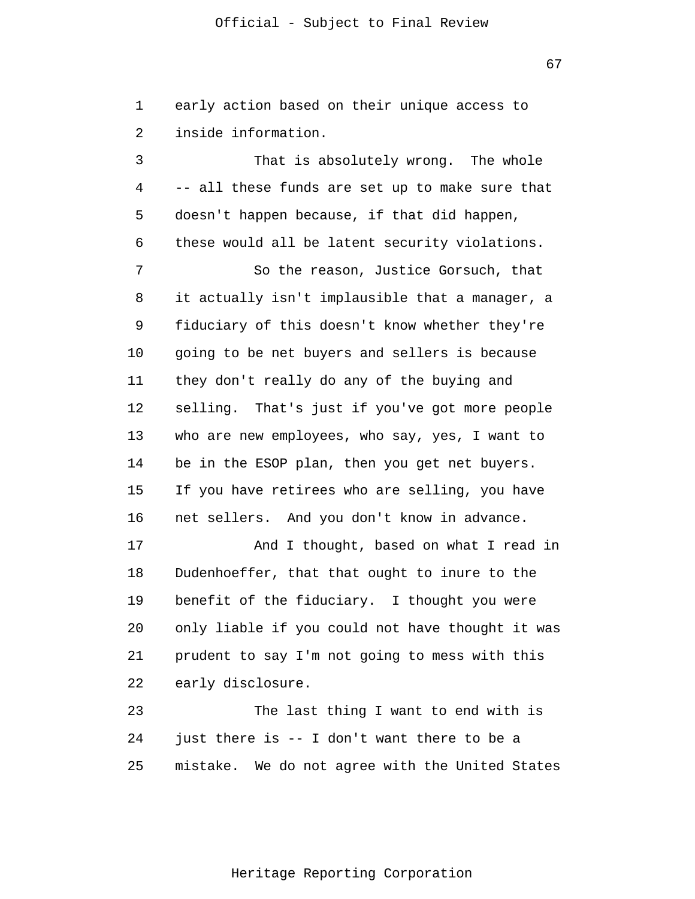early action based on their unique access to inside information.

That is absolutely wrong. The whole -- all these funds are set up to make sure that doesn't happen because, if that did happen, these would all be latent security violations.

So the reason, Justice Gorsuch, that it actually isn't implausible that a manager, a fiduciary of this doesn't know whether they're going to be net buyers and sellers is because they don't really do any of the buying and selling. That's just if you've got more people who are new employees, who say, yes, I want to be in the ESOP plan, then you get net buyers. If you have retirees who are selling, you have net sellers. And you don't know in advance.

And I thought, based on what I read in Dudenhoeffer, that that ought to inure to the benefit of the fiduciary. I thought you were only liable if you could not have thought it was prudent to say I'm not going to mess with this early disclosure.

The last thing I want to end with is just there is -- I don't want there to be a mistake. We do not agree with the United States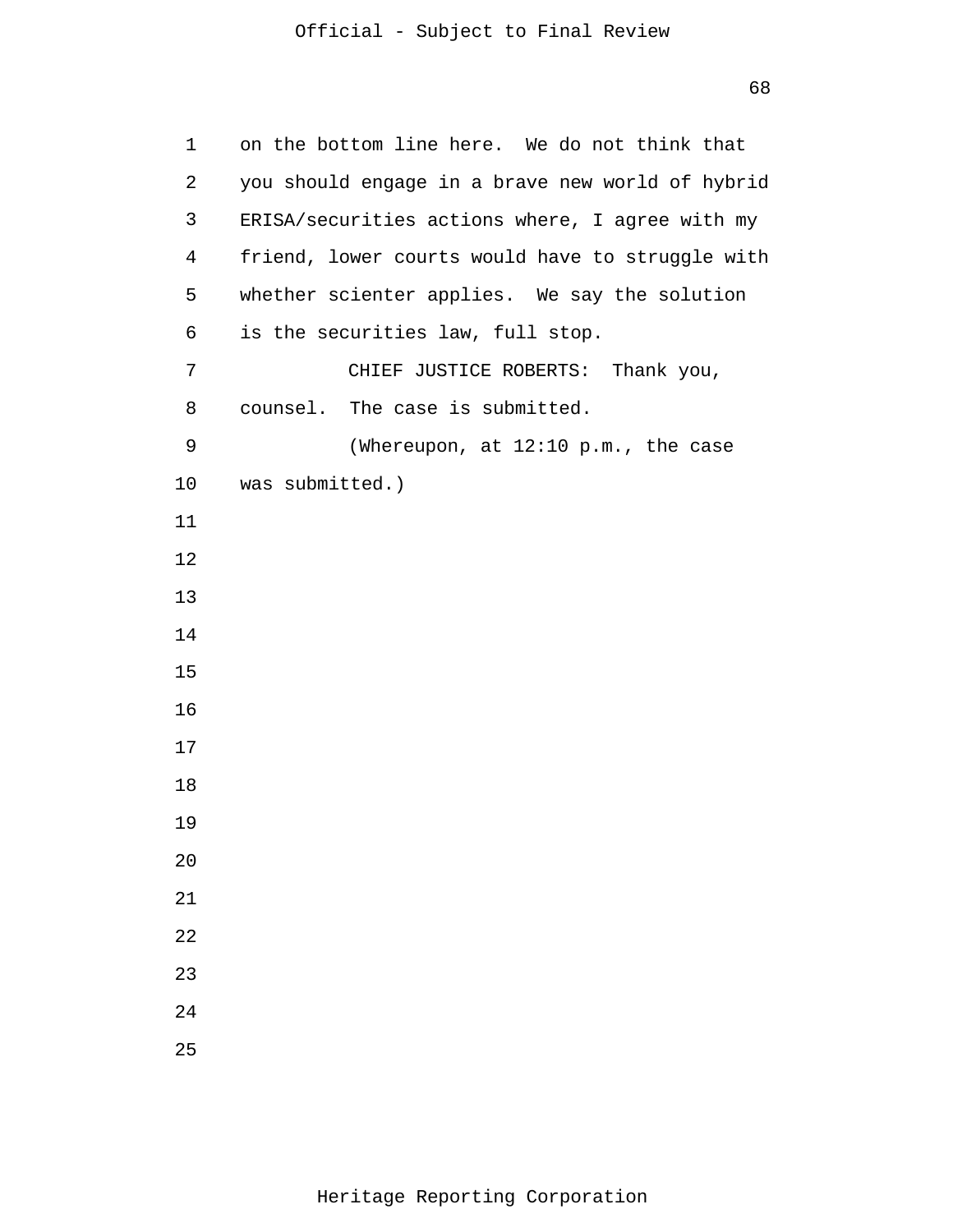on the bottom line here. We do not think that you should engage in a brave new world of hybrid ERISA/securities actions where, I agree with my friend, lower courts would have to struggle with whether scienter applies. We say the solution is the securities law, full stop.

CHIEF JUSTICE ROBERTS: Thank you, counsel. The case is submitted.

(Whereupon, at 12:10 p.m., the case was submitted.)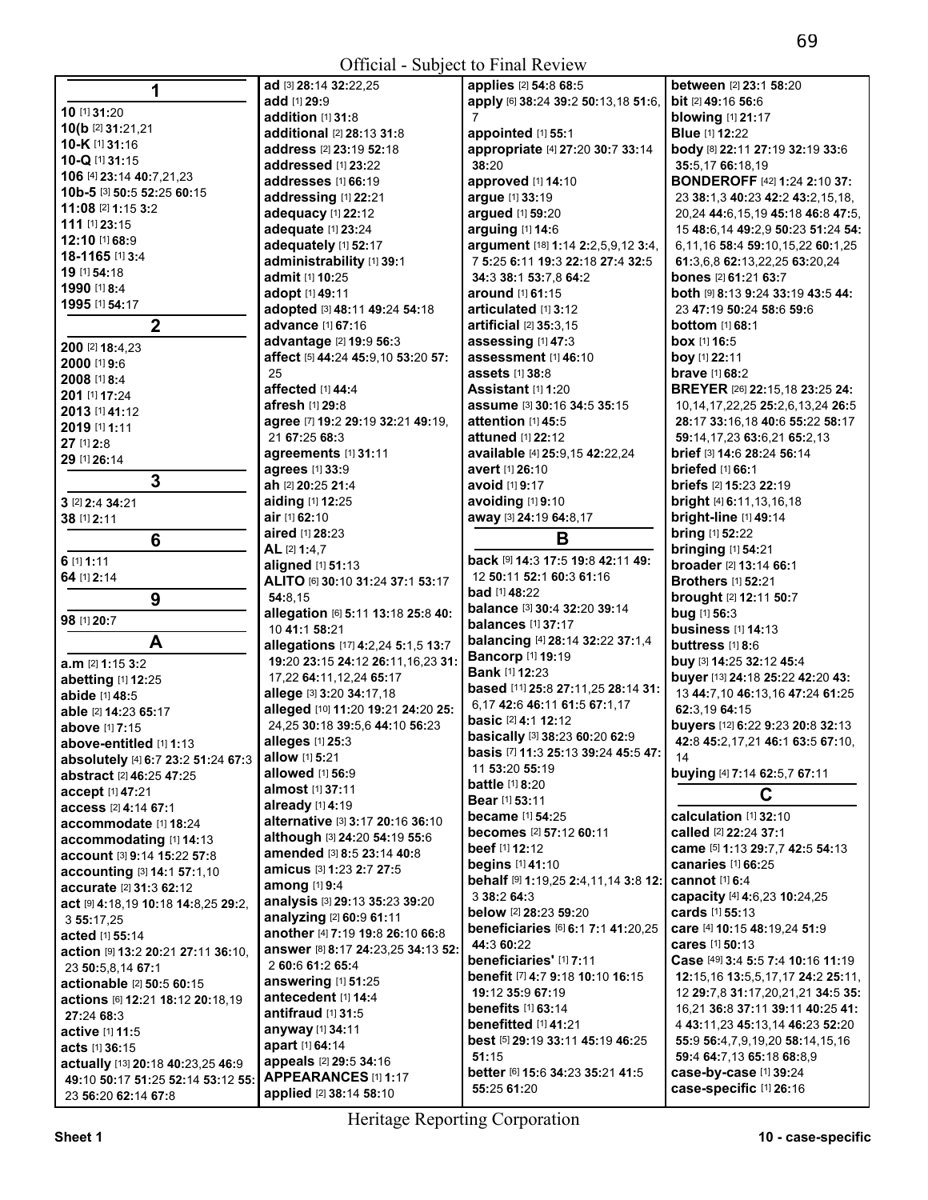## 1

**10** [1] **31:**20
**10(b** [2] **31:**21,21
**10-K** [1] **31:**16
**10-Q** [1] **31:**15
**106** [4] **23:**14 **40:**7,21,23
**10b-5** [3] **50:**5 **52:**25 **60:**15
**11:08** [2] **1:**15 **3:**2
**111** [1] **23:**15
**12:10** [1] **68:**9
**18-1165** [1] **3:**4
**19** [1] **54:**18
**1990** [1] **8:**4
**1995** [1] **54:**17

## 2

**200** [2] **18:**4,23
**2000** [1] **9:**6
**2008** [1] **8:**4
**201** [1] **17:**24
**2013** [1] **41:**12
**2019** [1] **1:**11
**27** [1] **2:**8
**29** [1] **26:**14

## 3

**3** [2] **2:**4 **34:**21
**38** [1] **2:**11

## 6

**6** [1] **1:**11
**64** [1] **2:**14

## 9

**98** [1] **20:**7

## A

**a.m** [2] **1:**15 **3:**2
**abetting** [1] **12:**25
**abide** [1] **48:**5
**able** [2] **14:**23 **65:**17
**above** [1] **7:**15
**above-entitled** [1] **1:**13
**absolutely** [4] **6:**7 **23:**2 **51:**24 **67:**3
**abstract** [2] **46:**25 **47:**25
**accept** [1] **47:**21
**access** [2] **4:**14 **67:**1
**accommodate** [1] **18:**24
**accommodating** [1] **14:**13
**account** [3] **9:**14 **15:**22 **57:**8
**accounting** [3] **14:**1 **57:**1,10
**accurate** [2] **31:**3 **62:**12
**act** [9] **4:**18,19 **10:**18 **14:**8,25 **29:**2, 3 **55:**17,25
**acted** [1] **55:**14
**action** [9] **13:**2 **20:**21 **27:**11 **36:**10, 23 **50:**5,8,14 **67:**1
**actionable** [2] **50:**5 **60:**15
**actions** [6] **12:**21 **18:**12 **20:**18,19 **27:**24 **68:**3
**active** [1] **11:**5
**acts** [1] **36:**15
**actually** [13] **20:**18 **40:**23,25 **46:**9 **49:**10 **50:**17 **51:**25 **52:**14 **53:**12 **55:** 23 **56:**20 **62:**14 **67:**8
**ad** [3] **28:**14 **32:**22,25
**add** [1] **29:**9
**addition** [1] **31:**8
**additional** [2] **28:**13 **31:**8
**address** [2] **23:**19 **52:**18
**addressed** [1] **23:**22
**addresses** [1] **66:**19
**addressing** [1] **22:**21
**adequacy** [1] **22:**12
**adequate** [1] **23:**24
**adequately** [1] **52:**17
**administrability** [1] **39:**1
**admit** [1] **10:**25
**adopt** [1] **49:**11
**adopted** [3] **48:**11 **49:**24 **54:**18
**advance** [1] **67:**16
**advantage** [2] **19:**9 **56:**3
**affect** [5] **44:**24 **45:**9,10 **53:**20 **57:** 25
**affected** [1] **44:**4
**afresh** [1] **29:**8
**agree** [7] **19:**2 **29:**19 **32:**21 **49:**19, 21 **67:**25 **68:**3
**agreements** [1] **31:**11
**agrees** [1] **33:**9
**ah** [2] **20:**25 **21:**4
**aiding** [1] **12:**25
**air** [1] **62:**10
**aired** [1] **28:**23
**AL** [2] **1:**4,7
**aligned** [1] **51:**13
**ALITO** [6] **30:**10 **31:**24 **37:**1 **53:**17 **54:**8,15
**allegation** [6] **5:**11 **13:**18 **25:**8 **40:** 10 **41:**1 **58:**21
**allegations** [17] **4:**2,24 **5:**1,5 **13:**7 **19:**20 **23:**15 **24:**12 **26:**11,16,23 **31:** 17,22 **64:**11,12,24 **65:**17
**allege** [3] **3:**20 **34:**17,18
**alleged** [10] **11:**20 **19:**21 **24:**20 **25:** 24,25 **30:**18 **39:**5,6 **44:**10 **56:**23
**alleges** [1] **25:**3
**allow** [1] **5:**21
**allowed** [1] **56:**9
**almost** [1] **37:**11
**already** [1] **4:**19
**alternative** [3] **3:**17 **20:**16 **36:**10
**although** [3] **24:**20 **54:**19 **55:**6
**amended** [3] **8:**5 **23:**14 **40:**8
**amicus** [3] **1:**23 **2:**7 **27:**5
**among** [1] **9:**4
**analysis** [3] **29:**13 **35:**23 **39:**20
**analyzing** [2] **60:**9 **61:**11
**another** [4] **7:**19 **19:**8 **26:**10 **66:**8
**answer** [8] **8:**17 **24:**23,25 **34:**13 **52:** 2 **60:**6 **61:**2 **65:**4
**answering** [1] **51:**25
**antecedent** [1] **14:**4
**antifraud** [1] **31:**5
**anyway** [1] **34:**11
**apart** [1] **64:**14
**appeals** [2] **29:**5 **34:**16
**APPEARANCES** [1] **1:**17
**applied** [2] **38:**14 **58:**10
**applies** [2] **54:**8 **68:**5
**apply** [6] **38:**24 **39:**2 **50:**13,18 **51:**6, 7
**appointed** [1] **55:**1
**appropriate** [4] **27:**20 **30:**7 **33:**14 **38:**20
**approved** [1] **14:**10
**argue** [1] **33:**19
**argued** [1] **59:**20
**arguing** [1] **14:**6
**argument** [18] **1:**14 **2:**2,5,9,12 **3:**4, 7 **5:**25 **6:**11 **19:**3 **22:**18 **27:**4 **32:**5 **34:**3 **38:**1 **53:**7,8 **64:**2
**around** [1] **61:**15
**articulated** [1] **3:**12
**artificial** [2] **35:**3,15
**assessing** [1] **47:**3
**assessment** [1] **46:**10
**assets** [1] **38:**8
**Assistant** [1] **1:**20
**assume** [3] **30:**16 **34:**5 **35:**15
**attention** [1] **45:**5
**attuned** [1] **22:**12
**available** [4] **25:**9,15 **42:**22,24
**avert** [1] **26:**10
**avoid** [1] **9:**17
**avoiding** [1] **9:**10
**away** [3] **24:**19 **64:**8,17

## B

**back** [9] **14:**3 **17:**5 **19:**8 **42:**11 **49:** 12 **50:**11 **52:**1 **60:**3 **61:**16
**bad** [1] **48:**22
**balance** [3] **30:**4 **32:**20 **39:**14
**balances** [1] **37:**17
**balancing** [4] **28:**14 **32:**22 **37:**1,4
**Bancorp** [1] **19:**19
**Bank** [1] **12:**23
**based** [11] **25:**8 **27:**11,25 **28:**14 **31:** 6,17 **42:**6 **46:**11 **61:**5 **67:**1,17
**basic** [2] **4:**1 **12:**12
**basically** [3] **38:**23 **60:**20 **62:**9
**basis** [7] **11:**3 **25:**13 **39:**24 **45:**5 **47:** 11 **53:**20 **55:**19
**battle** [1] **8:**20
**Bear** [1] **53:**11
**became** [1] **54:**25
**becomes** [2] **57:**12 **60:**11
**beef** [1] **12:**12
**begins** [1] **41:**10
**behalf** [9] **1:**19,25 **2:**4,11,14 **3:**8 **12:** 3 **38:**2 **64:**3
**below** [2] **28:**23 **59:**20
**beneficiaries** [6] **6:**1 **7:**1 **41:**20,25 **44:**3 **60:**22
**beneficiaries'** [1] **7:**11
**benefit** [7] **4:**7 **9:**18 **10:**10 **16:**15 **19:**12 **35:**9 **67:**19
**benefits** [1] **63:**14
**benefitted** [1] **41:**21
**best** [5] **29:**19 **33:**11 **45:**19 **46:**25 **51:**15
**better** [6] **15:**6 **34:**23 **35:**21 **41:**5 **55:**25 **61:**20
**between** [2] **23:**1 **58:**20
**bit** [2] **49:**16 **56:**6
**blowing** [1] **21:**17
**Blue** [1] **12:**22
**body** [8] **22:**11 **27:**19 **32:**19 **33:**6 **35:**5,17 **66:**18,19
**BONDEROFF** [42] **1:**24 **2:**10 **37:** 23 **38:**1,3 **40:**23 **42:**2 **43:**2,15,18, 20,24 **44:**6,15,19 **45:**18 **46:**8 **47:**5, 15 **48:**6,14 **49:**2,9 **50:**23 **51:**24 **54:** 6,11,16 **58:**4 **59:**10,15,22 **60:**1,25 **61:**3,6,8 **62:**13,22,25 **63:**20,24
**bones** [2] **61:**21 **63:**7
**both** [9] **8:**13 **9:**24 **33:**19 **43:**5 **44:** 23 **47:**19 **50:**24 **58:**6 **59:**6
**bottom** [1] **68:**1
**box** [1] **16:**5
**boy** [1] **22:**11
**brave** [1] **68:**2
**BREYER** [26] **22:**15,18 **23:**25 **24:** 10,14,17,22,25 **25:**2,6,13,24 **26:**5 **28:**17 **33:**16,18 **40:**6 **55:**22 **58:**17 **59:**14,17,23 **63:**6,21 **65:**2,13
**brief** [3] **14:**6 **28:**24 **56:**14
**briefed** [1] **66:**1
**briefs** [2] **15:**23 **22:**19
**bright** [4] **6:**11,13,16,18
**bright-line** [1] **49:**14
**bring** [1] **52:**22
**bringing** [1] **54:**21
**broader** [2] **13:**14 **66:**1
**Brothers** [1] **52:**21
**brought** [2] **12:**11 **50:**7
**bug** [1] **56:**3
**business** [1] **14:**13
**buttress** [1] **8:**6
**buy** [3] **14:**25 **32:**12 **45:**4
**buyer** [13] **24:**18 **25:**22 **42:**20 **43:** 13 **44:**7,10 **46:**13,16 **47:**24 **61:**25 **62:**3,19 **64:**15
**buyers** [12] **6:**22 **9:**23 **20:**8 **32:**13 **42:**8 **45:**2,17,21 **46:**1 **63:**5 **67:**10, 14
**buying** [4] **7:**14 **62:**5,7 **67:**11

## C

**calculation** [1] **32:**10
**called** [2] **22:**24 **37:**1
**came** [5] **1:**13 **29:**7,7 **42:**5 **54:**13
**canaries** [1] **66:**25
**cannot** [1] **6:**4
**capacity** [4] **4:**6,23 **10:**24,25
**cards** [1] **55:**13
**care** [4] **10:**15 **48:**19,24 **51:**9
**cares** [1] **50:**13
**Case** [49] **3:**4 **5:**5 **7:**4 **10:**16 **11:**19 **12:**15,16 **13:**5,5,17,17 **24:**2 **25:**11, 12 **29:**7,8 **31:**17,20,21,21 **34:**5 **35:** 16,21 **36:**8 **37:**11 **39:**11 **40:**25 **41:** 4 **43:**11,23 **45:**13,14 **46:**23 **52:**20 **55:**9 **56:**4,7,9,19,20 **58:**14,15,16 **59:**4 **64:**7,13 **65:**18 **68:**8,9
**case-by-case** [1] **39:**24
**case-specific** [1] **26:**16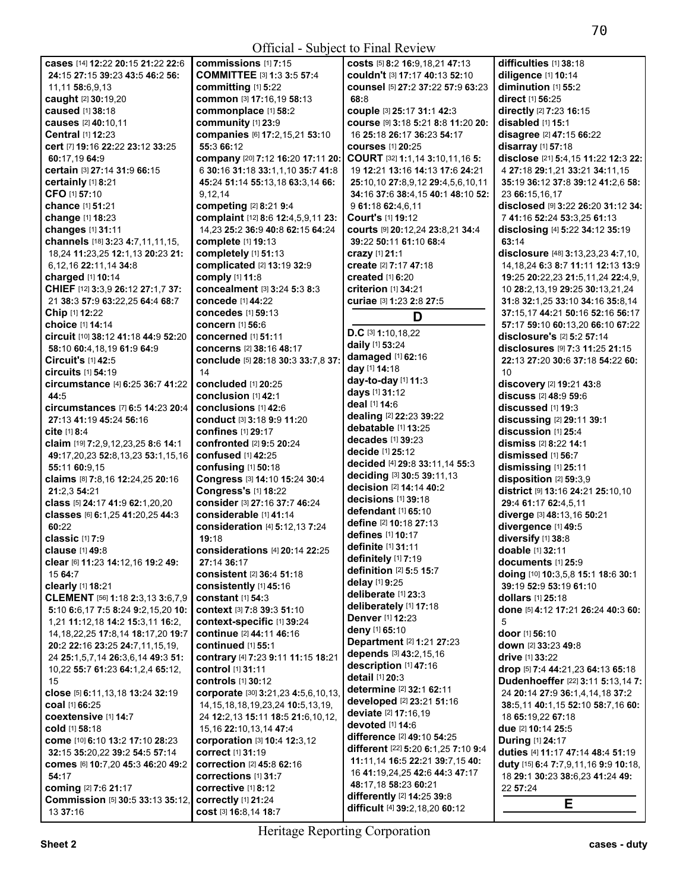Official - Subject to Final Review

**cases** [14] **12:**22 **20:**15 **21:**22 **22:**6 **24:**15 **27:**15 **39:**23 **43:**5 **46:**2 **56:**11,11 **58:**6,9,13
**caught** [2] **30:**19,20
**caused** [1] **38:**18
**causes** [2] **40:**10,11
**Central** [1] **12:**23
**cert** [7] **19:**16 **22:**22 **23:**12 **33:**25 **60:**17,19 **64:**9
**certain** [3] **27:**14 **31:**9 **66:**15
**certainly** [1] **8:**21
**CFO** [1] **57:**10
**chance** [1] **51:**21
**change** [1] **18:**23
**changes** [1] **31:**11
**channels** [18] **3:**23 **4:**7,11,11,15,18,24 **11:**23,25 **12:**1,13 **20:**23 **21:**6,12,16 **22:**11,14 **34:**8
**charged** [1] **10:**14
**CHIEF** [12] **3:**3,9 **26:**12 **27:**1,7 **37:**21 **38:**3 **57:**9 **63:**22,25 **64:**4 **68:**7
**Chip** [1] **12:**22
**choice** [1] **14:**14
**circuit** [10] **38:**12 **41:**18 **44:**9 **52:**20 **58:**10 **60:**4,18,19 **61:**9 **64:**9
**Circuit's** [1] **42:**5
**circuits** [1] **54:**19
**circumstance** [4] **6:**25 **36:**7 **41:**22 **44:**5
**circumstances** [7] **6:**5 **14:**23 **20:**4 **27:**13 **41:**19 **45:**24 **56:**16
**cite** [1] **8:**4
**claim** [19] **7:**2,9,12,23,25 **8:**6 **14:**1 **49:**17,20,23 **52:**8,13,23 **53:**1,15,16 **55:**11 **60:**9,15
**claims** [8] **7:**8,16 **12:**24,25 **20:**16 **21:**2,3 **54:**21
**class** [5] **24:**17 **41:**9 **62:**1,20,20
**classes** [6] **6:**1,25 **41:**20,25 **44:**3 **60:**22
**classic** [1] **7:**9
**clause** [1] **49:**8
**clear** [6] **11:**23 **14:**12,16 **19:**2 **49:**15 **64:**7
**clearly** [1] **18:**21
**CLEMENT** [56] **1:**18 **2:**3,13 **3:**6,7,9 **5:**10 **6:**6,17 **7:**5 **8:**24 **9:**2,15,20 **10:**1,21 **11:**12,18 **14:**2 **15:**3,11 **16:**2,14,18,22,25 **17:**8,14 **18:**17,20 **19:**7 **20:**2 **22:**16 **23:**25 **24:**7,11,15,19,24 **25:**1,5,7,14 **26:**3,6,14 **49:**3 **51:**10,22 **55:**7 **61:**23 **64:**1,2,4 **65:**12,15
**close** [5] **6:**11,13,18 **13:**24 **32:**19
**coal** [1] **66:**25
**coextensive** [1] **14:**7
**cold** [1] **58:**18
**come** [10] **6:**10 **13:**2 **17:**10 **28:**23 **32:**15 **35:**20,22 **39:**2 **54:**5 **57:**14
**comes** [6] **10:**7,20 **45:**3 **46:**20 **49:**2 **54:**17
**coming** [2] **7:**6 **21:**17
**Commission** [5] **30:**5 **33:**13 **35:**12,13 **37:**16
**commissions** [1] **7:**15
**COMMITTEE** [3] **1:**3 **3:**5 **57:**4
**committing** [1] **5:**22
**common** [3] **17:**16,19 **58:**13
**commonplace** [1] **58:**2
**community** [1] **23:**9
**companies** [6] **17:**2,15,21 **53:**10 **55:**3 **66:**12
**company** [20] **7:**12 **16:**20 **17:**11 **20:**6 **30:**16 **31:**18 **33:**1,1,10 **35:**7 **41:**8 **45:**24 **51:**14 **55:**13,18 **63:**3,14 **66:**9,12,14
**competing** [2] **8:**21 **9:**4
**complaint** [12] **8:**6 **12:**4,5,9,11 **23:**14,23 **25:**2 **36:**9 **40:**8 **62:**15 **64:**24
**complete** [1] **19:**13
**completely** [1] **51:**13
**complicated** [2] **13:**19 **32:**9
**comply** [1] **11:**8
**concealment** [3] **3:**24 **5:**3 **8:**3
**concede** [1] **44:**22
**concedes** [1] **59:**13
**concern** [1] **56:**6
**concerned** [1] **51:**11
**concerns** [2] **38:**16 **48:**17
**conclude** [5] **28:**18 **30:**3 **33:**7,8 **37:**14
**concluded** [1] **20:**25
**conclusion** [1] **42:**1
**conclusions** [1] **42:**6
**conduct** [3] **3:**18 **9:**9 **11:**20
**confines** [1] **29:**17
**confronted** [2] **9:**5 **20:**24
**confused** [1] **42:**25
**confusing** [1] **50:**18
**Congress** [3] **14:**10 **15:**24 **30:**4
**Congress's** [1] **18:**22
**consider** [3] **27:**16 **37:**7 **46:**24
**considerable** [1] **41:**14
**consideration** [4] **5:**12,13 **7:**24 **19:**18
**considerations** [4] **20:**14 **22:**25 **27:**14 **36:**17
**consistent** [2] **36:**4 **51:**18
**consistently** [1] **45:**16
**constant** [1] **54:**3
**context** [3] **7:**8 **39:**3 **51:**10
**context-specific** [1] **39:**24
**continue** [2] **44:**11 **46:**16
**continued** [1] **55:**1
**contrary** [4] **7:**23 **9:**11 **11:**15 **18:**21
**control** [1] **31:**11
**controls** [1] **30:**12
**corporate** [30] **3:**21,23 **4:**5,6,10,13,14,15,18,18,19,23,24 **10:**5,13,19,24 **12:**2,13 **15:**11 **18:**5 **21:**6,10,12,15,16 **22:**10,13,14 **47:**4
**corporation** [3] **10:**4 **12:**3,12
**correct** [1] **31:**19
**correction** [2] **45:**8 **62:**16
**corrections** [1] **31:**7
**corrective** [1] **8:**12
**correctly** [1] **21:**24
**cost** [3] **16:**8,14 **18:**7
**costs** [5] **8:**2 **16:**9,18,21 **47:**13
**couldn't** [3] **17:**17 **40:**13 **52:**10
**counsel** [5] **27:**2 **37:**22 **57:**9 **63:**23 **68:**8
**couple** [3] **25:**17 **31:**1 **42:**3
**course** [9] **3:**18 **5:**21 **8:**8 **11:**20 **20:**16 **25:**18 **26:**17 **36:**23 **54:**17
**courses** [1] **20:**25
**COURT** [32] **1:**1,14 **3:**10,11,16 **5:**19 **12:**21 **13:**16 **14:**13 **17:**6 **24:**21 **25:**10,10 **27:**8,9,12 **29:**4,5,6,10,11 **34:**16 **37:**6 **38:**4,15 **40:**1 **48:**10 **52:**9 **61:**18 **62:**4,6,11
**Court's** [1] **19:**12
**courts** [9] **20:**12,24 **23:**8,21 **34:**4 **39:**22 **50:**11 **61:**10 **68:**4
**crazy** [1] **21:**1
**create** [2] **7:**17 **47:**18
**created** [1] **6:**20
**criterion** [1] **34:**21
**curiae** [3] **1:**23 **2:**8 **27:**5

## D

**D.C** [3] **1:**10,18,22
**daily** [1] **53:**24
**damaged** [1] **62:**16
**day** [1] **14:**18
**day-to-day** [1] **11:**3
**days** [1] **31:**12
**deal** [1] **14:**6
**dealing** [2] **22:**23 **39:**22
**debatable** [1] **13:**25
**decades** [1] **39:**23
**decide** [1] **25:**12
**decided** [4] **29:**8 **33:**11,14 **55:**3
**deciding** [3] **30:**5 **39:**11,13
**decision** [2] **14:**14 **40:**2
**decisions** [1] **39:**18
**defendant** [1] **65:**10
**define** [2] **10:**18 **27:**13
**defines** [1] **10:**17
**definite** [1] **31:**11
**definitely** [1] **7:**19
**definition** [2] **5:**5 **15:**7
**delay** [1] **9:**25
**deliberate** [1] **23:**3
**deliberately** [1] **17:**18
**Denver** [1] **12:**23
**deny** [1] **65:**10
**Department** [2] **1:**21 **27:**23
**depends** [3] **43:**2,15,16
**description** [1] **47:**16
**detail** [1] **20:**3
**determine** [2] **32:**1 **62:**11
**developed** [2] **23:**21 **51:**16
**deviate** [2] **17:**16,19
**devoted** [1] **14:**6
**difference** [2] **49:**10 **54:**25
**different** [22] **5:**20 **6:**1,25 **7:**10 **9:**4 **11:**11,14 **16:**5 **22:**21 **39:**7,15 **40:**16 **41:**19,24,25 **42:**6 **44:**3 **47:**17 **48:**17,18 **58:**23 **60:**21
**differently** [2] **14:**25 **39:**8
**difficult** [4] **39:**2,18,20 **60:**12
**difficulties** [1] **38:**18
**diligence** [1] **10:**14
**diminution** [1] **55:**2
**direct** [1] **56:**25
**directly** [2] **7:**23 **16:**15
**disabled** [1] **15:**1
**disagree** [2] **47:**15 **66:**22
**disarray** [1] **57:**18
**disclose** [21] **5:**4,15 **11:**22 **12:**3 **22:**4 **27:**18 **29:**1,21 **33:**21 **34:**11,15 **35:**19 **36:**12 **37:**8 **39:**12 **41:**2,6 **58:**23 **66:**15,16,17
**disclosed** [9] **3:**22 **26:**20 **31:**12 **34:**7 **41:**16 **52:**24 **53:**3,25 **61:**13
**disclosing** [4] **5:**22 **34:**12 **35:**19 **63:**14
**disclosure** [48] **3:**13,23,23 **4:**7,10,14,18,24 **6:**3 **8:**7 **11:**11 **12:**13 **13:**9 **19:**25 **20:**22,23 **21:**5,11,24 **22:**4,9,10 **28:**2,13,19 **29:**25 **30:**13,21,24 **31:**8 **32:**1,25 **33:**10 **34:**16 **35:**8,14 **37:**15,17 **44:**21 **50:**16 **52:**16 **56:**17 **57:**17 **59:**10 **60:**13,20 **66:**10 **67:**22
**disclosure's** [2] **5:**2 **57:**14
**disclosures** [9] **7:**3 **11:**25 **21:**15 **22:**13 **27:**20 **30:**6 **37:**18 **54:**22 **60:**10
**discovery** [2] **19:**21 **43:**8
**discuss** [2] **48:**9 **59:**6
**discussed** [1] **19:**3
**discussing** [2] **29:**11 **39:**1
**discussion** [1] **25:**4
**dismiss** [2] **8:**22 **14:**1
**dismissed** [1] **56:**7
**dismissing** [1] **25:**11
**disposition** [2] **59:**3,9
**district** [9] **13:**16 **24:**21 **25:**10,10 **29:**4 **61:**17 **62:**4,5,11
**diverge** [3] **48:**13,16 **50:**21
**divergence** [1] **49:**5
**diversify** [1] **38:**8
**doable** [1] **32:**11
**documents** [1] **25:**9
**doing** [10] **10:**3,5,8 **15:**1 **18:**6 **30:**1 **39:**19 **52:**9 **53:**19 **61:**10
**dollars** [1] **25:**18
**done** [5] **4:**12 **17:**21 **26:**24 **40:**3 **60:**5
**door** [1] **56:**10
**down** [2] **33:**23 **49:**8
**drive** [1] **33:**22
**drop** [5] **7:**4 **44:**21,23 **64:**13 **65:**18
**Dudenhoeffer** [22] **3:**11 **5:**13,14 **7:**24 **20:**14 **27:**9 **36:**1,4,14,18 **37:**2 **38:**5,11 **40:**1,15 **52:**10 **58:**7,16 **60:**18 **65:**19,22 **67:**18
**due** [2] **10:**14 **25:**5
**During** [1] **24:**17
**duties** [4] **11:**17 **47:**14 **48:**4 **51:**19
**duty** [15] **6:**4 **7:**7,9,11,16 **9:**9 **10:**18,18 **29:**1 **30:**23 **38:**6,23 **41:**24 **49:**22 **57:**24

## E

Heritage Reporting Corporation

Sheet 2 — cases - duty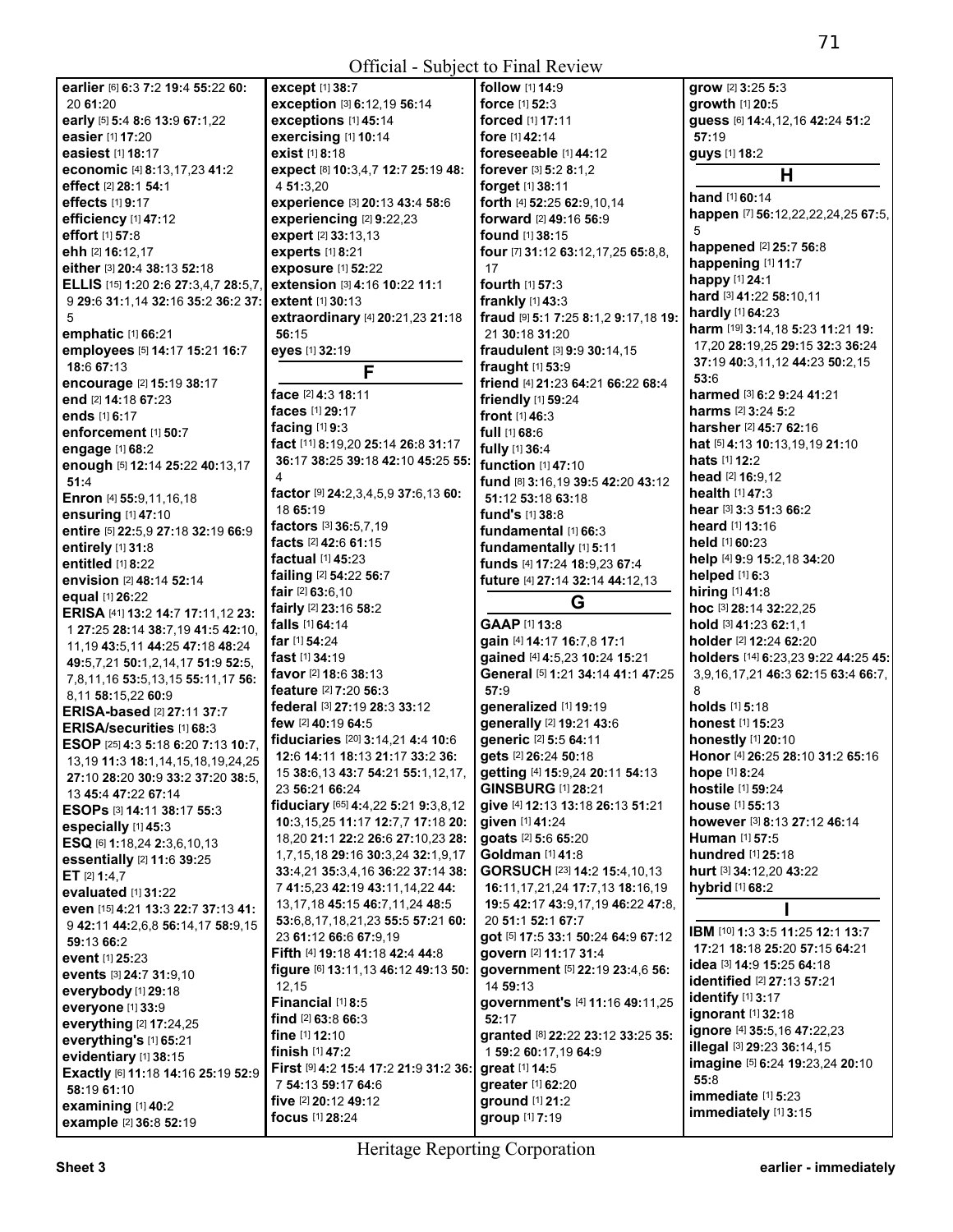**earlier** [6] **6**:3 **7**:2 **19**:4 **55**:22 **60**:20 **61**:20
**early** [5] **5**:4 **8**:6 **13**:9 **67**:1,22
**easier** [1] **17**:20
**easiest** [1] **18**:17
**economic** [4] **8**:13,17,23 **41**:2
**effect** [2] **28**:1 **54**:1
**effects** [1] **9**:17
**efficiency** [1] **47**:12
**effort** [1] **57**:8
**ehh** [2] **16**:12,17
**either** [3] **20**:4 **38**:13 **52**:18
**ELLIS** [15] **1**:20 **2**:6 **27**:3,4,7 **28**:5,7,9 **29**:6 **31**:1,14 **32**:16 **35**:2 **36**:2 **37**:5
**emphatic** [1] **66**:21
**employees** [5] **14**:17 **15**:21 **16**:7 **18**:6 **67**:13
**encourage** [2] **15**:19 **38**:17
**end** [2] **14**:18 **67**:23
**ends** [1] **6**:17
**enforcement** [1] **50**:7
**engage** [1] **68**:2
**enough** [5] **12**:14 **25**:22 **40**:13,17 **51**:4
**Enron** [4] **55**:9,11,16,18
**ensuring** [1] **47**:10
**entire** [5] **22**:5,9 **27**:18 **32**:19 **66**:9
**entirely** [1] **31**:8
**entitled** [1] **8**:22
**envision** [2] **48**:14 **52**:14
**equal** [1] **26**:22
**ERISA** [41] **13**:2 **14**:7 **17**:11,12 **23**:1 **27**:25 **28**:14 **38**:7,19 **41**:5 **42**:10,11,19 **43**:5,11 **44**:25 **47**:18 **48**:24 **49**:5,7,21 **50**:1,2,14,17 **51**:9 **52**:5,7,8,11,16 **53**:5,13,15 **55**:11,17 **56**:8,11 **58**:15,22 **60**:9
**ERISA-based** [2] **27**:11 **37**:7
**ERISA/securities** [1] **68**:3
**ESOP** [25] **4**:3 **5**:18 **6**:20 **7**:13 **10**:7,13,19 **11**:3 **18**:1,14,15,18,19,24,25 **27**:10 **28**:20 **30**:9 **33**:2 **37**:20 **38**:5,13 **45**:4 **47**:22 **67**:14
**ESOPs** [3] **14**:11 **38**:17 **55**:3
**especially** [1] **45**:3
**ESQ** [6] **1**:18,24 **2**:3,6,10,13
**essentially** [2] **11**:6 **39**:25
**ET** [2] **1**:4,7
**evaluated** [1] **31**:22
**even** [15] **4**:21 **13**:3 **22**:7 **37**:13 **41**:9 **42**:11 **44**:2,6,8 **56**:14,17 **58**:9,15 **59**:13 **66**:2
**event** [1] **25**:23
**events** [3] **24**:7 **31**:9,10
**everybody** [1] **29**:18
**everyone** [1] **33**:9
**everything** [2] **17**:24,25
**everything's** [1] **65**:21
**evidentiary** [1] **38**:15
**Exactly** [6] **11**:18 **14**:16 **25**:19 **52**:9 **58**:19 **61**:10
**examining** [1] **40**:2
**example** [2] **36**:8 **52**:19
**except** [1] **38**:7
**exception** [3] **6**:12,19 **56**:14
**exceptions** [1] **45**:14
**exercising** [1] **10**:14
**exist** [1] **8**:18
**expect** [8] **10**:3,4,7 **12**:7 **25**:19 **48**:4 **51**:3,20
**experience** [3] **20**:13 **43**:4 **58**:6
**experiencing** [2] **9**:22,23
**expert** [2] **33**:13,13
**experts** [1] **8**:21
**exposure** [1] **52**:22
**extension** [3] **4**:16 **10**:22 **11**:1
**extent** [1] **30**:13
**extraordinary** [4] **20**:21,23 **21**:18 **56**:15
**eyes** [1] **32**:19

## F

**face** [2] **4**:3 **18**:11
**faces** [1] **29**:17
**facing** [1] **9**:3
**fact** [11] **8**:19,20 **25**:14 **26**:8 **31**:17 **36**:17 **38**:25 **39**:18 **42**:10 **45**:25 **55**:4
**factor** [9] **24**:2,3,4,5,9 **37**:6,13 **60**:18 **65**:19
**factors** [3] **36**:5,7,19
**facts** [2] **42**:6 **61**:15
**factual** [1] **45**:23
**failing** [2] **54**:22 **56**:7
**fair** [2] **63**:6,10
**fairly** [2] **23**:16 **58**:2
**falls** [1] **64**:14
**far** [1] **54**:24
**fast** [1] **34**:19
**favor** [2] **18**:6 **38**:13
**feature** [2] **7**:20 **56**:3
**federal** [3] **27**:19 **28**:3 **33**:12
**few** [2] **40**:19 **64**:5
**fiduciaries** [20] **3**:14,21 **4**:4 **10**:6 **12**:6 **14**:11 **18**:13 **21**:17 **33**:2 **36**:15 **38**:6,13 **43**:7 **54**:21 **55**:1,12,17,23 **56**:21 **66**:24
**fiduciary** [65] **4**:4,22 **5**:21 **9**:3,8,12 **10**:3,15,25 **11**:17 **12**:7,7 **17**:18 **20**:18,20 **21**:1 **22**:2 **26**:6 **27**:10,23 **28**:1,7,15,18 **29**:16 **30**:3,24 **32**:1,9,17 **33**:4,21 **35**:3,4,16 **36**:22 **37**:14 **38**:7 **41**:5,23 **42**:19 **43**:11,14,22 **44**:13,17,18 **45**:15 **46**:7,11,24 **48**:5 **53**:6,8,17,18,21,23 **55**:5 **57**:21 **60**:23 **61**:12 **66**:2 **67**:9,19
**Fifth** [4] **19**:18 **41**:18 **42**:4 **44**:8
**figure** [6] **13**:11,13 **46**:12 **49**:13 **50**:12,15
**Financial** [1] **8**:5
**find** [2] **63**:8 **66**:3
**fine** [1] **12**:10
**finish** [1] **47**:2
**First** [9] **4**:2 **15**:4 **17**:2 **21**:9 **31**:2 **36**:7 **54**:13 **59**:17 **64**:6
**five** [2] **20**:12 **49**:12
**focus** [1] **28**:24
**follow** [1] **14**:9
**force** [1] **52**:3
**forced** [1] **17**:11
**fore** [1] **42**:14
**foreseeable** [1] **44**:12
**forever** [3] **5**:2 **8**:1,2
**forget** [1] **38**:11
**forth** [4] **52**:25 **62**:9,10,14
**forward** [2] **49**:16 **56**:9
**found** [1] **38**:15
**four** [7] **31**:12 **63**:12,17,25 **65**:8,8,17
**fourth** [1] **57**:3
**frankly** [1] **43**:3
**fraud** [9] **5**:1 **7**:25 **8**:1,2 **9**:17,18 **19**:21 **30**:18 **31**:20
**fraudulent** [3] **9**:9 **30**:14,15
**fraught** [1] **53**:9
**friend** [4] **21**:23 **64**:21 **66**:22 **68**:4
**friendly** [1] **59**:24
**front** [1] **46**:3
**full** [1] **68**:6
**fully** [1] **36**:4
**function** [1] **47**:10
**fund** [8] **3**:16,19 **39**:5 **42**:20 **43**:12 **51**:12 **53**:18 **63**:18
**fund's** [1] **38**:8
**fundamental** [1] **66**:3
**fundamentally** [1] **5**:11
**funds** [4] **17**:24 **18**:9,23 **67**:4
**future** [4] **27**:14 **32**:14 **44**:12,13

## G

**GAAP** [1] **13**:8
**gain** [4] **14**:17 **16**:7,8 **17**:1
**gained** [4] **4**:5,23 **10**:24 **15**:21
**General** [5] **1**:21 **34**:14 **41**:1 **47**:25 **57**:9
**generalized** [1] **19**:19
**generally** [2] **19**:21 **43**:6
**generic** [2] **5**:5 **64**:11
**gets** [2] **26**:24 **50**:18
**getting** [4] **15**:9,24 **20**:11 **54**:13
**GINSBURG** [1] **28**:21
**give** [4] **12**:13 **13**:18 **26**:13 **51**:21
**given** [1] **41**:24
**goats** [2] **5**:6 **65**:20
**Goldman** [1] **41**:8
**GORSUCH** [23] **14**:2 **15**:4,10,13 **16**:11,17,21,24 **17**:7,13 **18**:16,19 **19**:5 **42**:17 **43**:9,17,19 **46**:22 **47**:8,20 **51**:1 **52**:1 **67**:7
**got** [5] **17**:5 **33**:1 **50**:24 **64**:9 **67**:12
**govern** [2] **11**:17 **31**:4
**government** [5] **22**:19 **23**:4,6 **56**:14 **59**:13
**government's** [4] **11**:16 **49**:11,25 **52**:17
**granted** [8] **22**:22 **23**:12 **33**:25 **35**:1 **59**:2 **60**:17,19 **64**:9
**great** [1] **14**:5
**greater** [1] **62**:20
**ground** [1] **21**:2
**group** [1] **7**:19
**grow** [2] **3**:25 **5**:3
**growth** [1] **20**:5
**guess** [6] **14**:4,12,16 **42**:24 **51**:2 **57**:19
**guys** [1] **18**:2

## H

**hand** [1] **60**:14
**happen** [7] **56**:12,22,22,24,25 **67**:5,5
**happened** [2] **25**:7 **56**:8
**happening** [1] **11**:7
**happy** [1] **24**:1
**hard** [3] **41**:22 **58**:10,11
**hardly** [1] **64**:23
**harm** [19] **3**:14,18 **5**:23 **11**:21 **19**:17,20 **28**:19,25 **29**:15 **32**:3 **36**:24 **37**:19 **40**:3,11,12 **44**:23 **50**:2,15 **53**:6
**harmed** [3] **6**:2 **9**:24 **41**:21
**harms** [2] **3**:24 **5**:2
**harsher** [2] **45**:7 **62**:16
**hat** [5] **4**:13 **10**:13,19,19 **21**:10
**hats** [1] **12**:2
**head** [2] **16**:9,12
**health** [1] **47**:3
**hear** [3] **3**:3 **51**:3 **66**:2
**heard** [1] **13**:16
**held** [1] **60**:23
**help** [4] **9**:9 **15**:2,18 **34**:20
**helped** [1] **6**:3
**hiring** [1] **41**:8
**hoc** [3] **28**:14 **32**:22,25
**hold** [3] **41**:23 **62**:1,1
**holder** [2] **12**:24 **62**:20
**holders** [14] **6**:23,23 **9**:22 **44**:25 **45**:3,9,16,17,21 **46**:3 **62**:15 **63**:4 **66**:7,8
**holds** [1] **5**:18
**honest** [1] **15**:23
**honestly** [1] **20**:10
**Honor** [4] **26**:25 **28**:10 **31**:2 **65**:16
**hope** [1] **8**:24
**hostile** [1] **59**:24
**house** [1] **55**:13
**however** [3] **8**:13 **27**:12 **46**:14
**Human** [1] **57**:5
**hundred** [1] **25**:18
**hurt** [3] **34**:12,20 **43**:22
**hybrid** [1] **68**:2

## I

**IBM** [10] **1**:3 **3**:5 **11**:25 **12**:1 **13**:7 **17**:21 **18**:18 **25**:20 **57**:15 **64**:21
**idea** [3] **14**:9 **15**:25 **64**:18
**identified** [2] **27**:13 **57**:21
**identify** [1] **3**:17
**ignorant** [1] **32**:18
**ignore** [4] **35**:5,16 **47**:22,23
**illegal** [3] **29**:23 **36**:14,15
**imagine** [5] **6**:24 **19**:23,24 **20**:10 **55**:8
**immediate** [1] **5**:23
**immediately** [1] **3**:15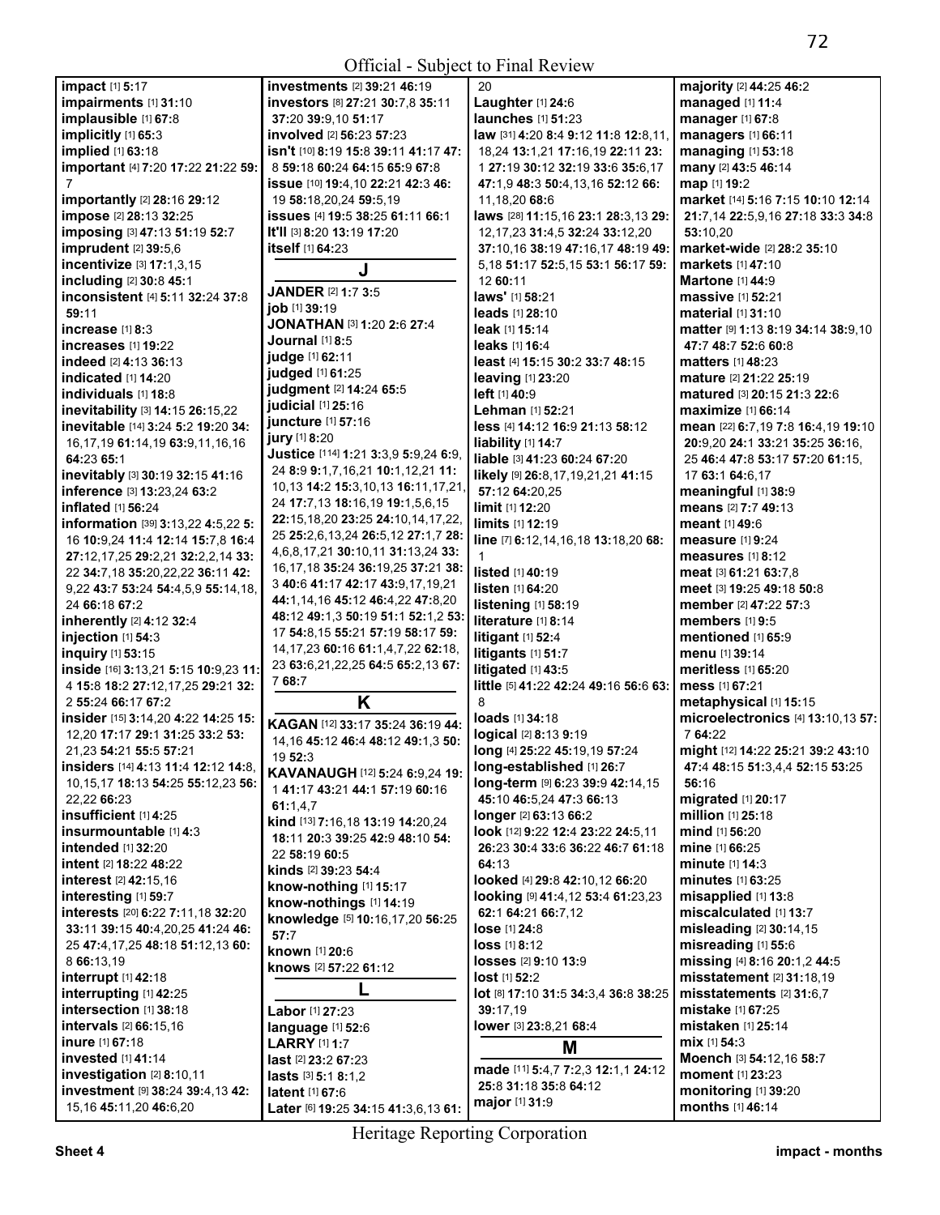Official - Subject to Final Review

**impact** [1] **5:**17
**impairments** [1] **31:**10
**implausible** [1] **67:**8
**implicitly** [1] **65:**3
**implied** [1] **63:**18
**important** [4] **7:**20 **17:**22 **21:**22 **59:**7
**importantly** [2] **28:**16 **29:**12
**impose** [2] **28:**13 **32:**25
**imposing** [3] **47:**13 **51:**19 **52:**7
**imprudent** [2] **39:**5,6
**incentivize** [3] **17:**1,3,15
**including** [2] **30:**8 **45:**1
**inconsistent** [4] **5:**11 **32:**24 **37:**8 **59:**11
**increase** [1] **8:**3
**increases** [1] **19:**22
**indeed** [2] **4:**13 **36:**13
**indicated** [1] **14:**20
**individuals** [1] **18:**8
**inevitability** [3] **14:**15 **26:**15,22
**inevitable** [14] **3:**24 **5:**2 **19:**20 **34:**16,17,19 **61:**14,19 **63:**9,11,16,16 **64:**23 **65:**1
**inevitably** [3] **30:**19 **32:**15 **41:**16
**inference** [3] **13:**23,24 **63:**2
**inflated** [1] **56:**24
**information** [39] **3:**13,22 **4:**5,22 **5:**16 **10:**9,24 **11:**4 **12:**14 **15:**7,8 **16:**4 **27:**12,17,25 **29:**2,21 **32:**2,2,14 **33:**22 **34:**7,18 **35:**20,22,22 **36:**11 **42:**9,22 **43:**7 **53:**24 **54:**4,5,9 **55:**14,18,24 **66:**18 **67:**2
**inherently** [2] **4:**12 **32:**4
**injection** [1] **54:**3
**inquiry** [1] **53:**15
**inside** [16] **3:**13,21 **5:**15 **10:**9,23 **11:**4 **15:**8 **18:**2 **27:**12,17,25 **29:**21 **32:**2 **55:**24 **66:**17 **67:**2
**insider** [15] **3:**14,20 **4:**22 **14:**25 **15:**12,20 **17:**17 **29:**1 **31:**25 **33:**2 **53:**21,23 **54:**21 **55:**5 **57:**21
**insiders** [14] **4:**13 **11:**4 **12:**12 **14:**8,10,15,17 **18:**13 **54:**25 **55:**12,23 **56:**22,22 **66:**23
**insufficient** [1] **4:**25
**insurmountable** [1] **4:**3
**intended** [1] **32:**20
**intent** [2] **18:**22 **48:**22
**interest** [2] **42:**15,16
**interesting** [1] **59:**7
**interests** [20] **6:**22 **7:**11,18 **32:**20 **33:**11 **39:**15 **40:**4,20,25 **41:**24 **46:**25 **47:**4,17,25 **48:**18 **51:**12,13 **60:**8 **66:**13,19
**interrupt** [1] **42:**18
**interrupting** [1] **42:**25
**intersection** [1] **38:**18
**intervals** [2] **66:**15,16
**inure** [1] **67:**18
**invested** [1] **41:**14
**investigation** [2] **8:**10,11
**investment** [9] **38:**24 **39:**4,13 **42:**15,16 **45:**11,20 **46:**6,20
**investments** [2] **39:**21 **46:**19
**investors** [8] **27:**21 **30:**7,8 **35:**11 **37:**20 **39:**9,10 **51:**17
**involved** [2] **56:**23 **57:**23
**isn't** [10] **8:**19 **15:**8 **39:**11 **41:**17 **47:**8 **59:**18 **60:**24 **64:**15 **65:**9 **67:**8
**issue** [10] **19:**4,10 **22:**21 **42:**3 **46:**19 **58:**18,20,24 **59:**5,19
**issues** [4] **19:**5 **38:**25 **61:**11 **66:**1
**It'll** [3] **8:**20 **13:**19 **17:**20
**itself** [1] **64:**23

## J

**JANDER** [2] **1:**7 **3:**5
**job** [1] **39:**19
**JONATHAN** [3] **1:**20 **2:**6 **27:**4
**Journal** [1] **8:**5
**judge** [1] **62:**11
**judged** [1] **61:**25
**judgment** [2] **14:**24 **65:**5
**judicial** [1] **25:**16
**juncture** [1] **57:**16
**jury** [1] **8:**20
**Justice** [114] **1:**21 **3:**3,9 **5:**9,24 **6:**9,24 **8:**9 **9:**1,7,16,21 **10:**1,12,21 **11:**10,13 **14:**2 **15:**3,10,13 **16:**11,17,21,24 **17:**7,13 **18:**16,19 **19:**1,5,6,15 **22:**15,18,20 **23:**25 **24:**10,14,17,22,25 **25:**2,6,13,24 **26:**5,12 **27:**1,7 **28:**4,6,8,17,21 **30:**10,11 **31:**13,24 **33:**16,17,18 **35:**24 **36:**19,25 **37:**21 **38:**3 **40:**6 **41:**17 **42:**17 **43:**9,17,19,21 **44:**1,14,16 **45:**12 **46:**4,22 **47:**8,20 **48:**12 **49:**1,3 **50:**19 **51:**1 **52:**1,2 **53:**17 **54:**8,15 **55:**21 **57:**19 **58:**17 **59:**14,17,23 **60:**16 **61:**1,4,7,22 **62:**18,23 **63:**6,21,22,25 **64:**5 **65:**2,13 **67:**7 **68:**7

## K

**KAGAN** [12] **33:**17 **35:**24 **36:**19 **44:**14,16 **45:**12 **46:**4 **48:**12 **49:**1,3 **50:**19 **52:**3
**KAVANAUGH** [12] **5:**24 **6:**9,24 **19:**1 **41:**17 **43:**21 **44:**1 **57:**19 **60:**16 **61:**1,4,7
**kind** [13] **7:**16,18 **13:**19 **14:**20,24 **18:**11 **20:**3 **39:**25 **42:**9 **48:**10 **54:**22 **58:**19 **60:**5
**kinds** [2] **39:**23 **54:**4
**know-nothing** [1] **15:**17
**know-nothings** [1] **14:**19
**knowledge** [5] **10:**16,17,20 **56:**25 **57:**7
**known** [1] **20:**6
**knows** [2] **57:**22 **61:**12

## L

**Labor** [1] **27:**23
**language** [1] **52:**6
**LARRY** [1] **1:**7
**last** [2] **23:**2 **67:**23
**lasts** [3] **5:**1 **8:**1,2
**latent** [1] **67:**6
**Later** [6] **19:**25 **34:**15 **41:**3,6,13 **61:**20
**Laughter** [1] **24:**6
**launches** [1] **51:**23
**law** [31] **4:**20 **8:**4 **9:**12 **11:**8 **12:**8,11,18,24 **13:**1,21 **17:**16,19 **22:**11 **23:**1 **27:**19 **30:**12 **32:**19 **33:**6 **35:**6,17 **47:**1,9 **48:**3 **50:**4,13,16 **52:**12 **66:**11,18,20 **68:**6
**laws** [28] **11:**15,16 **23:**1 **28:**3,13 **29:**12,17,23 **31:**4,5 **32:**24 **33:**12,20 **37:**10,16 **38:**19 **47:**16,17 **48:**19 **49:**5,18 **51:**17 **52:**5,15 **53:**1 **56:**17 **59:**12 **60:**11
**laws'** [1] **58:**21
**leads** [1] **28:**10
**leak** [1] **15:**14
**leaks** [1] **16:**4
**least** [4] **15:**15 **30:**2 **33:**7 **48:**15
**leaving** [1] **23:**20
**left** [1] **40:**9
**Lehman** [1] **52:**21
**less** [4] **14:**12 **16:**9 **21:**13 **58:**12
**liability** [1] **14:**7
**liable** [3] **41:**23 **60:**24 **67:**20
**likely** [9] **26:**8,17,19,21,21 **41:**15 **57:**12 **64:**20,25
**limit** [1] **12:**20
**limits** [1] **12:**19
**line** [7] **6:**12,14,16,18 **13:**18,20 **68:**1
**listed** [1] **40:**19
**listen** [1] **64:**20
**listening** [1] **58:**19
**literature** [1] **8:**14
**litigant** [1] **52:**4
**litigants** [1] **51:**7
**litigated** [1] **43:**5
**little** [5] **41:**22 **42:**24 **49:**16 **56:**6 **63:**8
**loads** [1] **34:**18
**logical** [2] **8:**13 **9:**19
**long** [4] **25:**22 **45:**19,19 **57:**24
**long-established** [1] **26:**7
**long-term** [9] **6:**23 **39:**9 **42:**14,15 **45:**10 **46:**5,24 **47:**3 **66:**13
**longer** [2] **63:**13 **66:**2
**look** [12] **9:**22 **12:**4 **23:**22 **24:**5,11 **26:**23 **30:**4 **33:**6 **36:**22 **46:**7 **61:**18 **64:**13
**looked** [4] **29:**8 **42:**10,12 **66:**20
**looking** [9] **41:**4,12 **53:**4 **61:**23,23 **62:**1 **64:**21 **66:**7,12
**lose** [1] **24:**8
**loss** [1] **8:**12
**losses** [2] **9:**10 **13:**9
**lost** [1] **52:**2
**lot** [8] **17:**10 **31:**5 **34:**3,4 **36:**8 **38:**25 **39:**17,19
**lower** [3] **23:**8,21 **68:**4

## M

**made** [11] **5:**4,7 **7:**2,3 **12:**1,1 **24:**12 **25:**8 **31:**18 **35:**8 **64:**12
**major** [1] **31:**9
**majority** [2] **44:**25 **46:**2
**managed** [1] **11:**4
**manager** [1] **67:**8
**managers** [1] **66:**11
**managing** [1] **53:**18
**many** [2] **43:**5 **46:**14
**map** [1] **19:**2
**market** [14] **5:**16 **7:**15 **10:**10 **12:**14 **21:**7,14 **22:**5,9,16 **27:**18 **33:**3 **34:**8 **53:**10,20
**market-wide** [2] **28:**2 **35:**10
**markets** [1] **47:**10
**Martone** [1] **44:**9
**massive** [1] **52:**21
**material** [1] **31:**10
**matter** [9] **1:**13 **8:**19 **34:**14 **38:**9,10 **47:**7 **48:**7 **52:**6 **60:**8
**matters** [1] **48:**23
**mature** [2] **21:**22 **25:**19
**matured** [3] **20:**15 **21:**3 **22:**6
**maximize** [1] **66:**14
**mean** [22] **6:**7,19 **7:**8 **16:**4,19 **19:**10 **20:**9,20 **24:**1 **33:**21 **35:**25 **36:**16,25 **46:**4 **47:**8 **53:**17 **57:**20 **61:**15,17 **63:**1 **64:**6,17
**meaningful** [1] **38:**9
**means** [2] **7:**7 **49:**13
**meant** [1] **49:**6
**measure** [1] **9:**24
**measures** [1] **8:**12
**meat** [3] **61:**21 **63:**7,8
**meet** [3] **19:**25 **49:**18 **50:**8
**member** [2] **47:**22 **57:**3
**members** [1] **9:**5
**mentioned** [1] **65:**9
**menu** [1] **39:**14
**meritless** [1] **65:**20
**mess** [1] **67:**21
**metaphysical** [1] **15:**15
**microelectronics** [4] **13:**10,13 **57:**7 **64:**22
**might** [12] **14:**22 **25:**21 **39:**2 **43:**10 **47:**4 **48:**15 **51:**3,4,6 **52:**15 **53:**25 **56:**16
**migrated** [1] **20:**17
**million** [1] **25:**18
**mind** [1] **56:**20
**mine** [1] **66:**25
**minute** [1] **14:**3
**minutes** [1] **63:**25
**misapplied** [1] **13:**8
**miscalculated** [1] **13:**7
**misleading** [2] **30:**14,15
**misreading** [1] **55:**6
**missing** [4] **8:**16 **20:**1,2 **44:**5
**misstatement** [2] **31:**18,19
**misstatements** [2] **31:**6,7
**mistake** [1] **67:**25
**mistaken** [1] **25:**14
**mix** [1] **54:**3
**Moench** [3] **54:**12,16 **58:**7
**moment** [1] **23:**23
**monitoring** [1] **39:**20
**months** [1] **46:**14

Heritage Reporting Corporation

Sheet 4 impact - months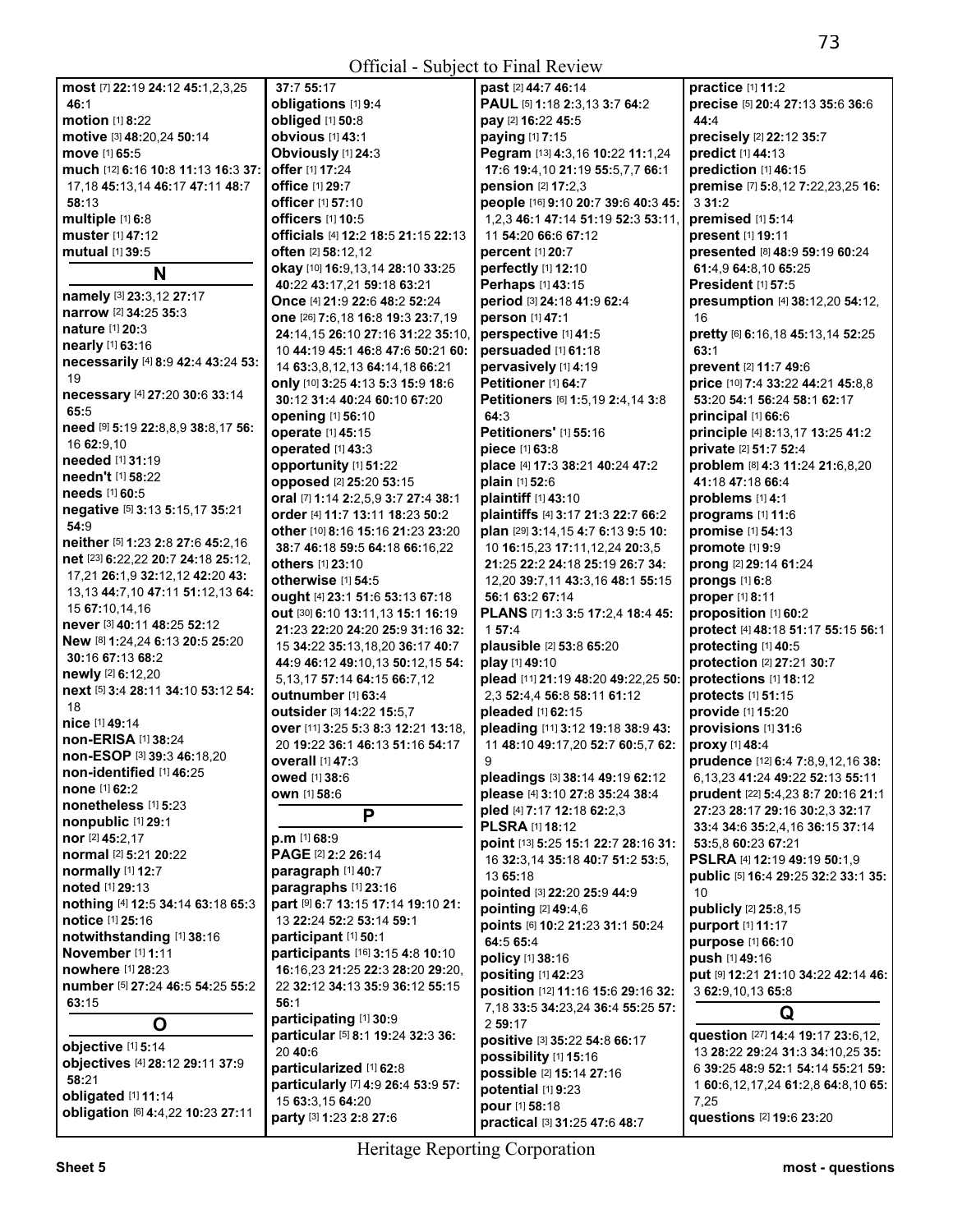**most** [7] **22:**19 **24:**12 **45:**1,2,3,25 **46:**1
**motion** [1] **8:**22
**motive** [3] **48:**20,24 **50:**14
**move** [1] **65:**5
**much** [12] **6:**16 **10:**8 **11:**13 **16:**3 **37:** 17,18 **45:**13,14 **46:**17 **47:**11 **48:**7 **58:**13
**multiple** [1] **6:**8
**muster** [1] **47:**12
**mutual** [1] **39:**5

## N

**namely** [3] **23:**3,12 **27:**17
**narrow** [2] **34:**25 **35:**3
**nature** [1] **20:**3
**nearly** [1] **63:**16
**necessarily** [4] **8:**9 **42:**4 **43:**24 **53:** 19
**necessary** [4] **27:**20 **30:**6 **33:**14 **65:**5
**need** [9] **5:**19 **22:**8,8,9 **38:**8,17 **56:** 16 **62:**9,10
**needed** [1] **31:**19
**needn't** [1] **58:**22
**needs** [1] **60:**5
**negative** [5] **3:**13 **5:**15,17 **35:**21 **54:**9
**neither** [5] **1:**23 **2:**8 **27:**6 **45:**2,16
**net** [23] **6:**22,22 **20:**7 **24:**18 **25:**12, 17,21 **26:**1,9 **32:**12,12 **42:**20 **43:** 13,13 **44:**7,10 **47:**11 **51:**12,13 **64:** 15 **67:**10,14,16
**never** [3] **40:**11 **48:**25 **52:**12
**New** [8] **1:**24,24 **6:**13 **20:**5 **25:**20 **30:**16 **67:**13 **68:**2
**newly** [2] **6:**12,20
**next** [5] **3:**4 **28:**11 **34:**10 **53:**12 **54:** 18
**nice** [1] **49:**14
**non-ERISA** [1] **38:**24
**non-ESOP** [3] **39:**3 **46:**18,20
**non-identified** [1] **46:**25
**none** [1] **62:**2
**nonetheless** [1] **5:**23
**nonpublic** [1] **29:**1
**nor** [2] **45:**2,17
**normal** [2] **5:**21 **20:**22
**normally** [1] **12:**7
**noted** [1] **29:**13
**nothing** [4] **12:**5 **34:**14 **63:**18 **65:**3
**notice** [1] **25:**16
**notwithstanding** [1] **38:**16
**November** [1] **1:**11
**nowhere** [1] **28:**23
**number** [5] **27:**24 **46:**5 **54:**25 **55:**2 **63:**15

## O

**objective** [1] **5:**14
**objectives** [4] **28:**12 **29:**11 **37:**9 **58:**21
**obligated** [1] **11:**14
**obligation** [6] **4:**4,22 **10:**23 **27:**11 **37:**7 **55:**17
**obligations** [1] **9:**4
**obliged** [1] **50:**8
**obvious** [1] **43:**1
**Obviously** [1] **24:**3
**offer** [1] **17:**24
**office** [1] **29:**7
**officer** [1] **57:**10
**officers** [1] **10:**5
**officials** [4] **12:**2 **18:**5 **21:**15 **22:**13
**often** [2] **58:**12,12
**okay** [10] **16:**9,13,14 **28:**10 **33:**25 **40:**22 **43:**17,21 **59:**18 **63:**21
**Once** [4] **21:**9 **22:**6 **48:**2 **52:**24
**one** [26] **7:**6,18 **16:**8 **19:**3 **23:**7,19 **24:**14,15 **26:**10 **27:**16 **31:**22 **35:**10, 10 **44:**19 **45:**1 **46:**8 **47:**6 **50:**21 **60:** 14 **63:**3,8,12,13 **64:**14,18 **66:**21
**only** [10] **3:**25 **4:**13 **5:**3 **15:**9 **18:**6 **30:**12 **31:**4 **40:**24 **60:**10 **67:**20
**opening** [1] **56:**10
**operate** [1] **45:**15
**operated** [1] **43:**3
**opportunity** [1] **51:**22
**opposed** [2] **25:**20 **53:**15
**oral** [7] **1:**14 **2:**2,5,9 **3:**7 **27:**4 **38:**1
**order** [4] **11:**7 **13:**11 **18:**23 **50:**2
**other** [10] **8:**16 **15:**16 **21:**23 **23:**20 **38:**7 **46:**18 **59:**5 **64:**18 **66:**16,22
**others** [1] **23:**10
**otherwise** [1] **54:**5
**ought** [4] **23:**1 **51:**6 **53:**13 **67:**18
**out** [30] **6:**10 **13:**11,13 **15:**1 **16:**19 **21:**23 **22:**20 **24:**20 **25:**9 **31:**16 **32:** 15 **34:**22 **35:**13,18,20 **36:**17 **40:**7 **44:**9 **46:**12 **49:**10,13 **50:**12,15 **54:** 5,13,17 **57:**14 **64:**15 **66:**7,12
**outnumber** [1] **63:**4
**outsider** [3] **14:**22 **15:**5,7
**over** [11] **3:**25 **5:**3 **8:**3 **12:**21 **13:**18, 20 **19:**22 **36:**1 **46:**13 **51:**16 **54:**17
**overall** [1] **47:**3
**owed** [1] **38:**6
**own** [1] **58:**6

## P

**p.m** [1] **68:**9
**PAGE** [2] **2:**2 **26:**14
**paragraph** [1] **40:**7
**paragraphs** [1] **23:**16
**part** [9] **6:**7 **13:**15 **17:**14 **19:**10 **21:** 13 **22:**24 **52:**2 **53:**14 **59:**1
**participant** [1] **50:**1
**participants** [16] **3:**15 **4:**8 **10:**10 **16:**16,23 **21:**25 **22:**3 **28:**20 **29:**20, 22 **32:**12 **34:**13 **35:**9 **36:**12 **55:**15 **56:**1
**participating** [1] **30:**9
**particular** [5] **8:**1 **19:**24 **32:**3 **36:** 20 **40:**6
**particularized** [1] **62:**8
**particularly** [7] **4:**9 **26:**4 **53:**9 **57:** 15 **63:**3,15 **64:**20
**party** [3] **1:**23 **2:**8 **27:**6
**past** [2] **44:**7 **46:**14
**PAUL** [5] **1:**18 **2:**3,13 **3:**7 **64:**2
**pay** [2] **16:**22 **45:**5
**paying** [1] **7:**15
**Pegram** [13] **4:**3,16 **10:**22 **11:**1,24 **17:**6 **19:**4,10 **21:**19 **55:**5,7,7 **66:**1
**pension** [2] **17:**2,3
**people** [16] **9:**10 **20:**7 **39:**6 **40:**3 **45:** 1,2,3 **46:**1 **47:**14 **51:**19 **52:**3 **53:**11, 11 **54:**20 **66:**6 **67:**12
**percent** [1] **20:**7
**perfectly** [1] **12:**10
**Perhaps** [1] **43:**15
**period** [3] **24:**18 **41:**9 **62:**4
**person** [1] **47:**1
**perspective** [1] **41:**5
**persuaded** [1] **61:**18
**pervasively** [1] **4:**19
**Petitioner** [1] **64:**7
**Petitioners** [6] **1:**5,19 **2:**4,14 **3:**8 **64:**3
**Petitioners'** [1] **55:**16
**piece** [1] **63:**8
**place** [4] **17:**3 **38:**21 **40:**24 **47:**2
**plain** [1] **52:**6
**plaintiff** [1] **43:**10
**plaintiffs** [4] **3:**17 **21:**3 **22:**7 **66:**2
**plan** [29] **3:**14,15 **4:**7 **6:**13 **9:**5 **10:** 10 **16:**15,23 **17:**11,12,24 **20:**3,5 **21:**25 **22:**2 **24:**18 **25:**19 **26:**7 **34:** 12,20 **39:**7,11 **43:**3,16 **48:**1 **55:**15 **56:**1 **63:**2 **67:**14
**PLANS** [7] **1:**3 **3:**5 **17:**2,4 **18:**4 **45:** 1 **57:**4
**plausible** [2] **53:**8 **65:**20
**play** [1] **49:**10
**plead** [11] **21:**19 **48:**20 **49:**22,25 **50:** 2,3 **52:**4,4 **56:**8 **58:**11 **61:**12
**pleaded** [1] **62:**15
**pleading** [11] **3:**12 **19:**18 **38:**9 **43:** 11 **48:**10 **49:**17,20 **52:**7 **60:**5,7 **62:** 9
**pleadings** [3] **38:**14 **49:**19 **62:**12
**please** [4] **3:**10 **27:**8 **35:**24 **38:**4
**pled** [4] **7:**17 **12:**18 **62:**2,3
**PLSRA** [1] **18:**12
**point** [13] **5:**25 **15:**1 **22:**7 **28:**16 **31:** 16 **32:**3,14 **35:**18 **40:**7 **51:**2 **53:**5, 13 **65:**18
**pointed** [3] **22:**20 **25:**9 **44:**9
**pointing** [2] **49:**4,6
**points** [6] **10:**2 **21:**23 **31:**1 **50:**24 **64:**5 **65:**4
**policy** [1] **38:**16
**positing** [1] **42:**23
**position** [12] **11:**16 **15:**6 **29:**16 **32:** 7,18 **33:**5 **34:**23,24 **36:**4 **55:**25 **57:** 2 **59:**17
**positive** [3] **35:**22 **54:**8 **66:**17
**possibility** [1] **15:**16
**possible** [2] **15:**14 **27:**16
**potential** [1] **9:**23
**pour** [1] **58:**18
**practical** [3] **31:**25 **47:**6 **48:**7
**practice** [1] **11:**2
**precise** [5] **20:**4 **27:**13 **35:**6 **36:**6 **44:**4
**precisely** [2] **22:**12 **35:**7
**predict** [1] **44:**13
**prediction** [1] **46:**15
**premise** [7] **5:**8,12 **7:**22,23,25 **16:** 3 **31:**2
**premised** [1] **5:**14
**present** [1] **19:**11
**presented** [8] **48:**9 **59:**19 **60:**24 **61:**4,9 **64:**8,10 **65:**25
**President** [1] **57:**5
**presumption** [4] **38:**12,20 **54:**12, 16
**pretty** [6] **6:**16,18 **45:**13,14 **52:**25 **63:**1
**prevent** [2] **11:**7 **49:**6
**price** [10] **7:**4 **33:**22 **44:**21 **45:**8,8 **53:**20 **54:**1 **56:**24 **58:**1 **62:**17
**principal** [1] **66:**6
**principle** [4] **8:**13,17 **13:**25 **41:**2
**private** [2] **51:**7 **52:**4
**problem** [8] **4:**3 **11:**24 **21:**6,8,20 **41:**18 **47:**18 **66:**4
**problems** [1] **4:**1
**programs** [1] **11:**6
**promise** [1] **54:**13
**promote** [1] **9:**9
**prong** [2] **29:**14 **61:**24
**prongs** [1] **6:**8
**proper** [1] **8:**11
**proposition** [1] **60:**2
**protect** [4] **48:**18 **51:**17 **55:**15 **56:**1
**protecting** [1] **40:**5
**protection** [2] **27:**21 **30:**7
**protections** [1] **18:**12
**protects** [1] **51:**15
**provide** [1] **15:**20
**provisions** [1] **31:**6
**proxy** [1] **48:**4
**prudence** [12] **6:**4 **7:**8,9,12,16 **38:** 6,13,23 **41:**24 **49:**22 **52:**13 **55:**11
**prudent** [22] **5:**4,23 **8:**7 **20:**16 **21:**1 **27:**23 **28:**17 **29:**16 **30:**2,3 **32:**17 **33:**4 **34:**6 **35:**2,4,16 **36:**15 **37:**14 **53:**5,8 **60:**23 **67:**21
**PSLRA** [4] **12:**19 **49:**19 **50:**1,9
**public** [5] **16:**4 **29:**25 **32:**2 **33:**1 **35:** 10
**publicly** [2] **25:**8,15
**purport** [1] **11:**17
**purpose** [1] **66:**10
**push** [1] **49:**16
**put** [9] **12:**21 **21:**10 **34:**22 **42:**14 **46:** 3 **62:**9,10,13 **65:**8

## Q

**question** [27] **14:**4 **19:**17 **23:**6,12, 13 **28:**22 **29:**24 **31:**3 **34:**10,25 **35:** 6 **39:**25 **48:**9 **52:**1 **54:**14 **55:**21 **59:** 1 **60:**6,12,17,24 **61:**2,8 **64:**8,10 **65:** 7,25
**questions** [2] **19:**6 **23:**20

Sheet 5 most - questions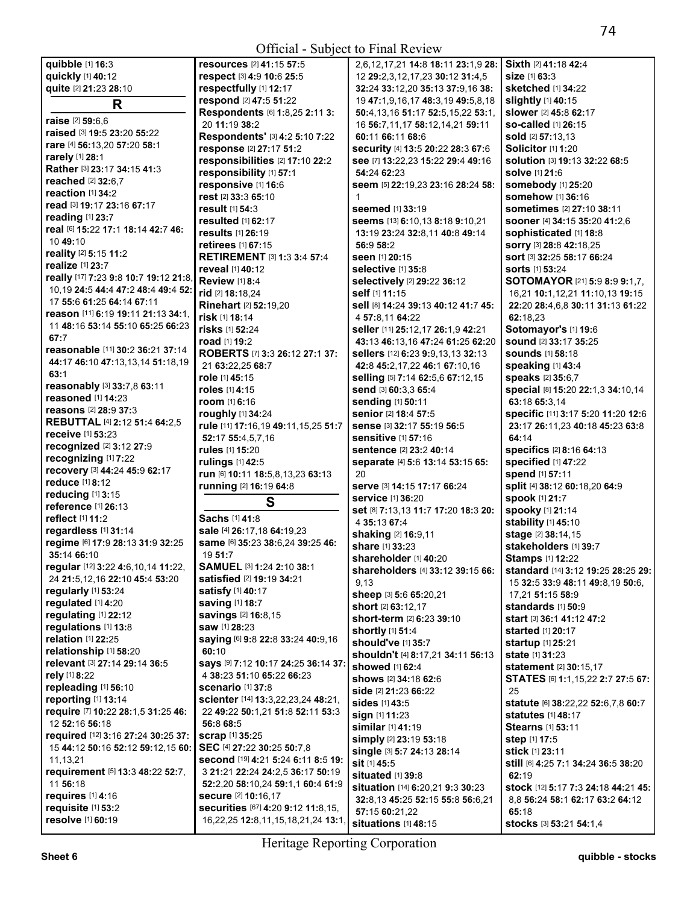**quibble** [1] **16:**3
**quickly** [1] **40:**12
**quite** [2] **21:**23 **28:**10

## R

**raise** [2] **59:**6,6
**raised** [3] **19:**5 **23:**20 **55:**22
**rare** [4] **56:**13,20 **57:**20 **58:**1
**rarely** [1] **28:**1
**Rather** [3] **23:**17 **34:**15 **41:**3
**reached** [2] **32:**6,7
**reaction** [1] **34:**2
**read** [3] **19:**17 **23:**16 **67:**17
**reading** [1] **23:**7
**real** [6] **15:**22 **17:**1 **18:**14 **42:**7 **46:**10 **49:**10
**reality** [2] **5:**15 **11:**2
**realize** [1] **23:**7
**really** [17] **7:**23 **9:**8 **10:**7 **19:**12 **21:**8,10,19 **24:**5 **44:**7 **47:**2 **48:**4 **49:**4 **52:**17 **55:**6 **61:**25 **64:**14 **67:**11
**reason** [11] **6:**19 **19:**11 **21:**13 **34:**1,11 **48:**16 **53:**14 **55:**10 **65:**25 **66:**23 **67:**7
**reasonable** [11] **30:**2 **36:**21 **37:**14 **44:**17 **46:**10 **47:**13,13,14 **51:**18,19 **63:**1
**reasonably** [3] **33:**7,8 **63:**11
**reasoned** [1] **14:**23
**reasons** [2] **28:**9 **37:**3
**REBUTTAL** [4] **2:**12 **51:**4 **64:**2,5
**receive** [1] **53:**23
**recognized** [2] **3:**12 **27:**9
**recognizing** [1] **7:**22
**recovery** [3] **44:**24 **45:**9 **62:**17
**reduce** [1] **8:**12
**reducing** [1] **3:**15
**reference** [1] **26:**13
**reflect** [1] **41:**2
**regardless** [1] **31:**14
**regime** [6] **17:**9 **28:**13 **31:**9 **32:**25 **35:**14 **66:**10
**regular** [12] **3:**22 **4:**6,10,14 **11:**22,24 **21:**5,12,16 **22:**10 **45:**4 **53:**20
**regularly** [1] **53:**24
**regulated** [1] **4:**20
**regulating** [1] **22:**12
**regulations** [1] **13:**8
**relation** [1] **22:**25
**relationship** [1] **58:**20
**relevant** [3] **27:**14 **29:**14 **36:**5
**rely** [1] **8:**22
**repleading** [1] **56:**10
**reporting** [1] **13:**14
**require** [7] **10:**22 **28:**1,5 **31:**25 **46:**12 **52:**16 **56:**18
**required** [12] **3:**16 **27:**24 **30:**25 **37:**15 **44:**12 **50:**16 **52:**12 **59:**12,15 **60:**11,13,21
**requirement** [5] **13:**3 **48:**22 **52:**7,11 **56:**18
**requires** [1] **4:**16
**requisite** [1] **53:**2
**resolve** [1] **60:**19
**resources** [2] **41:**15 **57:**5
**respect** [3] **4:**9 **10:**6 **25:**5
**respectfully** [1] **12:**17
**respond** [2] **47:**5 **51:**22
**Respondents** [6] **1:**8,25 **2:**11 **3:**20 **11:**19 **38:**2
**Respondents'** [3] **4:**2 **5:**10 **7:**22
**response** [2] **27:**17 **51:**2
**responsibilities** [2] **17:**10 **22:**2
**responsibility** [1] **57:**1
**responsive** [1] **16:**6
**rest** [2] **33:**3 **65:**10
**result** [1] **54:**3
**resulted** [1] **62:**17
**results** [1] **26:**19
**retirees** [1] **67:**15
**RETIREMENT** [3] **1:**3 **3:**4 **57:**4
**reveal** [1] **40:**12
**Review** [1] **8:**4
**rid** [2] **18:**18,24
**Rinehart** [2] **52:**19,20
**risk** [1] **18:**14
**risks** [1] **52:**24
**road** [1] **19:**2
**ROBERTS** [7] **3:**3 **26:**12 **27:**1 **37:**21 **63:**22,25 **68:**7
**role** [1] **45:**15
**roles** [1] **4:**15
**room** [1] **6:**16
**roughly** [1] **34:**24
**rule** [11] **17:**16,19 **49:**11,15,25 **51:**7 **52:**17 **55:**4,5,7,16
**rules** [1] **15:**20
**rulings** [1] **42:**5
**run** [6] **10:**11 **18:**5,8,13,23 **63:**13
**running** [2] **16:**19 **64:**8

## S

**Sachs** [1] **41:**8
**sale** [4] **26:**17,18 **64:**19,23
**same** [6] **35:**23 **38:**6,24 **39:**25 **46:**19 **51:**7
**SAMUEL** [3] **1:**24 **2:**10 **38:**1
**satisfied** [2] **19:**19 **34:**21
**satisfy** [1] **40:**17
**saving** [1] **18:**7
**savings** [2] **16:**8,15
**saw** [1] **28:**23
**saying** [6] **9:**8 **22:**8 **33:**24 **40:**9,16 **60:**10
**says** [9] **7:**12 **10:**17 **24:**25 **36:**14 **37:**4 **38:**23 **51:**10 **65:**22 **66:**23
**scenario** [1] **37:**8
**scienter** [14] **13:**3,22,23,24 **48:**21,22 **49:**22 **50:**1,21 **51:**8 **52:**11 **53:**3 **56:**8 **68:**5
**scrap** [1] **35:**25
**SEC** [4] **27:**22 **30:**25 **50:**7,8
**second** [19] **4:**21 **5:**24 **6:**11 **8:**5 **19:**3 **21:**21 **22:**24 **24:**2,5 **36:**17 **50:**19 **52:**2,20 **58:**10,24 **59:**1,1 **60:**4 **61:**9
**secure** [2] **10:**16,17
**securities** [67] **4:**20 **9:**12 **11:**8,15,16,22,25 **12:**8,11,15,18,21,24 **13:**1,2,6,12,17,21 **14:**8 **18:**11 **23:**1,9 **28:**12 **29:**2,3,12,17,23 **30:**12 **31:**4,5 **32:**24 **33:**12,20 **35:**13 **37:**9,16 **38:**19 **47:**1,9,16,17 **48:**3,19 **49:**5,8,18 **50:**4,13,16 **51:**17 **52:**5,15,22 **53:**1,16 **56:**7,11,17 **58:**12,14,21 **59:**11 **60:**11 **66:**11 **68:**6
**security** [4] **13:**5 **20:**22 **28:**3 **67:**6
**see** [7] **13:**22,23 **15:**22 **29:**4 **49:**16 **54:**24 **62:**23
**seem** [5] **22:**19,23 **23:**16 **28:**24 **58:**1
**seemed** [1] **33:**19
**seems** [13] **6:**10,13 **8:**18 **9:**10,21 **13:**19 **23:**24 **32:**8,11 **40:**8 **49:**14 **56:**9 **58:**2
**seen** [1] **20:**15
**selective** [1] **35:**8
**selectively** [2] **29:**22 **36:**12
**self** [1] **11:**15
**sell** [8] **14:**24 **39:**13 **40:**12 **41:**7 **45:**4 **57:**8,11 **64:**22
**seller** [11] **25:**12,17 **26:**1,9 **42:**21 **43:**13 **46:**13,16 **47:**24 **61:**25 **62:**20
**sellers** [12] **6:**23 **9:**9,13,13 **32:**13 **42:**8 **45:**2,17,22 **46:**1 **67:**10,16
**selling** [5] **7:**14 **62:**5,6 **67:**12,15
**send** [3] **60:**3,3 **65:**4
**sending** [1] **50:**11
**senior** [2] **18:**4 **57:**5
**sense** [3] **32:**17 **55:**19 **56:**5
**sensitive** [1] **57:**16
**sentence** [2] **23:**2 **40:**14
**separate** [4] **5:**6 **13:**14 **53:**15 **65:**20
**serve** [3] **14:**15 **17:**17 **66:**24
**service** [1] **36:**20
**set** [8] **7:**13,13 **11:**7 **17:**20 **18:**3 **20:**4 **35:**13 **67:**4
**shaking** [2] **16:**9,11
**share** [1] **33:**23
**shareholder** [1] **40:**20
**shareholders** [4] **33:**12 **39:**15 **66:**9,13
**sheep** [3] **5:**6 **65:**20,21
**short** [2] **63:**12,17
**short-term** [2] **6:**23 **39:**10
**shortly** [1] **51:**4
**should've** [1] **35:**7
**shouldn't** [4] **8:**17,21 **34:**11 **56:**13
**showed** [1] **62:**4
**shows** [2] **34:**18 **62:**6
**side** [2] **21:**23 **66:**22
**sides** [1] **43:**5
**sign** [1] **11:**23
**similar** [1] **41:**19
**simply** [2] **23:**19 **53:**18
**single** [3] **5:**7 **24:**13 **28:**14
**sit** [1] **45:**5
**situated** [1] **39:**8
**situation** [14] **6:**20,21 **9:**3 **30:**23 **32:**8,13 **45:**25 **52:**15 **55:**8 **56:**6,21 **57:**15 **60:**21,22
**situations** [1] **48:**15
**Sixth** [2] **41:**18 **42:**4
**size** [1] **63:**3
**sketched** [1] **34:**22
**slightly** [1] **40:**15
**slower** [2] **45:**8 **62:**17
**so-called** [1] **26:**15
**sold** [2] **57:**13,13
**Solicitor** [1] **1:**20
**solution** [3] **19:**13 **32:**22 **68:**5
**solve** [1] **21:**6
**somebody** [1] **25:**20
**somehow** [1] **36:**16
**sometimes** [2] **27:**10 **38:**11
**sooner** [4] **34:**15 **35:**20 **41:**2,6
**sophisticated** [1] **18:**8
**sorry** [3] **28:**8 **42:**18,25
**sort** [3] **32:**25 **58:**17 **66:**24
**sorts** [1] **53:**24
**SOTOMAYOR** [21] **5:**9 **8:**9 **9:**1,7,16,21 **10:**1,12,21 **11:**10,13 **19:**15 **22:**20 **28:**4,6,8 **30:**11 **31:**13 **61:**22 **62:**18,23
**Sotomayor's** [1] **19:**6
**sound** [2] **33:**17 **35:**25
**sounds** [1] **58:**18
**speaking** [1] **43:**4
**speaks** [2] **35:**6,7
**special** [8] **15:**20 **22:**1,3 **34:**10,14 **63:**18 **65:**3,14
**specific** [11] **3:**17 **5:**20 **11:**20 **12:**6 **23:**17 **26:**11,23 **40:**18 **45:**23 **63:**8 **64:**14
**specifics** [2] **8:**16 **64:**13
**specified** [1] **47:**22
**spend** [1] **57:**11
**split** [4] **38:**12 **60:**18,20 **64:**9
**spook** [1] **21:**7
**spooky** [1] **21:**14
**stability** [1] **45:**10
**stage** [2] **38:**14,15
**stakeholders** [1] **39:**7
**Stamps** [1] **12:**22
**standard** [14] **3:**12 **19:**25 **28:**25 **29:**15 **32:**5 **33:**9 **48:**11 **49:**8,19 **50:**6,17,21 **51:**15 **58:**9
**standards** [1] **50:**9
**start** [3] **36:**1 **41:**12 **47:**2
**started** [1] **20:**17
**startup** [1] **25:**21
**state** [1] **31:**23
**statement** [2] **30:**15,17
**STATES** [6] **1:**1,15,22 **2:**7 **27:**5 **67:**25
**statute** [6] **38:**22,22 **52:**6,7,8 **60:**7
**statutes** [1] **48:**17
**Stearns** [1] **53:**11
**step** [1] **17:**5
**stick** [1] **23:**11
**still** [6] **4:**25 **7:**1 **34:**24 **36:**5 **38:**20 **62:**19
**stock** [12] **5:**17 **7:**3 **24:**18 **44:**21 **45:**8,8 **56:**24 **58:**1 **62:**17 **63:**2 **64:**12 **65:**18
**stocks** [3] **53:**21 **54:**1,4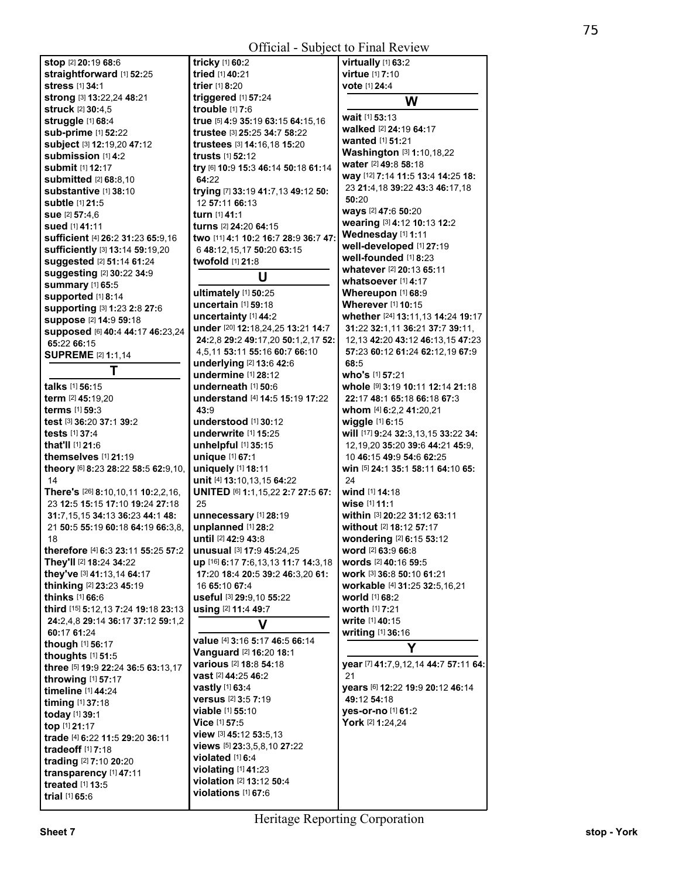Official - Subject to Final Review

**stop** [2] **20:**19 **68:**6
**straightforward** [1] **52:**25
**stress** [1] **34:**1
**strong** [3] **13:**22,24 **48:**21
**struck** [2] **30:**4,5
**struggle** [1] **68:**4
**sub-prime** [1] **52:**22
**subject** [3] **12:**19,20 **47:**12
**submission** [1] **4:**2
**submit** [1] **12:**17
**submitted** [2] **68:**8,10
**substantive** [1] **38:**10
**subtle** [1] **21:**5
**sue** [2] **57:**4,6
**sued** [1] **41:**11
**sufficient** [4] **26:**2 **31:**23 **65:**9,16
**sufficiently** [3] **13:**14 **59:**19,20
**suggested** [2] **51:**14 **61:**24
**suggesting** [2] **30:**22 **34:**9
**summary** [1] **65:**5
**supported** [1] **8:**14
**supporting** [3] **1:**23 **2:**8 **27:**6
**suppose** [2] **14:**9 **59:**18
**supposed** [6] **40:**4 **44:**17 **46:**23,24 **65:**22 **66:**15
**SUPREME** [2] **1:**1,14

## T

**talks** [1] **56:**15
**term** [2] **45:**19,20
**terms** [1] **59:**3
**test** [3] **36:**20 **37:**1 **39:**2
**tests** [1] **37:**4
**that'll** [1] **21:**6
**themselves** [1] **21:**19
**theory** [6] **8:**23 **28:**22 **58:**5 **62:**9,10, 14
**There's** [26] **8:**10,10,11 **10:**2,2,16, 23 **12:**5 **15:**15 **17:**10 **19:**24 **27:**18 **31:**7,15,15 **34:**13 **36:**23 **44:**1 **48:** 21 **50:**5 **55:**19 **60:**18 **64:**19 **66:**3,8, 18
**therefore** [4] **6:**3 **23:**11 **55:**25 **57:**2
**They'll** [2] **18:**24 **34:**22
**they've** [3] **41:**13,14 **64:**17
**thinking** [2] **23:**23 **45:**19
**thinks** [1] **66:**6
**third** [15] **5:**12,13 **7:**24 **19:**18 **23:**13 **24:**2,4,8 **29:**14 **36:**17 **37:**12 **59:**1,2 **60:**17 **61:**24
**though** [1] **56:**17
**thoughts** [1] **51:**5
**three** [5] **19:**9 **22:**24 **36:**5 **63:**13,17
**throwing** [1] **57:**17
**timeline** [1] **44:**24
**timing** [1] **37:**18
**today** [1] **39:**1
**top** [1] **21:**17
**trade** [4] **6:**22 **11:**5 **29:**20 **36:**11
**tradeoff** [1] **7:**18
**trading** [2] **7:**10 **20:**20
**transparency** [1] **47:**11
**treated** [1] **13:**5
**trial** [1] **65:**6
**tricky** [1] **60:**2
**tried** [1] **40:**21
**trier** [1] **8:**20
**triggered** [1] **57:**24
**trouble** [1] **7:**6
**true** [5] **4:**9 **35:**19 **63:**15 **64:**15,16
**trustee** [3] **25:**25 **34:**7 **58:**22
**trustees** [3] **14:**16,18 **15:**20
**trusts** [1] **52:**12
**try** [6] **10:**9 **15:**3 **46:**14 **50:**18 **61:**14 **64:**22
**trying** [7] **33:**19 **41:**7,13 **49:**12 **50:** 12 **57:**11 **66:**13
**turn** [1] **41:**1
**turns** [2] **24:**20 **64:**15
**two** [11] **4:**1 **10:**2 **16:**7 **28:**9 **36:**7 **47:** 6 **48:**12,15,17 **50:**20 **63:**15
**twofold** [1] **21:**8

## U

**ultimately** [1] **50:**25
**uncertain** [1] **59:**18
**uncertainty** [1] **44:**2
**under** [20] **12:**18,24,25 **13:**21 **14:**7 **24:**2,8 **29:**2 **49:**17,20 **50:**1,2,17 **52:** 4,5,11 **53:**11 **55:**16 **60:**7 **66:**10
**underlying** [2] **13:**6 **42:**6
**undermine** [1] **28:**12
**underneath** [1] **50:**6
**understand** [4] **14:**5 **15:**19 **17:**22 **43:**9
**understood** [1] **30:**12
**underwrite** [1] **15:**25
**unhelpful** [1] **35:**15
**unique** [1] **67:**1
**uniquely** [1] **18:**11
**unit** [4] **13:**10,13,15 **64:**22
**UNITED** [6] **1:**1,15,22 **2:**7 **27:**5 **67:** 25
**unnecessary** [1] **28:**19
**unplanned** [1] **28:**2
**until** [2] **42:**9 **43:**8
**unusual** [3] **17:**9 **45:**24,25
**up** [16] **6:**17 **7:**6,13,13 **11:**7 **14:**3,18 **17:**20 **18:**4 **20:**5 **39:**2 **46:**3,20 **61:** 16 **65:**10 **67:**4
**useful** [3] **29:**9,10 **55:**22
**using** [2] **11:**4 **49:**7

## V

**value** [4] **3:**16 **5:**17 **46:**5 **66:**14
**Vanguard** [2] **16:**20 **18:**1
**various** [2] **18:**8 **54:**18
**vast** [2] **44:**25 **46:**2
**vastly** [1] **63:**4
**versus** [2] **3:**5 **7:**19
**viable** [1] **55:**10
**Vice** [1] **57:**5
**view** [3] **45:**12 **53:**5,13
**views** [5] **23:**3,5,8,10 **27:**22
**violated** [1] **6:**4
**violating** [1] **41:**23
**violation** [2] **13:**12 **50:**4
**violations** [1] **67:**6
**virtually** [1] **63:**2
**virtue** [1] **7:**10
**vote** [1] **24:**4

## W

**wait** [1] **53:**13
**walked** [2] **24:**19 **64:**17
**wanted** [1] **51:**21
**Washington** [3] **1:**10,18,22
**water** [2] **49:**8 **58:**18
**way** [12] **7:**14 **11:**5 **13:**4 **14:**25 **18:** 23 **21:**4,18 **39:**22 **43:**3 **46:**17,18 **50:**20
**ways** [2] **47:**6 **50:**20
**wearing** [3] **4:**12 **10:**13 **12:**2
**Wednesday** [1] **1:**11
**well-developed** [1] **27:**19
**well-founded** [1] **8:**23
**whatever** [2] **20:**13 **65:**11
**whatsoever** [1] **4:**17
**Whereupon** [1] **68:**9
**Wherever** [1] **10:**15
**whether** [24] **13:**11,13 **14:**24 **19:**17 **31:**22 **32:**1,11 **36:**21 **37:**7 **39:**11, 12,13 **42:**20 **43:**12 **46:**13,15 **47:**23 **57:**23 **60:**12 **61:**24 **62:**12,19 **67:**9 **68:**5
**who's** [1] **57:**21
**whole** [9] **3:**19 **10:**11 **12:**14 **21:**18 **22:**17 **48:**1 **65:**18 **66:**18 **67:**3
**whom** [4] **6:**2,2 **41:**20,21
**wiggle** [1] **6:**15
**will** [17] **9:**24 **32:**3,13,15 **33:**22 **34:** 12,19,20 **35:**20 **39:**6 **44:**21 **45:**9, 10 **46:**15 **49:**9 **54:**6 **62:**25
**win** [5] **24:**1 **35:**1 **58:**11 **64:**10 **65:** 24
**wind** [1] **14:**18
**wise** [1] **11:**1
**within** [3] **20:**22 **31:**12 **63:**11
**without** [2] **18:**12 **57:**17
**wondering** [2] **6:**15 **53:**12
**word** [2] **63:**9 **66:**8
**words** [2] **40:**16 **59:**5
**work** [3] **36:**8 **50:**10 **61:**21
**workable** [4] **31:**25 **32:**5,16,21
**world** [1] **68:**2
**worth** [1] **7:**21
**write** [1] **40:**15
**writing** [1] **36:**16

## Y

**year** [7] **41:**7,9,12,14 **44:**7 **57:**11 **64:** 21
**years** [6] **12:**22 **19:**9 **20:**12 **46:**14 **49:**12 **54:**18
**yes-or-no** [1] **61:**2
**York** [2] **1:**24,24

Heritage Reporting Corporation

Sheet 7 stop - York